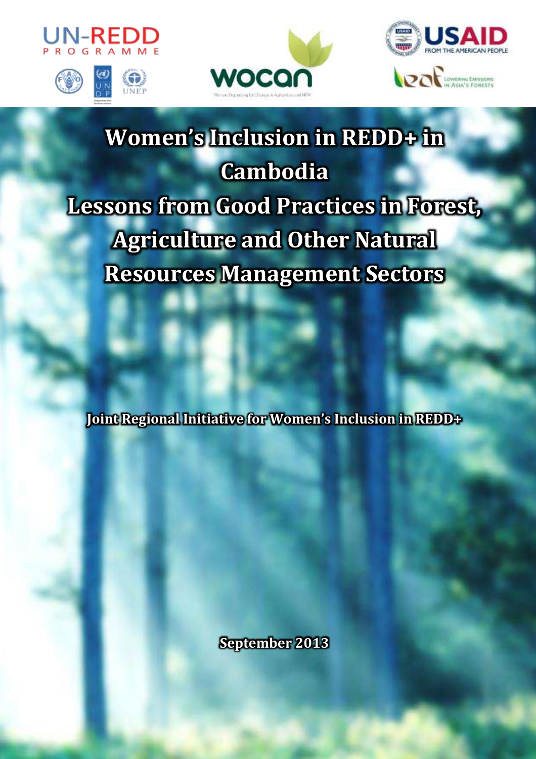# Women's Inclusion in REDD+ in Cambodia

# Lessons from Good Practices in Forest, Agriculture and Other Natural Resources Management Sectors

**Joint Regional Initiative for Women's Inclusion in REDD+**

**September 2013**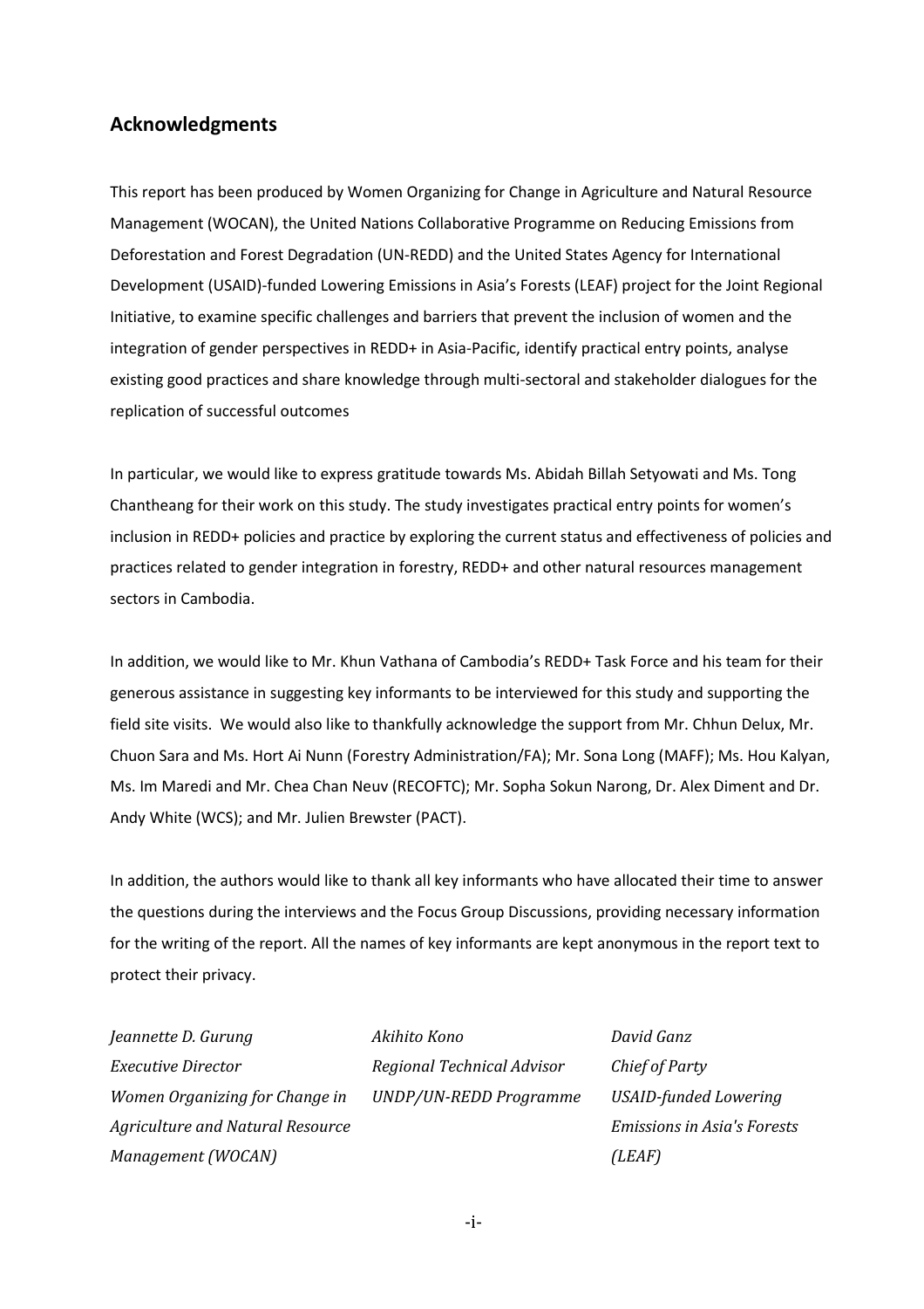## Acknowledgments

This report has been produced by Women Organizing for Change in Agriculture and Natural Resource Management (WOCAN), the United Nations Collaborative Programme on Reducing Emissions from Deforestation and Forest Degradation (UN-REDD) and the United States Agency for International Development (USAID)-funded Lowering Emissions in Asia's Forests (LEAF) project for the Joint Regional Initiative, to examine specific challenges and barriers that prevent the inclusion of women and the integration of gender perspectives in REDD+ in Asia-Pacific, identify practical entry points, analyse existing good practices and share knowledge through multi-sectoral and stakeholder dialogues for the replication of successful outcomes

In particular, we would like to express gratitude towards Ms. Abidah Billah Setyowati and Ms. Tong Chantheang for their work on this study. The study investigates practical entry points for women's inclusion in REDD+ policies and practice by exploring the current status and effectiveness of policies and practices related to gender integration in forestry, REDD+ and other natural resources management sectors in Cambodia.

In addition, we would like to Mr. Khun Vathana of Cambodia's REDD+ Task Force and his team for their generous assistance in suggesting key informants to be interviewed for this study and supporting the field site visits. We would also like to thankfully acknowledge the support from Mr. Chhun Delux, Mr. Chuon Sara and Ms. Hort Ai Nunn (Forestry Administration/FA); Mr. Sona Long (MAFF); Ms. Hou Kalyan, Ms. Im Maredi and Mr. Chea Chan Neuv (RECOFTC); Mr. Sopha Sokun Narong, Dr. Alex Diment and Dr. Andy White (WCS); and Mr. Julien Brewster (PACT).

In addition, the authors would like to thank all key informants who have allocated their time to answer the questions during the interviews and the Focus Group Discussions, providing necessary information for the writing of the report. All the names of key informants are kept anonymous in the report text to protect their privacy.

*Jeannette D. Gurung*
*Executive Director*
*Women Organizing for Change in Agriculture and Natural Resource Management (WOCAN)*

*Akihito Kono*
*Regional Technical Advisor*
*UNDP/UN-REDD Programme*

*David Ganz*
*Chief of Party*
*USAID-funded Lowering Emissions in Asia's Forests (LEAF)*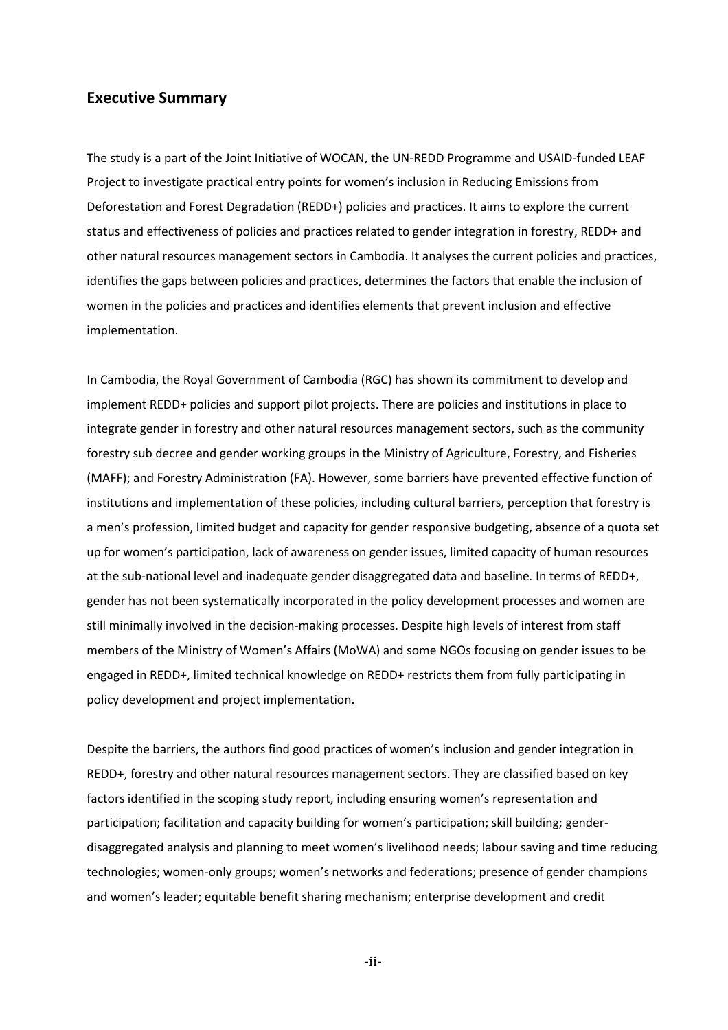## Executive Summary

The study is a part of the Joint Initiative of WOCAN, the UN-REDD Programme and USAID-funded LEAF Project to investigate practical entry points for women's inclusion in Reducing Emissions from Deforestation and Forest Degradation (REDD+) policies and practices. It aims to explore the current status and effectiveness of policies and practices related to gender integration in forestry, REDD+ and other natural resources management sectors in Cambodia. It analyses the current policies and practices, identifies the gaps between policies and practices, determines the factors that enable the inclusion of women in the policies and practices and identifies elements that prevent inclusion and effective implementation.

In Cambodia, the Royal Government of Cambodia (RGC) has shown its commitment to develop and implement REDD+ policies and support pilot projects. There are policies and institutions in place to integrate gender in forestry and other natural resources management sectors, such as the community forestry sub decree and gender working groups in the Ministry of Agriculture, Forestry, and Fisheries (MAFF); and Forestry Administration (FA). However, some barriers have prevented effective function of institutions and implementation of these policies, including cultural barriers, perception that forestry is a men's profession, limited budget and capacity for gender responsive budgeting, absence of a quota set up for women's participation, lack of awareness on gender issues, limited capacity of human resources at the sub-national level and inadequate gender disaggregated data and baseline*.* In terms of REDD+, gender has not been systematically incorporated in the policy development processes and women are still minimally involved in the decision-making processes. Despite high levels of interest from staff members of the Ministry of Women's Affairs (MoWA) and some NGOs focusing on gender issues to be engaged in REDD+, limited technical knowledge on REDD+ restricts them from fully participating in policy development and project implementation.

Despite the barriers, the authors find good practices of women's inclusion and gender integration in REDD+, forestry and other natural resources management sectors. They are classified based on key factors identified in the scoping study report, including ensuring women's representation and participation; facilitation and capacity building for women's participation; skill building; gender-disaggregated analysis and planning to meet women's livelihood needs; labour saving and time reducing technologies; women-only groups; women's networks and federations; presence of gender champions and women's leader; equitable benefit sharing mechanism; enterprise development and credit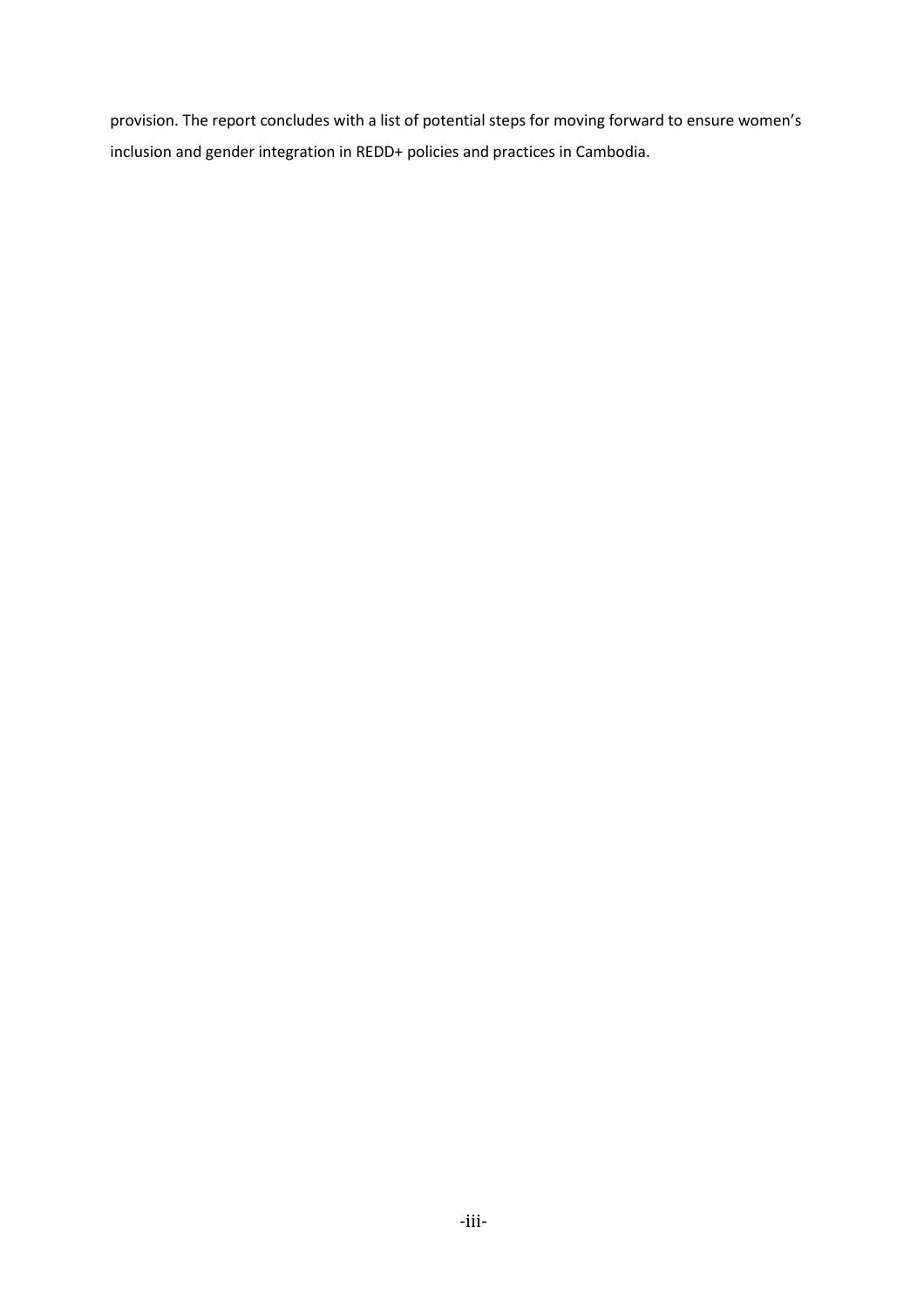provision. The report concludes with a list of potential steps for moving forward to ensure women's inclusion and gender integration in REDD+ policies and practices in Cambodia.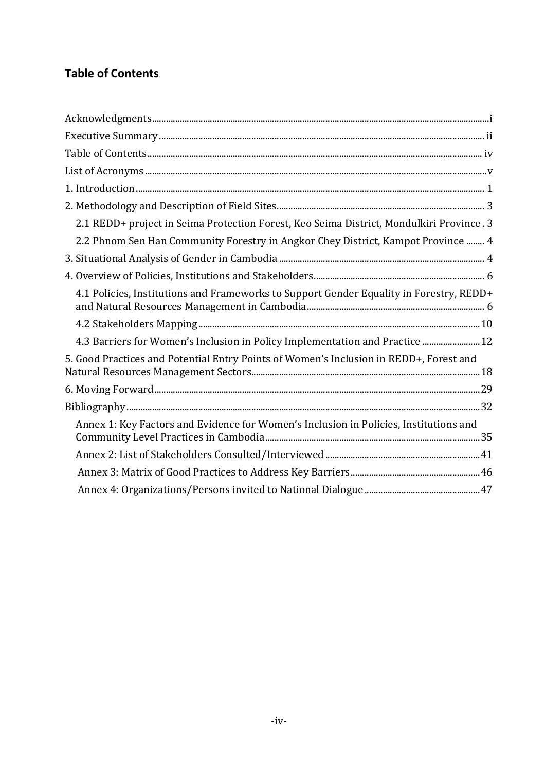## Table of Contents

Acknowledgments ..... i

Executive Summary ..... ii

Table of Contents ..... iv

List of Acronyms ..... v

1. Introduction ..... 1

2. Methodology and Description of Field Sites ..... 3

    2.1 REDD+ project in Seima Protection Forest, Keo Seima District, Mondulkiri Province . 3

    2.2 Phnom Sen Han Community Forestry in Angkor Chey District, Kampot Province ..... 4

3. Situational Analysis of Gender in Cambodia ..... 4

4. Overview of Policies, Institutions and Stakeholders ..... 6

    4.1 Policies, Institutions and Frameworks to Support Gender Equality in Forestry, REDD+ and Natural Resources Management in Cambodia ..... 6

    4.2 Stakeholders Mapping ..... 10

    4.3 Barriers for Women's Inclusion in Policy Implementation and Practice ..... 12

5. Good Practices and Potential Entry Points of Women's Inclusion in REDD+, Forest and Natural Resources Management Sectors ..... 18

6. Moving Forward ..... 29

Bibliography ..... 32

    Annex 1: Key Factors and Evidence for Women's Inclusion in Policies, Institutions and Community Level Practices in Cambodia ..... 35

    Annex 2: List of Stakeholders Consulted/Interviewed ..... 41

    Annex 3: Matrix of Good Practices to Address Key Barriers ..... 46

    Annex 4: Organizations/Persons invited to National Dialogue ..... 47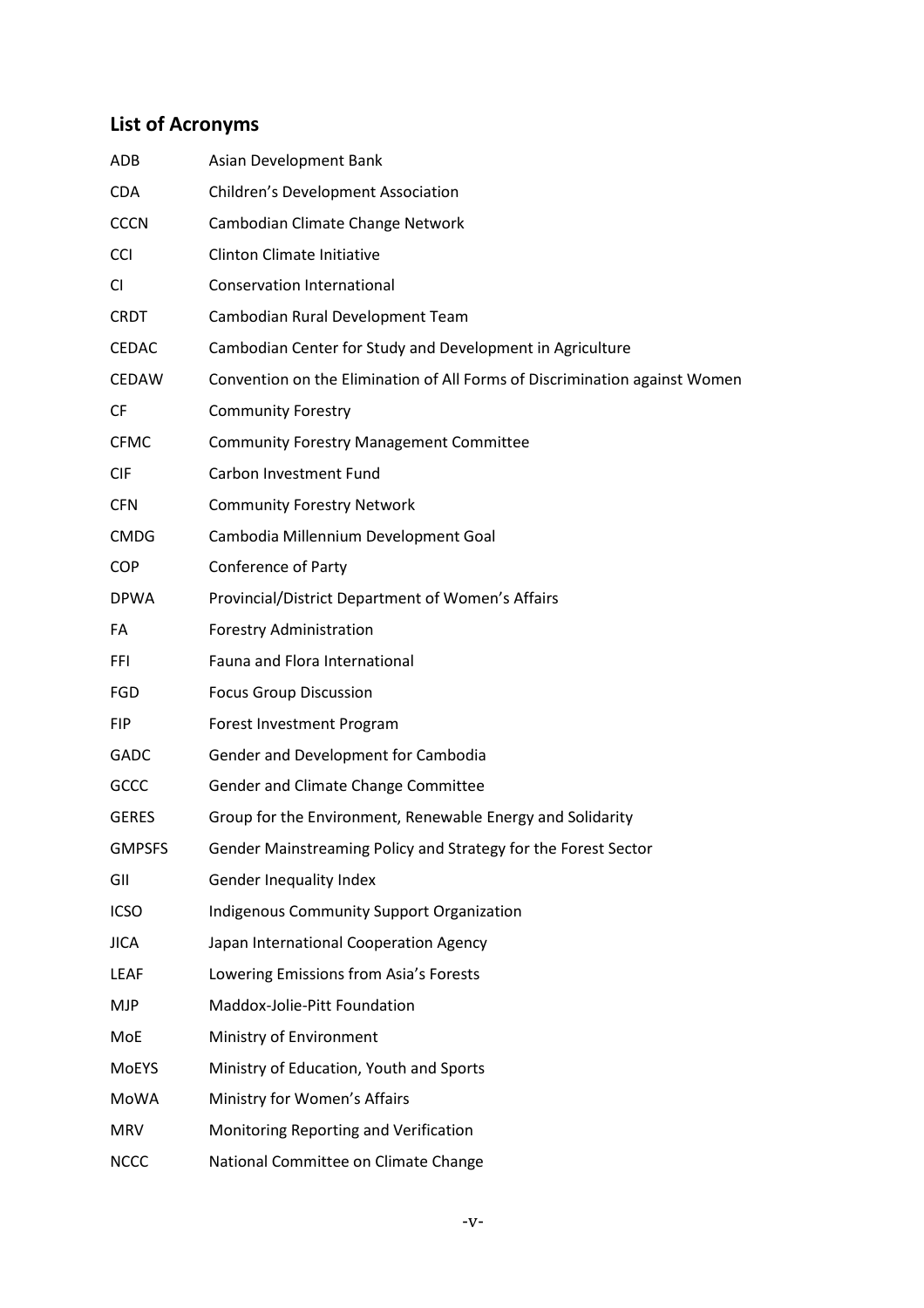## List of Acronyms

| | |
|---|---|
| ADB | Asian Development Bank |
| CDA | Children's Development Association |
| CCCN | Cambodian Climate Change Network |
| CCI | Clinton Climate Initiative |
| CI | Conservation International |
| CRDT | Cambodian Rural Development Team |
| CEDAC | Cambodian Center for Study and Development in Agriculture |
| CEDAW | Convention on the Elimination of All Forms of Discrimination against Women |
| CF | Community Forestry |
| CFMC | Community Forestry Management Committee |
| CIF | Carbon Investment Fund |
| CFN | Community Forestry Network |
| CMDG | Cambodia Millennium Development Goal |
| COP | Conference of Party |
| DPWA | Provincial/District Department of Women's Affairs |
| FA | Forestry Administration |
| FFI | Fauna and Flora International |
| FGD | Focus Group Discussion |
| FIP | Forest Investment Program |
| GADC | Gender and Development for Cambodia |
| GCCC | Gender and Climate Change Committee |
| GERES | Group for the Environment, Renewable Energy and Solidarity |
| GMPSFS | Gender Mainstreaming Policy and Strategy for the Forest Sector |
| GII | Gender Inequality Index |
| ICSO | Indigenous Community Support Organization |
| JICA | Japan International Cooperation Agency |
| LEAF | Lowering Emissions from Asia's Forests |
| MJP | Maddox-Jolie-Pitt Foundation |
| MoE | Ministry of Environment |
| MoEYS | Ministry of Education, Youth and Sports |
| MoWA | Ministry for Women's Affairs |
| MRV | Monitoring Reporting and Verification |
| NCCC | National Committee on Climate Change |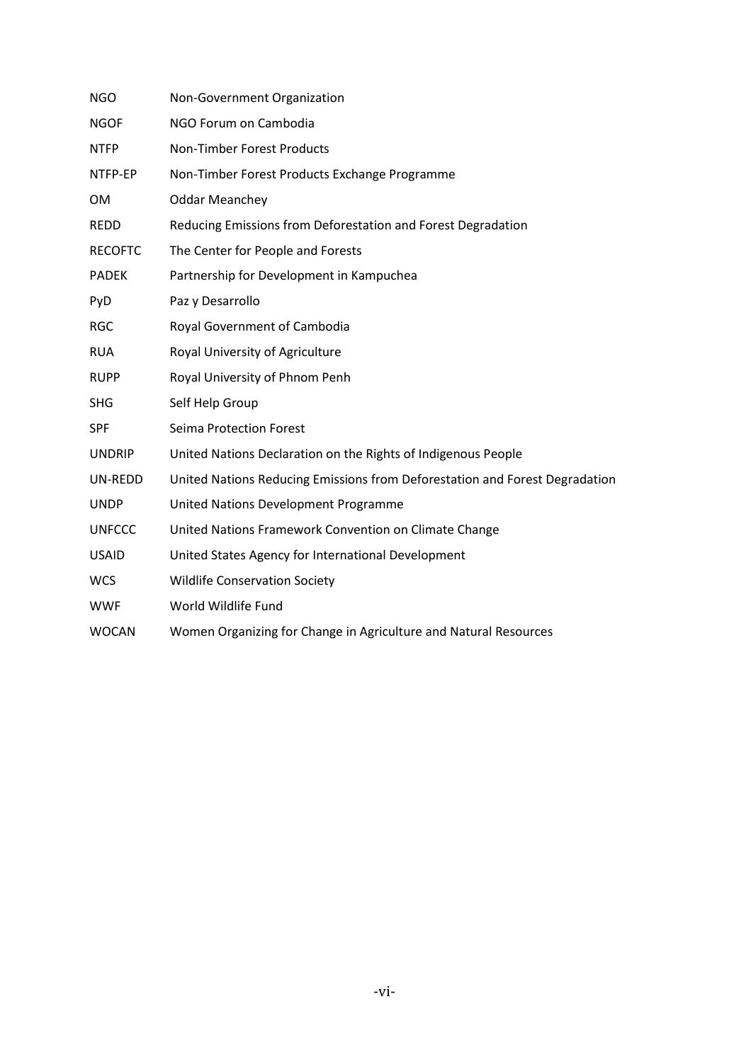| | |
|---|---|
| NGO | Non-Government Organization |
| NGOF | NGO Forum on Cambodia |
| NTFP | Non-Timber Forest Products |
| NTFP-EP | Non-Timber Forest Products Exchange Programme |
| OM | Oddar Meanchey |
| REDD | Reducing Emissions from Deforestation and Forest Degradation |
| RECOFTC | The Center for People and Forests |
| PADEK | Partnership for Development in Kampuchea |
| PyD | Paz y Desarrollo |
| RGC | Royal Government of Cambodia |
| RUA | Royal University of Agriculture |
| RUPP | Royal University of Phnom Penh |
| SHG | Self Help Group |
| SPF | Seima Protection Forest |
| UNDRIP | United Nations Declaration on the Rights of Indigenous People |
| UN-REDD | United Nations Reducing Emissions from Deforestation and Forest Degradation |
| UNDP | United Nations Development Programme |
| UNFCCC | United Nations Framework Convention on Climate Change |
| USAID | United States Agency for International Development |
| WCS | Wildlife Conservation Society |
| WWF | World Wildlife Fund |
| WOCAN | Women Organizing for Change in Agriculture and Natural Resources |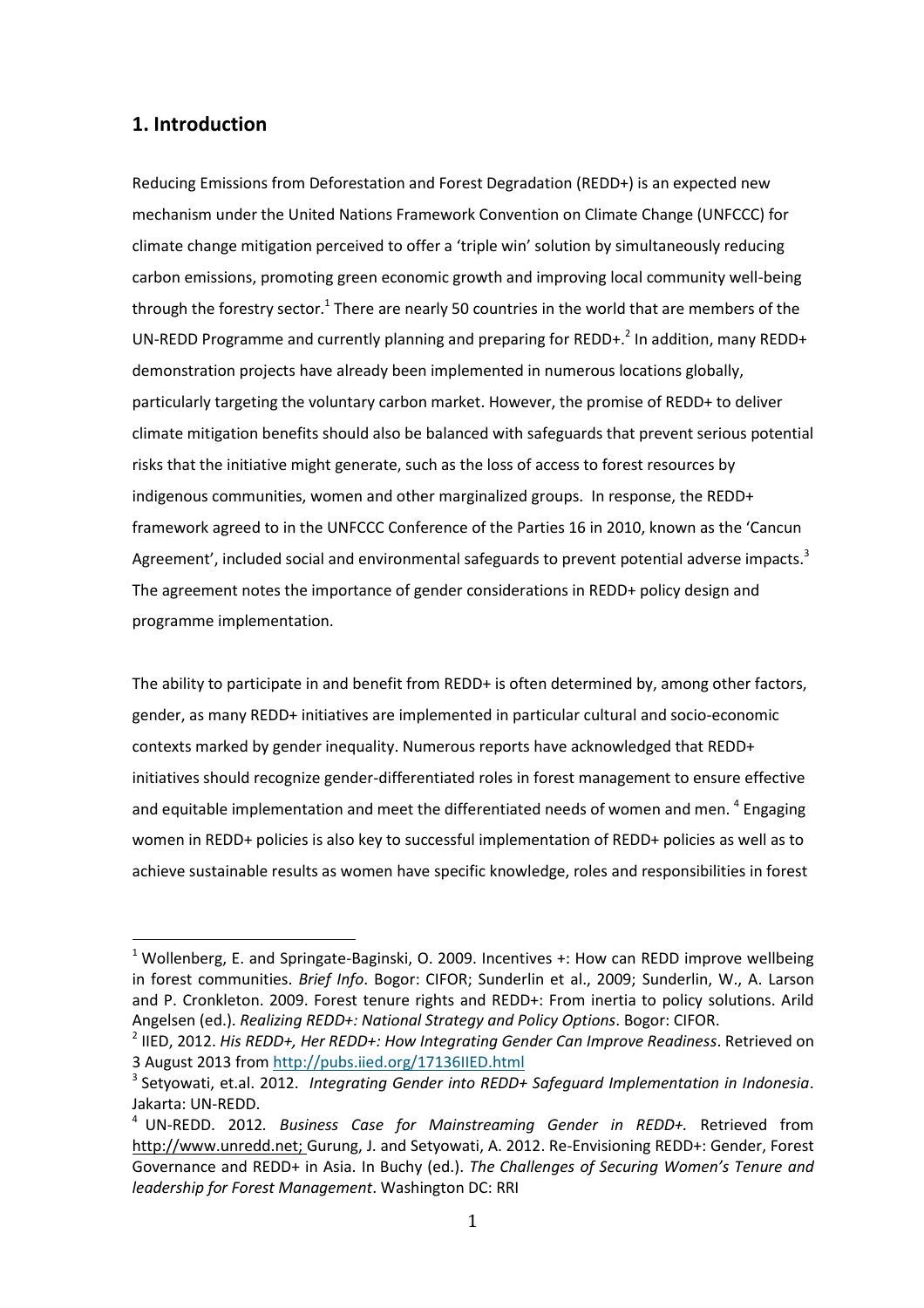## 1. Introduction

Reducing Emissions from Deforestation and Forest Degradation (REDD+) is an expected new mechanism under the United Nations Framework Convention on Climate Change (UNFCCC) for climate change mitigation perceived to offer a 'triple win' solution by simultaneously reducing carbon emissions, promoting green economic growth and improving local community well-being through the forestry sector.[1] There are nearly 50 countries in the world that are members of the UN-REDD Programme and currently planning and preparing for REDD+.[2] In addition, many REDD+ demonstration projects have already been implemented in numerous locations globally, particularly targeting the voluntary carbon market. However, the promise of REDD+ to deliver climate mitigation benefits should also be balanced with safeguards that prevent serious potential risks that the initiative might generate, such as the loss of access to forest resources by indigenous communities, women and other marginalized groups. In response, the REDD+ framework agreed to in the UNFCCC Conference of the Parties 16 in 2010, known as the 'Cancun Agreement', included social and environmental safeguards to prevent potential adverse impacts.[3] The agreement notes the importance of gender considerations in REDD+ policy design and programme implementation.

The ability to participate in and benefit from REDD+ is often determined by, among other factors, gender, as many REDD+ initiatives are implemented in particular cultural and socio-economic contexts marked by gender inequality. Numerous reports have acknowledged that REDD+ initiatives should recognize gender-differentiated roles in forest management to ensure effective and equitable implementation and meet the differentiated needs of women and men. [4] Engaging women in REDD+ policies is also key to successful implementation of REDD+ policies as well as to achieve sustainable results as women have specific knowledge, roles and responsibilities in forest

---

[1] Wollenberg, E. and Springate-Baginski, O. 2009. Incentives +: How can REDD improve wellbeing in forest communities. *Brief Info*. Bogor: CIFOR; Sunderlin et al., 2009; Sunderlin, W., A. Larson and P. Cronkleton. 2009. Forest tenure rights and REDD+: From inertia to policy solutions. Arild Angelsen (ed.). *Realizing REDD+: National Strategy and Policy Options*. Bogor: CIFOR.

[2] IIED, 2012. *His REDD+, Her REDD+: How Integrating Gender Can Improve Readiness*. Retrieved on 3 August 2013 from http://pubs.iied.org/17136IIED.html

[3] Setyowati, et.al. 2012. *Integrating Gender into REDD+ Safeguard Implementation in Indonesia*. Jakarta: UN-REDD.

[4] UN-REDD. 2012. *Business Case for Mainstreaming Gender in REDD+.* Retrieved from http://www.unredd.net; Gurung, J. and Setyowati, A. 2012. Re-Envisioning REDD+: Gender, Forest Governance and REDD+ in Asia. In Buchy (ed.). *The Challenges of Securing Women's Tenure and leadership for Forest Management*. Washington DC: RRI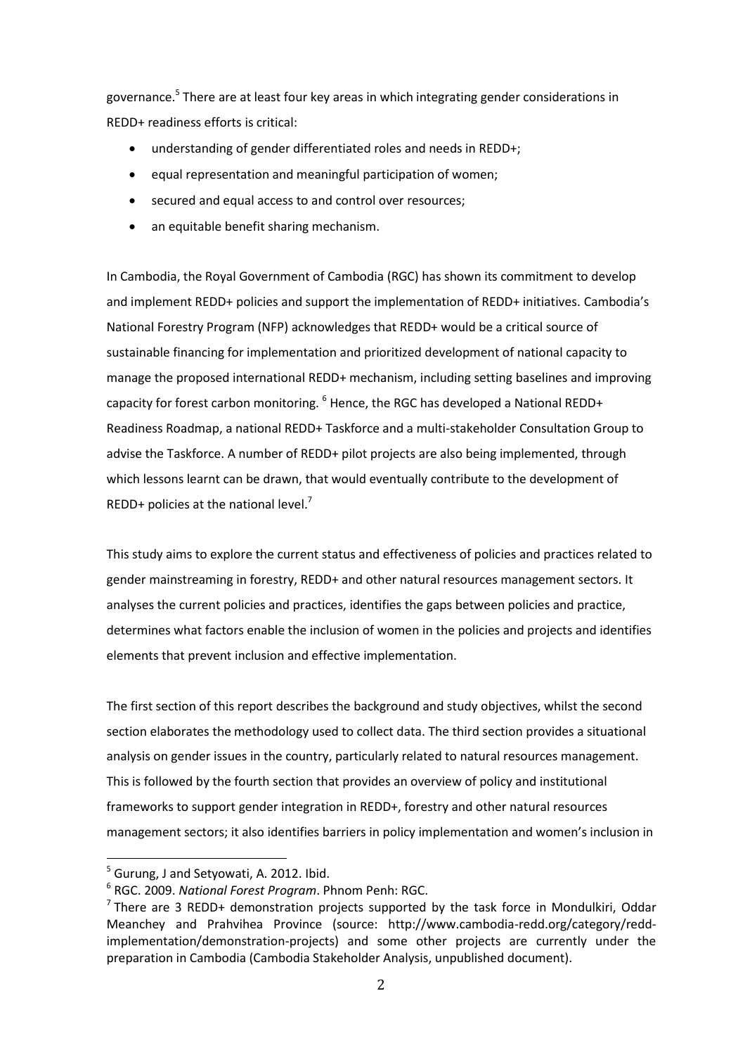governance.[5] There are at least four key areas in which integrating gender considerations in REDD+ readiness efforts is critical:

- understanding of gender differentiated roles and needs in REDD+;
- equal representation and meaningful participation of women;
- secured and equal access to and control over resources;
- an equitable benefit sharing mechanism.

In Cambodia, the Royal Government of Cambodia (RGC) has shown its commitment to develop and implement REDD+ policies and support the implementation of REDD+ initiatives. Cambodia's National Forestry Program (NFP) acknowledges that REDD+ would be a critical source of sustainable financing for implementation and prioritized development of national capacity to manage the proposed international REDD+ mechanism, including setting baselines and improving capacity for forest carbon monitoring. [6] Hence, the RGC has developed a National REDD+ Readiness Roadmap, a national REDD+ Taskforce and a multi-stakeholder Consultation Group to advise the Taskforce. A number of REDD+ pilot projects are also being implemented, through which lessons learnt can be drawn, that would eventually contribute to the development of REDD+ policies at the national level.[7]

This study aims to explore the current status and effectiveness of policies and practices related to gender mainstreaming in forestry, REDD+ and other natural resources management sectors. It analyses the current policies and practices, identifies the gaps between policies and practice, determines what factors enable the inclusion of women in the policies and projects and identifies elements that prevent inclusion and effective implementation.

The first section of this report describes the background and study objectives, whilst the second section elaborates the methodology used to collect data. The third section provides a situational analysis on gender issues in the country, particularly related to natural resources management. This is followed by the fourth section that provides an overview of policy and institutional frameworks to support gender integration in REDD+, forestry and other natural resources management sectors; it also identifies barriers in policy implementation and women's inclusion in

---

[5] Gurung, J and Setyowati, A. 2012. Ibid.

[6] RGC. 2009. *National Forest Program*. Phnom Penh: RGC.

[7] There are 3 REDD+ demonstration projects supported by the task force in Mondulkiri, Oddar Meanchey and Prahvihea Province (source: http://www.cambodia-redd.org/category/redd-implementation/demonstration-projects) and some other projects are currently under the preparation in Cambodia (Cambodia Stakeholder Analysis, unpublished document).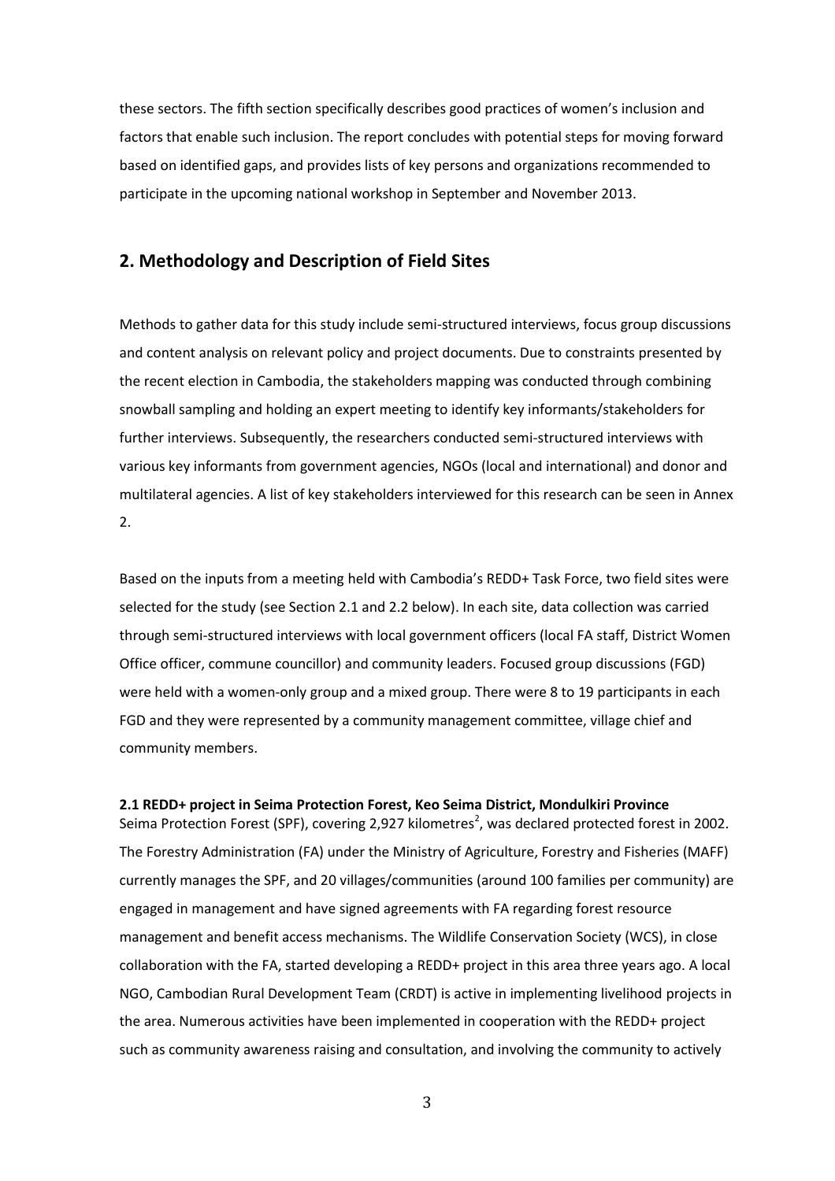these sectors. The fifth section specifically describes good practices of women's inclusion and factors that enable such inclusion. The report concludes with potential steps for moving forward based on identified gaps, and provides lists of key persons and organizations recommended to participate in the upcoming national workshop in September and November 2013.

## 2. Methodology and Description of Field Sites

Methods to gather data for this study include semi-structured interviews, focus group discussions and content analysis on relevant policy and project documents. Due to constraints presented by the recent election in Cambodia, the stakeholders mapping was conducted through combining snowball sampling and holding an expert meeting to identify key informants/stakeholders for further interviews. Subsequently, the researchers conducted semi-structured interviews with various key informants from government agencies, NGOs (local and international) and donor and multilateral agencies. A list of key stakeholders interviewed for this research can be seen in Annex 2.

Based on the inputs from a meeting held with Cambodia's REDD+ Task Force, two field sites were selected for the study (see Section 2.1 and 2.2 below). In each site, data collection was carried through semi-structured interviews with local government officers (local FA staff, District Women Office officer, commune councillor) and community leaders. Focused group discussions (FGD) were held with a women-only group and a mixed group. There were 8 to 19 participants in each FGD and they were represented by a community management committee, village chief and community members.

### 2.1 REDD+ project in Seima Protection Forest, Keo Seima District, Mondulkiri Province

Seima Protection Forest (SPF), covering 2,927 kilometres$^2$, was declared protected forest in 2002. The Forestry Administration (FA) under the Ministry of Agriculture, Forestry and Fisheries (MAFF) currently manages the SPF, and 20 villages/communities (around 100 families per community) are engaged in management and have signed agreements with FA regarding forest resource management and benefit access mechanisms. The Wildlife Conservation Society (WCS), in close collaboration with the FA, started developing a REDD+ project in this area three years ago. A local NGO, Cambodian Rural Development Team (CRDT) is active in implementing livelihood projects in the area. Numerous activities have been implemented in cooperation with the REDD+ project such as community awareness raising and consultation, and involving the community to actively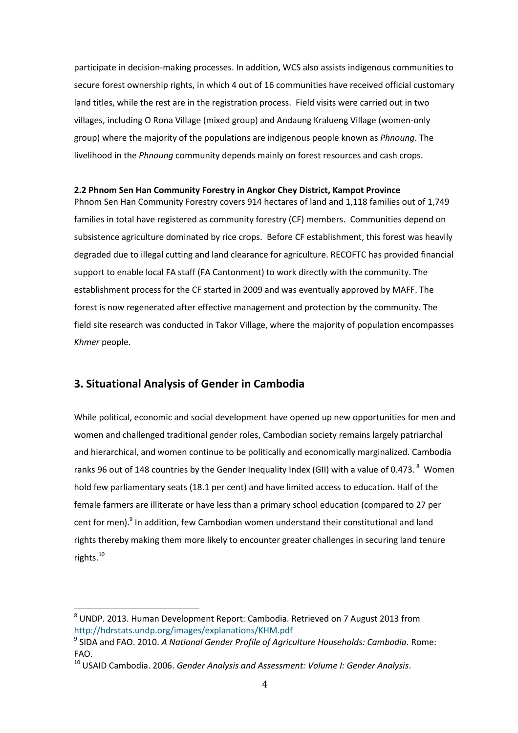participate in decision-making processes. In addition, WCS also assists indigenous communities to secure forest ownership rights, in which 4 out of 16 communities have received official customary land titles, while the rest are in the registration process. Field visits were carried out in two villages, including O Rona Village (mixed group) and Andaung Kralueng Village (women-only group) where the majority of the populations are indigenous people known as *Phnoung*. The livelihood in the *Phnoung* community depends mainly on forest resources and cash crops.

### 2.2 Phnom Sen Han Community Forestry in Angkor Chey District, Kampot Province

Phnom Sen Han Community Forestry covers 914 hectares of land and 1,118 families out of 1,749 families in total have registered as community forestry (CF) members. Communities depend on subsistence agriculture dominated by rice crops. Before CF establishment, this forest was heavily degraded due to illegal cutting and land clearance for agriculture. RECOFTC has provided financial support to enable local FA staff (FA Cantonment) to work directly with the community. The establishment process for the CF started in 2009 and was eventually approved by MAFF. The forest is now regenerated after effective management and protection by the community. The field site research was conducted in Takor Village, where the majority of population encompasses *Khmer* people.

## 3. Situational Analysis of Gender in Cambodia

While political, economic and social development have opened up new opportunities for men and women and challenged traditional gender roles, Cambodian society remains largely patriarchal and hierarchical, and women continue to be politically and economically marginalized. Cambodia ranks 96 out of 148 countries by the Gender Inequality Index (GII) with a value of 0.473.[8] Women hold few parliamentary seats (18.1 per cent) and have limited access to education. Half of the female farmers are illiterate or have less than a primary school education (compared to 27 per cent for men).[9] In addition, few Cambodian women understand their constitutional and land rights thereby making them more likely to encounter greater challenges in securing land tenure rights.[10]

---

[8] UNDP. 2013. Human Development Report: Cambodia. Retrieved on 7 August 2013 from http://hdrstats.undp.org/images/explanations/KHM.pdf

[9] SIDA and FAO. 2010. *A National Gender Profile of Agriculture Households: Cambodia*. Rome: FAO.

[10] USAID Cambodia. 2006. *Gender Analysis and Assessment: Volume I: Gender Analysis*.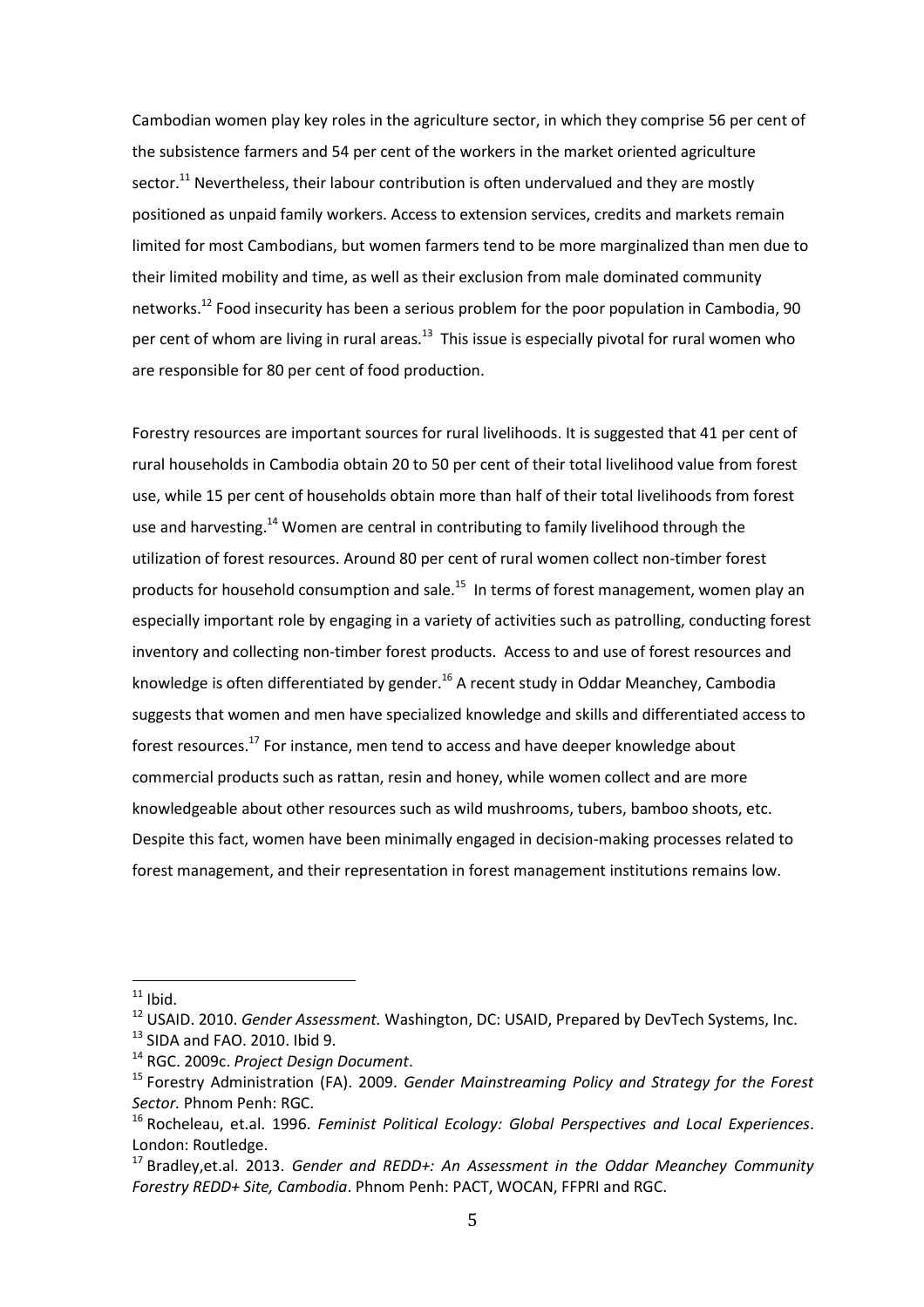Cambodian women play key roles in the agriculture sector, in which they comprise 56 per cent of the subsistence farmers and 54 per cent of the workers in the market oriented agriculture sector.[11] Nevertheless, their labour contribution is often undervalued and they are mostly positioned as unpaid family workers. Access to extension services, credits and markets remain limited for most Cambodians, but women farmers tend to be more marginalized than men due to their limited mobility and time, as well as their exclusion from male dominated community networks.[12] Food insecurity has been a serious problem for the poor population in Cambodia, 90 per cent of whom are living in rural areas.[13] This issue is especially pivotal for rural women who are responsible for 80 per cent of food production.

Forestry resources are important sources for rural livelihoods. It is suggested that 41 per cent of rural households in Cambodia obtain 20 to 50 per cent of their total livelihood value from forest use, while 15 per cent of households obtain more than half of their total livelihoods from forest use and harvesting.[14] Women are central in contributing to family livelihood through the utilization of forest resources. Around 80 per cent of rural women collect non-timber forest products for household consumption and sale.[15] In terms of forest management, women play an especially important role by engaging in a variety of activities such as patrolling, conducting forest inventory and collecting non-timber forest products. Access to and use of forest resources and knowledge is often differentiated by gender.[16] A recent study in Oddar Meanchey, Cambodia suggests that women and men have specialized knowledge and skills and differentiated access to forest resources.[17] For instance, men tend to access and have deeper knowledge about commercial products such as rattan, resin and honey, while women collect and are more knowledgeable about other resources such as wild mushrooms, tubers, bamboo shoots, etc. Despite this fact, women have been minimally engaged in decision-making processes related to forest management, and their representation in forest management institutions remains low.

---

[11] Ibid.

[12] USAID. 2010. *Gender Assessment.* Washington, DC: USAID, Prepared by DevTech Systems, Inc.

[13] SIDA and FAO. 2010. Ibid 9.

[14] RGC. 2009c. *Project Design Document*.

[15] Forestry Administration (FA). 2009. *Gender Mainstreaming Policy and Strategy for the Forest Sector.* Phnom Penh: RGC.

[16] Rocheleau, et.al. 1996. *Feminist Political Ecology: Global Perspectives and Local Experiences*. London: Routledge.

[17] Bradley,et.al. 2013. *Gender and REDD+: An Assessment in the Oddar Meanchey Community Forestry REDD+ Site, Cambodia*. Phnom Penh: PACT, WOCAN, FFPRI and RGC.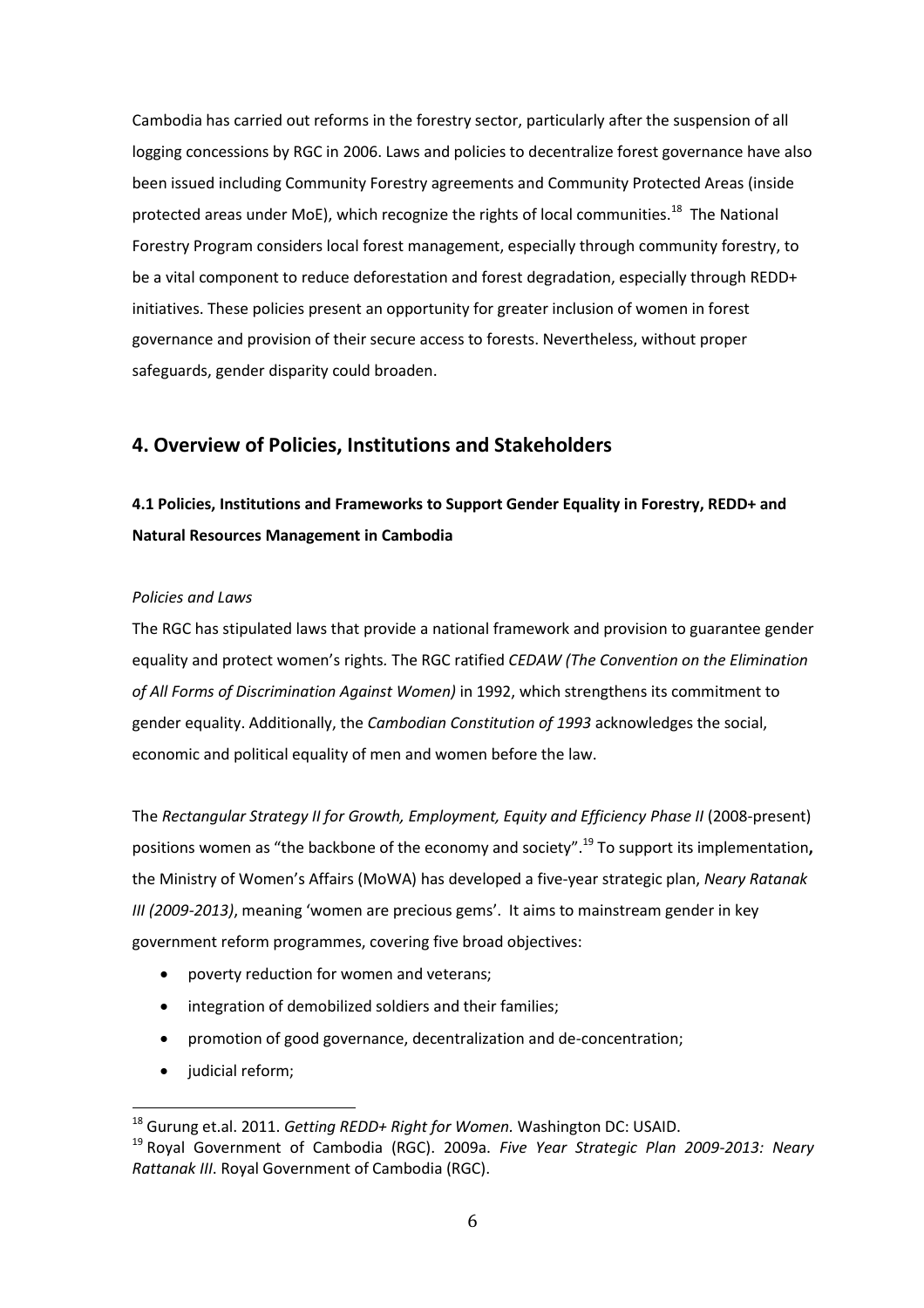Cambodia has carried out reforms in the forestry sector, particularly after the suspension of all logging concessions by RGC in 2006. Laws and policies to decentralize forest governance have also been issued including Community Forestry agreements and Community Protected Areas (inside protected areas under MoE), which recognize the rights of local communities.[18] The National Forestry Program considers local forest management, especially through community forestry, to be a vital component to reduce deforestation and forest degradation, especially through REDD+ initiatives. These policies present an opportunity for greater inclusion of women in forest governance and provision of their secure access to forests. Nevertheless, without proper safeguards, gender disparity could broaden.

## 4. Overview of Policies, Institutions and Stakeholders

### 4.1 Policies, Institutions and Frameworks to Support Gender Equality in Forestry, REDD+ and Natural Resources Management in Cambodia

*Policies and Laws*

The RGC has stipulated laws that provide a national framework and provision to guarantee gender equality and protect women's rights. The RGC ratified *CEDAW (The Convention on the Elimination of All Forms of Discrimination Against Women)* in 1992, which strengthens its commitment to gender equality. Additionally, the *Cambodian Constitution of 1993* acknowledges the social, economic and political equality of men and women before the law.

The *Rectangular Strategy II for Growth, Employment, Equity and Efficiency Phase II* (2008-present) positions women as "the backbone of the economy and society".[19] To support its implementation**,** the Ministry of Women's Affairs (MoWA) has developed a five-year strategic plan, *Neary Ratanak III (2009-2013)*, meaning 'women are precious gems'. It aims to mainstream gender in key government reform programmes, covering five broad objectives:

- poverty reduction for women and veterans;
- integration of demobilized soldiers and their families;
- promotion of good governance, decentralization and de-concentration;
- judicial reform;

[18] Gurung et.al. 2011. *Getting REDD+ Right for Women.* Washington DC: USAID.

[19] Royal Government of Cambodia (RGC). 2009a. *Five Year Strategic Plan 2009-2013: Neary Rattanak III*. Royal Government of Cambodia (RGC).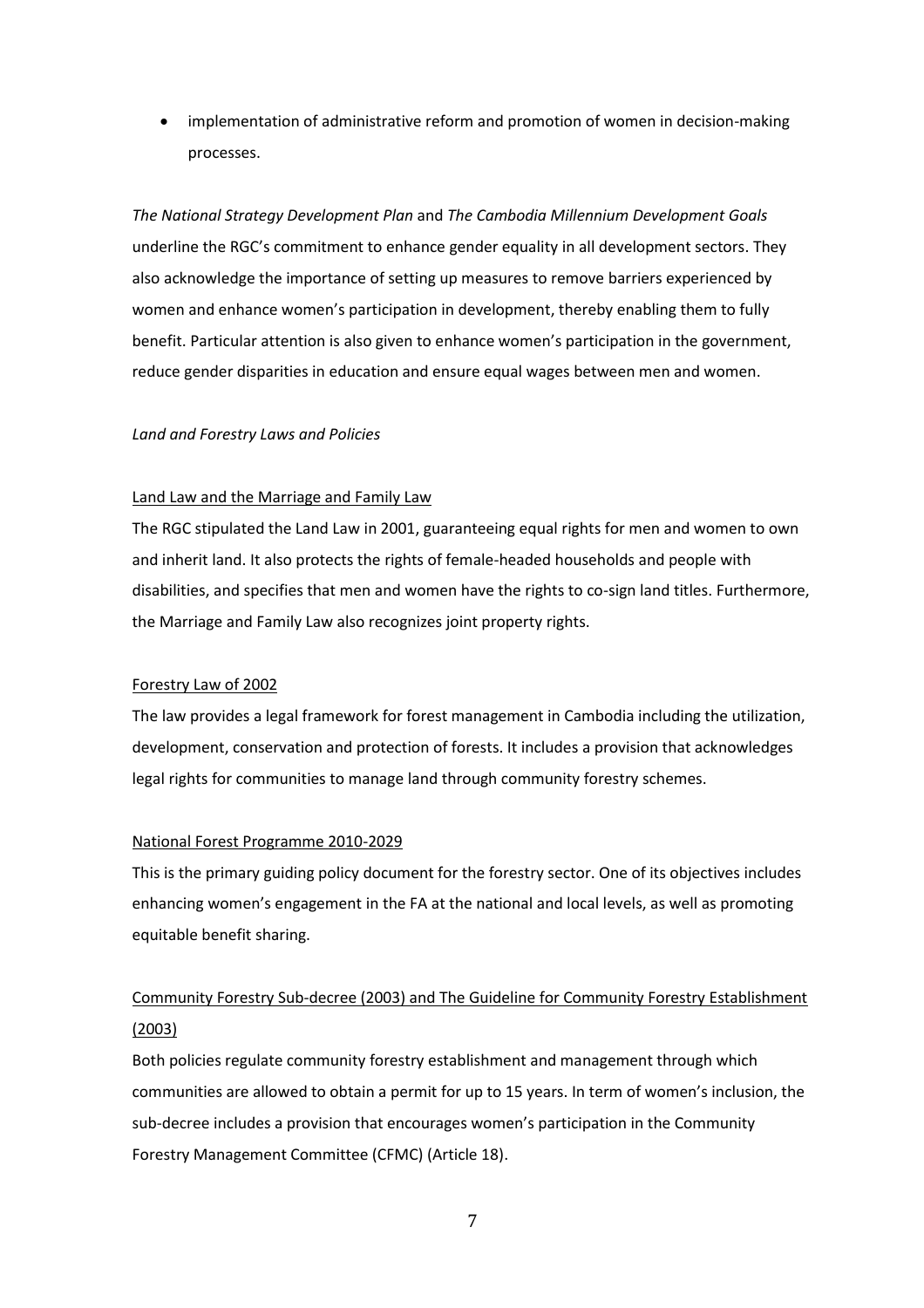- implementation of administrative reform and promotion of women in decision-making processes.

*The National Strategy Development Plan* and *The Cambodia Millennium Development Goals* underline the RGC's commitment to enhance gender equality in all development sectors. They also acknowledge the importance of setting up measures to remove barriers experienced by women and enhance women's participation in development, thereby enabling them to fully benefit. Particular attention is also given to enhance women's participation in the government, reduce gender disparities in education and ensure equal wages between men and women.

*Land and Forestry Laws and Policies*

<u>Land Law and the Marriage and Family Law</u>

The RGC stipulated the Land Law in 2001, guaranteeing equal rights for men and women to own and inherit land. It also protects the rights of female-headed households and people with disabilities, and specifies that men and women have the rights to co-sign land titles. Furthermore, the Marriage and Family Law also recognizes joint property rights.

<u>Forestry Law of 2002</u>

The law provides a legal framework for forest management in Cambodia including the utilization, development, conservation and protection of forests. It includes a provision that acknowledges legal rights for communities to manage land through community forestry schemes.

<u>National Forest Programme 2010-2029</u>

This is the primary guiding policy document for the forestry sector. One of its objectives includes enhancing women's engagement in the FA at the national and local levels, as well as promoting equitable benefit sharing.

<u>Community Forestry Sub-decree (2003) and The Guideline for Community Forestry Establishment (2003)</u>

Both policies regulate community forestry establishment and management through which communities are allowed to obtain a permit for up to 15 years. In term of women's inclusion, the sub-decree includes a provision that encourages women's participation in the Community Forestry Management Committee (CFMC) (Article 18).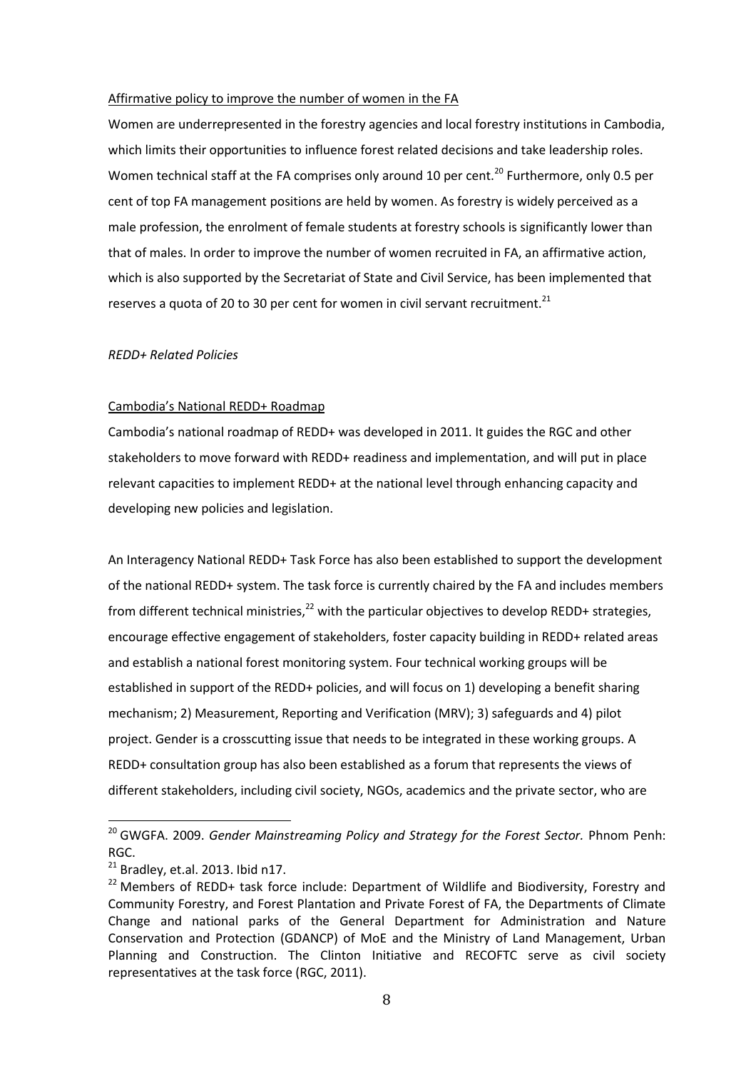Affirmative policy to improve the number of women in the FA

Women are underrepresented in the forestry agencies and local forestry institutions in Cambodia, which limits their opportunities to influence forest related decisions and take leadership roles. Women technical staff at the FA comprises only around 10 per cent.[20] Furthermore, only 0.5 per cent of top FA management positions are held by women. As forestry is widely perceived as a male profession, the enrolment of female students at forestry schools is significantly lower than that of males. In order to improve the number of women recruited in FA, an affirmative action, which is also supported by the Secretariat of State and Civil Service, has been implemented that reserves a quota of 20 to 30 per cent for women in civil servant recruitment.[21]

*REDD+ Related Policies*

Cambodia's National REDD+ Roadmap

Cambodia's national roadmap of REDD+ was developed in 2011. It guides the RGC and other stakeholders to move forward with REDD+ readiness and implementation, and will put in place relevant capacities to implement REDD+ at the national level through enhancing capacity and developing new policies and legislation.

An Interagency National REDD+ Task Force has also been established to support the development of the national REDD+ system. The task force is currently chaired by the FA and includes members from different technical ministries,[22] with the particular objectives to develop REDD+ strategies, encourage effective engagement of stakeholders, foster capacity building in REDD+ related areas and establish a national forest monitoring system. Four technical working groups will be established in support of the REDD+ policies, and will focus on 1) developing a benefit sharing mechanism; 2) Measurement, Reporting and Verification (MRV); 3) safeguards and 4) pilot project. Gender is a crosscutting issue that needs to be integrated in these working groups. A REDD+ consultation group has also been established as a forum that represents the views of different stakeholders, including civil society, NGOs, academics and the private sector, who are

---

[20] GWGFA. 2009. *Gender Mainstreaming Policy and Strategy for the Forest Sector.* Phnom Penh: RGC.

[21] Bradley, et.al. 2013. Ibid n17.

[22] Members of REDD+ task force include: Department of Wildlife and Biodiversity, Forestry and Community Forestry, and Forest Plantation and Private Forest of FA, the Departments of Climate Change and national parks of the General Department for Administration and Nature Conservation and Protection (GDANCP) of MoE and the Ministry of Land Management, Urban Planning and Construction. The Clinton Initiative and RECOFTC serve as civil society representatives at the task force (RGC, 2011).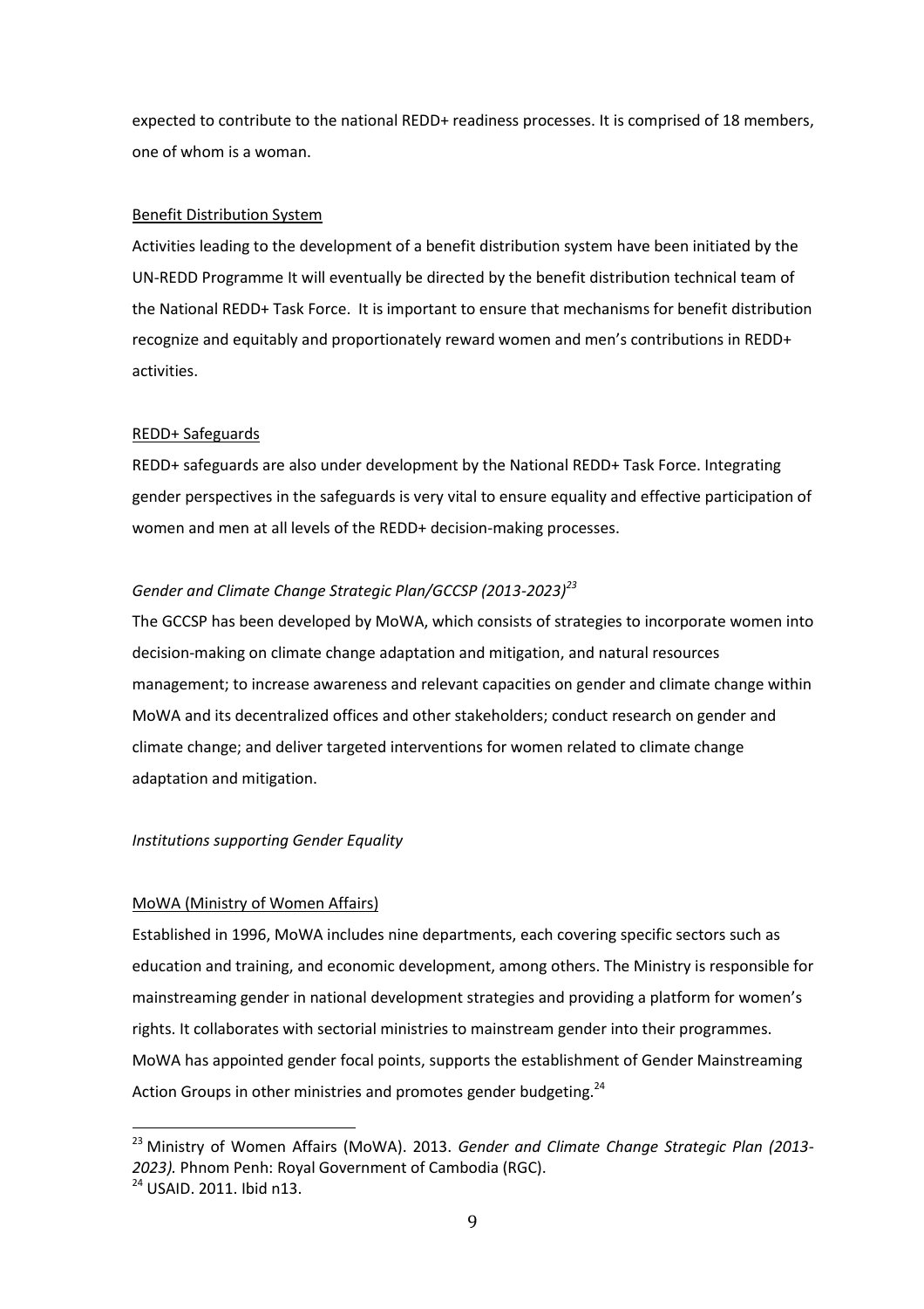expected to contribute to the national REDD+ readiness processes. It is comprised of 18 members, one of whom is a woman.

Benefit Distribution System

Activities leading to the development of a benefit distribution system have been initiated by the UN-REDD Programme It will eventually be directed by the benefit distribution technical team of the National REDD+ Task Force. It is important to ensure that mechanisms for benefit distribution recognize and equitably and proportionately reward women and men's contributions in REDD+ activities.

REDD+ Safeguards

REDD+ safeguards are also under development by the National REDD+ Task Force. Integrating gender perspectives in the safeguards is very vital to ensure equality and effective participation of women and men at all levels of the REDD+ decision-making processes.

*Gender and Climate Change Strategic Plan/GCCSP (2013-2023)*[23]

The GCCSP has been developed by MoWA, which consists of strategies to incorporate women into decision-making on climate change adaptation and mitigation, and natural resources management; to increase awareness and relevant capacities on gender and climate change within MoWA and its decentralized offices and other stakeholders; conduct research on gender and climate change; and deliver targeted interventions for women related to climate change adaptation and mitigation.

*Institutions supporting Gender Equality*

MoWA (Ministry of Women Affairs)

Established in 1996, MoWA includes nine departments, each covering specific sectors such as education and training, and economic development, among others. The Ministry is responsible for mainstreaming gender in national development strategies and providing a platform for women's rights. It collaborates with sectorial ministries to mainstream gender into their programmes. MoWA has appointed gender focal points, supports the establishment of Gender Mainstreaming Action Groups in other ministries and promotes gender budgeting.[24]

---

[23] Ministry of Women Affairs (MoWA). 2013. *Gender and Climate Change Strategic Plan (2013-2023).* Phnom Penh: Royal Government of Cambodia (RGC).

[24] USAID. 2011. Ibid n13.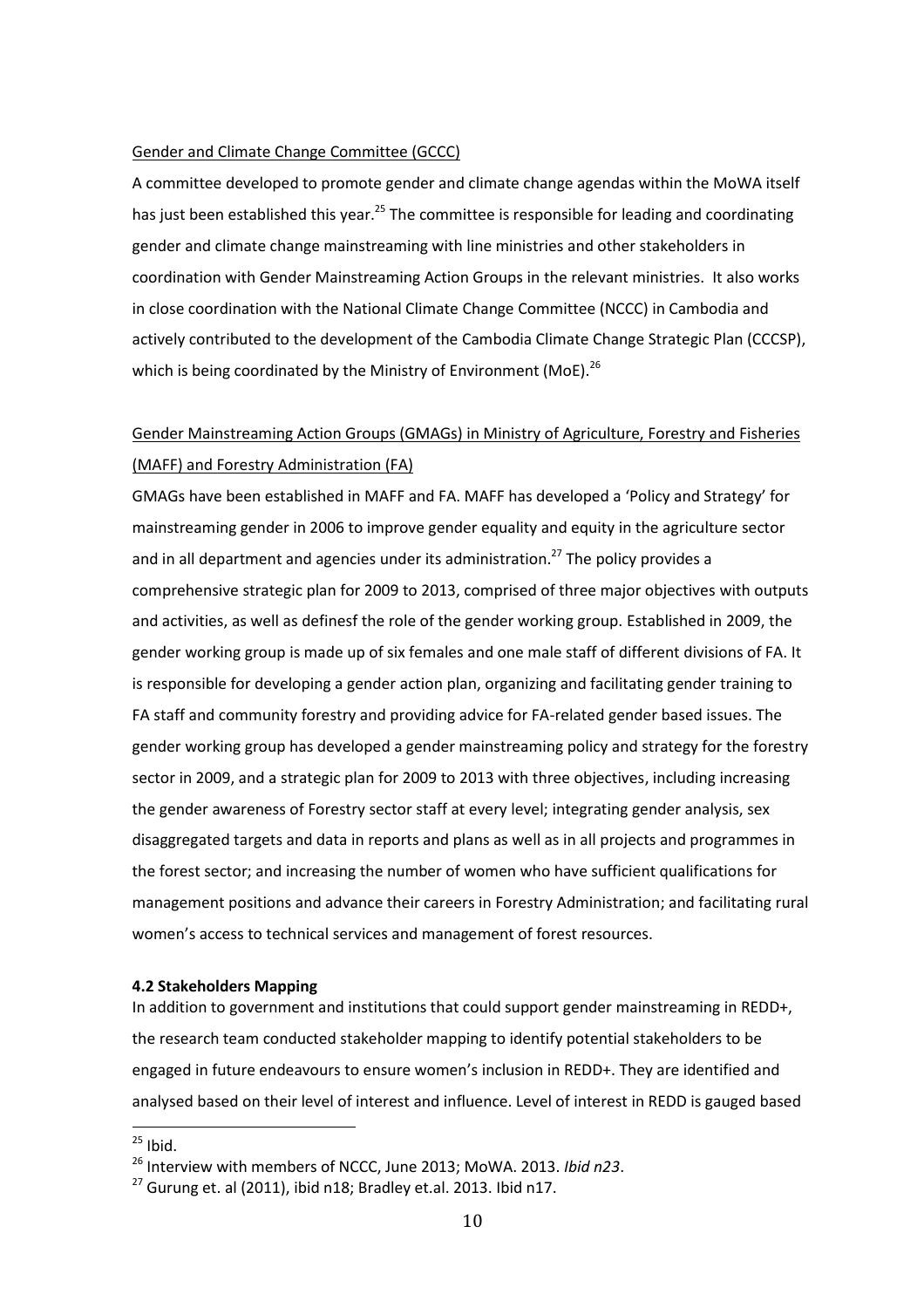Gender and Climate Change Committee (GCCC)

A committee developed to promote gender and climate change agendas within the MoWA itself has just been established this year.[25] The committee is responsible for leading and coordinating gender and climate change mainstreaming with line ministries and other stakeholders in coordination with Gender Mainstreaming Action Groups in the relevant ministries. It also works in close coordination with the National Climate Change Committee (NCCC) in Cambodia and actively contributed to the development of the Cambodia Climate Change Strategic Plan (CCCSP), which is being coordinated by the Ministry of Environment (MoE).[26]

Gender Mainstreaming Action Groups (GMAGs) in Ministry of Agriculture, Forestry and Fisheries (MAFF) and Forestry Administration (FA)

GMAGs have been established in MAFF and FA. MAFF has developed a 'Policy and Strategy' for mainstreaming gender in 2006 to improve gender equality and equity in the agriculture sector and in all department and agencies under its administration.[27] The policy provides a comprehensive strategic plan for 2009 to 2013, comprised of three major objectives with outputs and activities, as well as definesf the role of the gender working group. Established in 2009, the gender working group is made up of six females and one male staff of different divisions of FA. It is responsible for developing a gender action plan, organizing and facilitating gender training to FA staff and community forestry and providing advice for FA-related gender based issues. The gender working group has developed a gender mainstreaming policy and strategy for the forestry sector in 2009, and a strategic plan for 2009 to 2013 with three objectives, including increasing the gender awareness of Forestry sector staff at every level; integrating gender analysis, sex disaggregated targets and data in reports and plans as well as in all projects and programmes in the forest sector; and increasing the number of women who have sufficient qualifications for management positions and advance their careers in Forestry Administration; and facilitating rural women's access to technical services and management of forest resources.

**4.2 Stakeholders Mapping**

In addition to government and institutions that could support gender mainstreaming in REDD+, the research team conducted stakeholder mapping to identify potential stakeholders to be engaged in future endeavours to ensure women's inclusion in REDD+. They are identified and analysed based on their level of interest and influence. Level of interest in REDD is gauged based

---

[25] Ibid.

[26] Interview with members of NCCC, June 2013; MoWA. 2013. *Ibid n23*.

[27] Gurung et. al (2011), ibid n18; Bradley et.al. 2013. Ibid n17.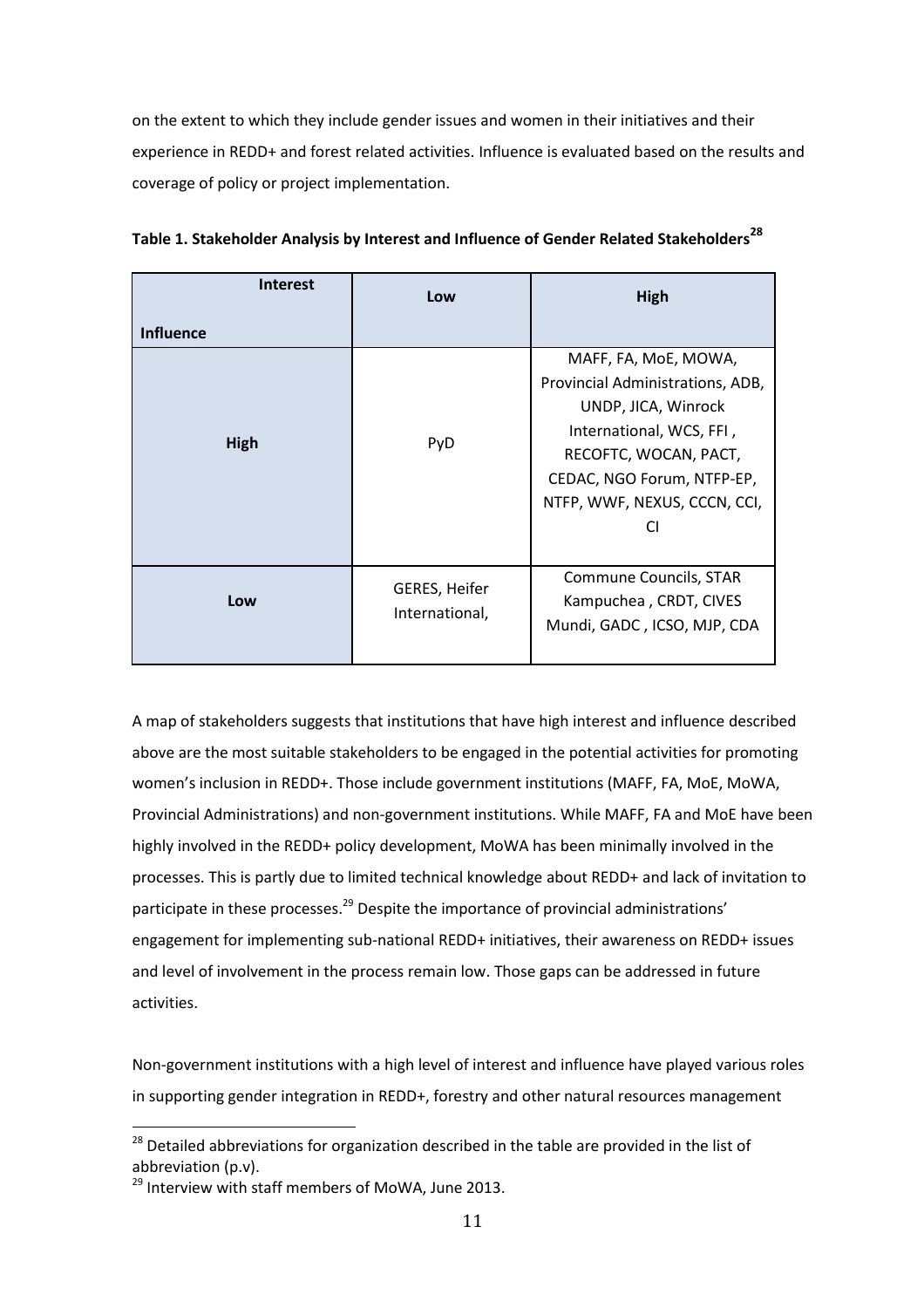on the extent to which they include gender issues and women in their initiatives and their experience in REDD+ and forest related activities. Influence is evaluated based on the results and coverage of policy or project implementation.

**Table 1. Stakeholder Analysis by Interest and Influence of Gender Related Stakeholders**[28]

| Interest / Influence | Low | High |
|---|---|---|
| **High** | PyD | MAFF, FA, MoE, MOWA, Provincial Administrations, ADB, UNDP, JICA, Winrock International, WCS, FFI , RECOFTC, WOCAN, PACT, CEDAC, NGO Forum, NTFP-EP, NTFP, WWF, NEXUS, CCCN, CCI, CI |
| **Low** | GERES, Heifer International, | Commune Councils, STAR Kampuchea , CRDT, CIVES Mundi, GADC , ICSO, MJP, CDA |

A map of stakeholders suggests that institutions that have high interest and influence described above are the most suitable stakeholders to be engaged in the potential activities for promoting women's inclusion in REDD+. Those include government institutions (MAFF, FA, MoE, MoWA, Provincial Administrations) and non-government institutions. While MAFF, FA and MoE have been highly involved in the REDD+ policy development, MoWA has been minimally involved in the processes. This is partly due to limited technical knowledge about REDD+ and lack of invitation to participate in these processes.[29] Despite the importance of provincial administrations' engagement for implementing sub-national REDD+ initiatives, their awareness on REDD+ issues and level of involvement in the process remain low. Those gaps can be addressed in future activities.

Non-government institutions with a high level of interest and influence have played various roles in supporting gender integration in REDD+, forestry and other natural resources management

[28] Detailed abbreviations for organization described in the table are provided in the list of abbreviation (p.v).

[29] Interview with staff members of MoWA, June 2013.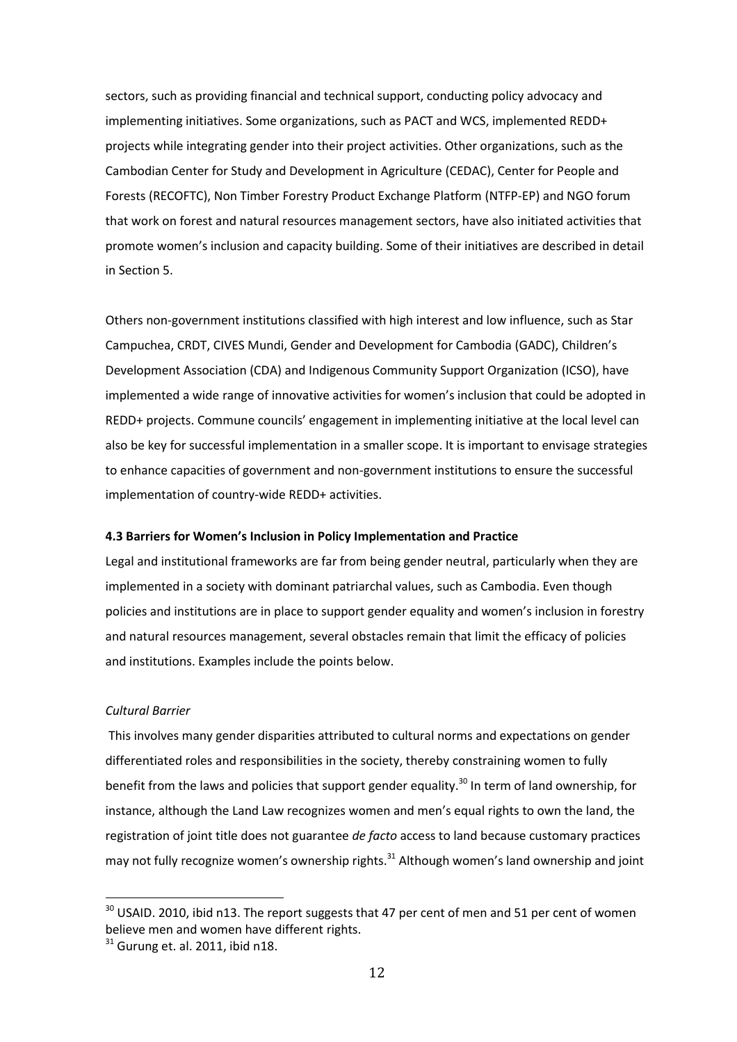sectors, such as providing financial and technical support, conducting policy advocacy and implementing initiatives. Some organizations, such as PACT and WCS, implemented REDD+ projects while integrating gender into their project activities. Other organizations, such as the Cambodian Center for Study and Development in Agriculture (CEDAC), Center for People and Forests (RECOFTC), Non Timber Forestry Product Exchange Platform (NTFP-EP) and NGO forum that work on forest and natural resources management sectors, have also initiated activities that promote women's inclusion and capacity building. Some of their initiatives are described in detail in Section 5.

Others non-government institutions classified with high interest and low influence, such as Star Campuchea, CRDT, CIVES Mundi, Gender and Development for Cambodia (GADC), Children's Development Association (CDA) and Indigenous Community Support Organization (ICSO), have implemented a wide range of innovative activities for women's inclusion that could be adopted in REDD+ projects. Commune councils' engagement in implementing initiative at the local level can also be key for successful implementation in a smaller scope. It is important to envisage strategies to enhance capacities of government and non-government institutions to ensure the successful implementation of country-wide REDD+ activities.

### 4.3 Barriers for Women's Inclusion in Policy Implementation and Practice

Legal and institutional frameworks are far from being gender neutral, particularly when they are implemented in a society with dominant patriarchal values, such as Cambodia. Even though policies and institutions are in place to support gender equality and women's inclusion in forestry and natural resources management, several obstacles remain that limit the efficacy of policies and institutions. Examples include the points below.

*Cultural Barrier*

This involves many gender disparities attributed to cultural norms and expectations on gender differentiated roles and responsibilities in the society, thereby constraining women to fully benefit from the laws and policies that support gender equality.[30] In term of land ownership, for instance, although the Land Law recognizes women and men's equal rights to own the land, the registration of joint title does not guarantee *de facto* access to land because customary practices may not fully recognize women's ownership rights.[31] Although women's land ownership and joint

---

[30] USAID. 2010, ibid n13. The report suggests that 47 per cent of men and 51 per cent of women believe men and women have different rights.

[31] Gurung et. al. 2011, ibid n18.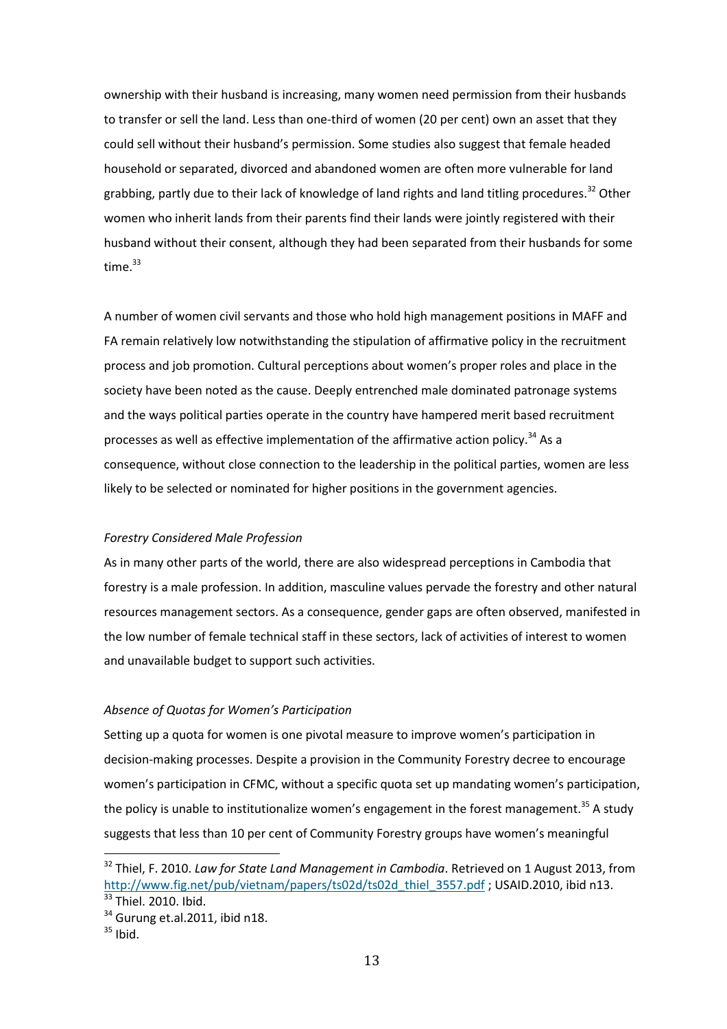ownership with their husband is increasing, many women need permission from their husbands to transfer or sell the land. Less than one-third of women (20 per cent) own an asset that they could sell without their husband's permission. Some studies also suggest that female headed household or separated, divorced and abandoned women are often more vulnerable for land grabbing, partly due to their lack of knowledge of land rights and land titling procedures.[32] Other women who inherit lands from their parents find their lands were jointly registered with their husband without their consent, although they had been separated from their husbands for some time.[33]

A number of women civil servants and those who hold high management positions in MAFF and FA remain relatively low notwithstanding the stipulation of affirmative policy in the recruitment process and job promotion. Cultural perceptions about women's proper roles and place in the society have been noted as the cause. Deeply entrenched male dominated patronage systems and the ways political parties operate in the country have hampered merit based recruitment processes as well as effective implementation of the affirmative action policy.[34] As a consequence, without close connection to the leadership in the political parties, women are less likely to be selected or nominated for higher positions in the government agencies.

*Forestry Considered Male Profession*

As in many other parts of the world, there are also widespread perceptions in Cambodia that forestry is a male profession. In addition, masculine values pervade the forestry and other natural resources management sectors. As a consequence, gender gaps are often observed, manifested in the low number of female technical staff in these sectors, lack of activities of interest to women and unavailable budget to support such activities.

*Absence of Quotas for Women's Participation*

Setting up a quota for women is one pivotal measure to improve women's participation in decision-making processes. Despite a provision in the Community Forestry decree to encourage women's participation in CFMC, without a specific quota set up mandating women's participation, the policy is unable to institutionalize women's engagement in the forest management.[35] A study suggests that less than 10 per cent of Community Forestry groups have women's meaningful

---

[32] Thiel, F. 2010. *Law for State Land Management in Cambodia*. Retrieved on 1 August 2013, from http://www.fig.net/pub/vietnam/papers/ts02d/ts02d_thiel_3557.pdf ; USAID.2010, ibid n13.

[33] Thiel. 2010. Ibid.

[34] Gurung et.al.2011, ibid n18.

[35] Ibid.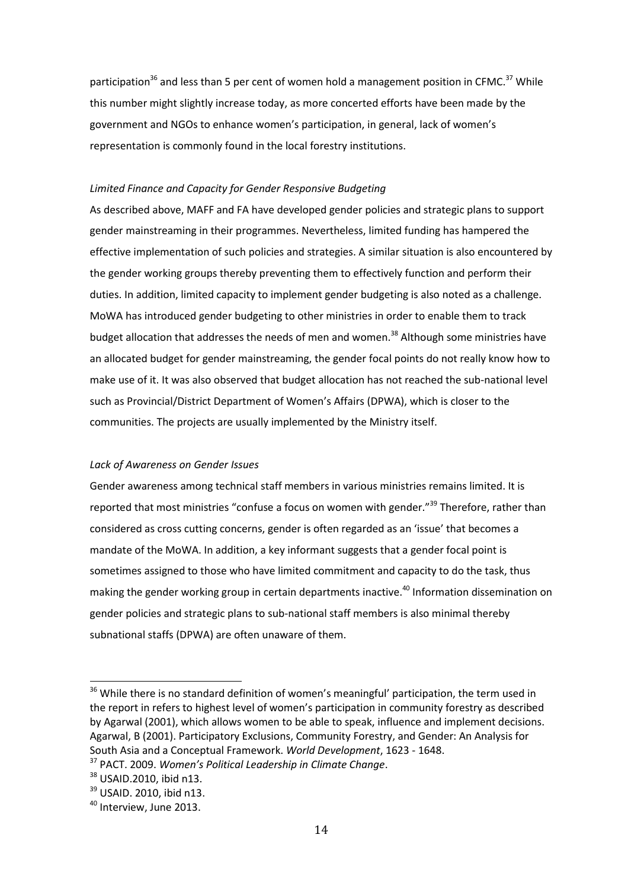participation[36] and less than 5 per cent of women hold a management position in CFMC.[37] While this number might slightly increase today, as more concerted efforts have been made by the government and NGOs to enhance women's participation, in general, lack of women's representation is commonly found in the local forestry institutions.

*Limited Finance and Capacity for Gender Responsive Budgeting*

As described above, MAFF and FA have developed gender policies and strategic plans to support gender mainstreaming in their programmes. Nevertheless, limited funding has hampered the effective implementation of such policies and strategies. A similar situation is also encountered by the gender working groups thereby preventing them to effectively function and perform their duties. In addition, limited capacity to implement gender budgeting is also noted as a challenge. MoWA has introduced gender budgeting to other ministries in order to enable them to track budget allocation that addresses the needs of men and women.[38] Although some ministries have an allocated budget for gender mainstreaming, the gender focal points do not really know how to make use of it. It was also observed that budget allocation has not reached the sub-national level such as Provincial/District Department of Women's Affairs (DPWA), which is closer to the communities. The projects are usually implemented by the Ministry itself.

*Lack of Awareness on Gender Issues*

Gender awareness among technical staff members in various ministries remains limited. It is reported that most ministries "confuse a focus on women with gender."[39] Therefore, rather than considered as cross cutting concerns, gender is often regarded as an 'issue' that becomes a mandate of the MoWA. In addition, a key informant suggests that a gender focal point is sometimes assigned to those who have limited commitment and capacity to do the task, thus making the gender working group in certain departments inactive.[40] Information dissemination on gender policies and strategic plans to sub-national staff members is also minimal thereby subnational staffs (DPWA) are often unaware of them.

---

[36] While there is no standard definition of women's meaningful' participation, the term used in the report in refers to highest level of women's participation in community forestry as described by Agarwal (2001), which allows women to be able to speak, influence and implement decisions. Agarwal, B (2001). Participatory Exclusions, Community Forestry, and Gender: An Analysis for South Asia and a Conceptual Framework. *World Development*, 1623 - 1648.

[37] PACT. 2009. *Women's Political Leadership in Climate Change*.

[38] USAID.2010, ibid n13.

[39] USAID. 2010, ibid n13.

[40] Interview, June 2013.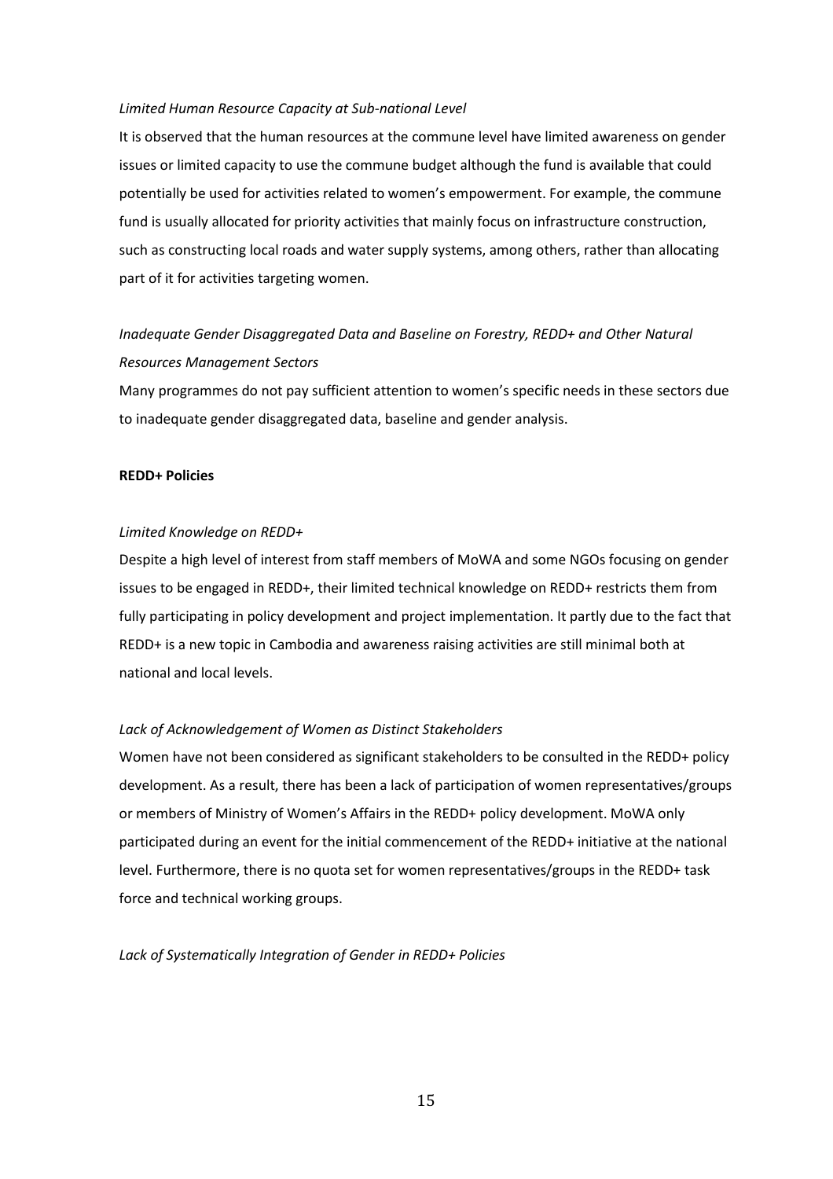*Limited Human Resource Capacity at Sub-national Level*

It is observed that the human resources at the commune level have limited awareness on gender issues or limited capacity to use the commune budget although the fund is available that could potentially be used for activities related to women's empowerment. For example, the commune fund is usually allocated for priority activities that mainly focus on infrastructure construction, such as constructing local roads and water supply systems, among others, rather than allocating part of it for activities targeting women.

*Inadequate Gender Disaggregated Data and Baseline on Forestry, REDD+ and Other Natural Resources Management Sectors*

Many programmes do not pay sufficient attention to women's specific needs in these sectors due to inadequate gender disaggregated data, baseline and gender analysis.

**REDD+ Policies**

*Limited Knowledge on REDD+*

Despite a high level of interest from staff members of MoWA and some NGOs focusing on gender issues to be engaged in REDD+, their limited technical knowledge on REDD+ restricts them from fully participating in policy development and project implementation. It partly due to the fact that REDD+ is a new topic in Cambodia and awareness raising activities are still minimal both at national and local levels.

*Lack of Acknowledgement of Women as Distinct Stakeholders*

Women have not been considered as significant stakeholders to be consulted in the REDD+ policy development. As a result, there has been a lack of participation of women representatives/groups or members of Ministry of Women's Affairs in the REDD+ policy development. MoWA only participated during an event for the initial commencement of the REDD+ initiative at the national level. Furthermore, there is no quota set for women representatives/groups in the REDD+ task force and technical working groups.

*Lack of Systematically Integration of Gender in REDD+ Policies*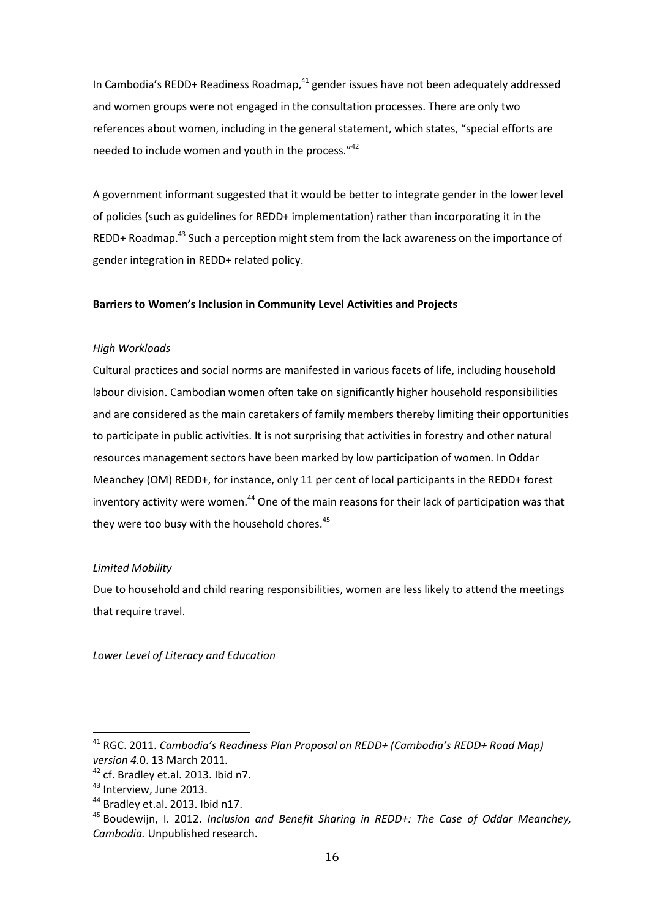In Cambodia's REDD+ Readiness Roadmap,[41] gender issues have not been adequately addressed and women groups were not engaged in the consultation processes. There are only two references about women, including in the general statement, which states, "special efforts are needed to include women and youth in the process."[42]

A government informant suggested that it would be better to integrate gender in the lower level of policies (such as guidelines for REDD+ implementation) rather than incorporating it in the REDD+ Roadmap.[43] Such a perception might stem from the lack awareness on the importance of gender integration in REDD+ related policy.

**Barriers to Women's Inclusion in Community Level Activities and Projects**

*High Workloads*

Cultural practices and social norms are manifested in various facets of life, including household labour division. Cambodian women often take on significantly higher household responsibilities and are considered as the main caretakers of family members thereby limiting their opportunities to participate in public activities. It is not surprising that activities in forestry and other natural resources management sectors have been marked by low participation of women. In Oddar Meanchey (OM) REDD+, for instance, only 11 per cent of local participants in the REDD+ forest inventory activity were women.[44] One of the main reasons for their lack of participation was that they were too busy with the household chores.[45]

*Limited Mobility*

Due to household and child rearing responsibilities, women are less likely to attend the meetings that require travel.

*Lower Level of Literacy and Education*

---

[41] RGC. 2011. *Cambodia's Readiness Plan Proposal on REDD+ (Cambodia's REDD+ Road Map) version 4.*0. 13 March 2011.

[42] cf. Bradley et.al. 2013. Ibid n7.

[43] Interview, June 2013.

[44] Bradley et.al. 2013. Ibid n17.

[45] Boudewijn, I. 2012. *Inclusion and Benefit Sharing in REDD+: The Case of Oddar Meanchey, Cambodia.* Unpublished research.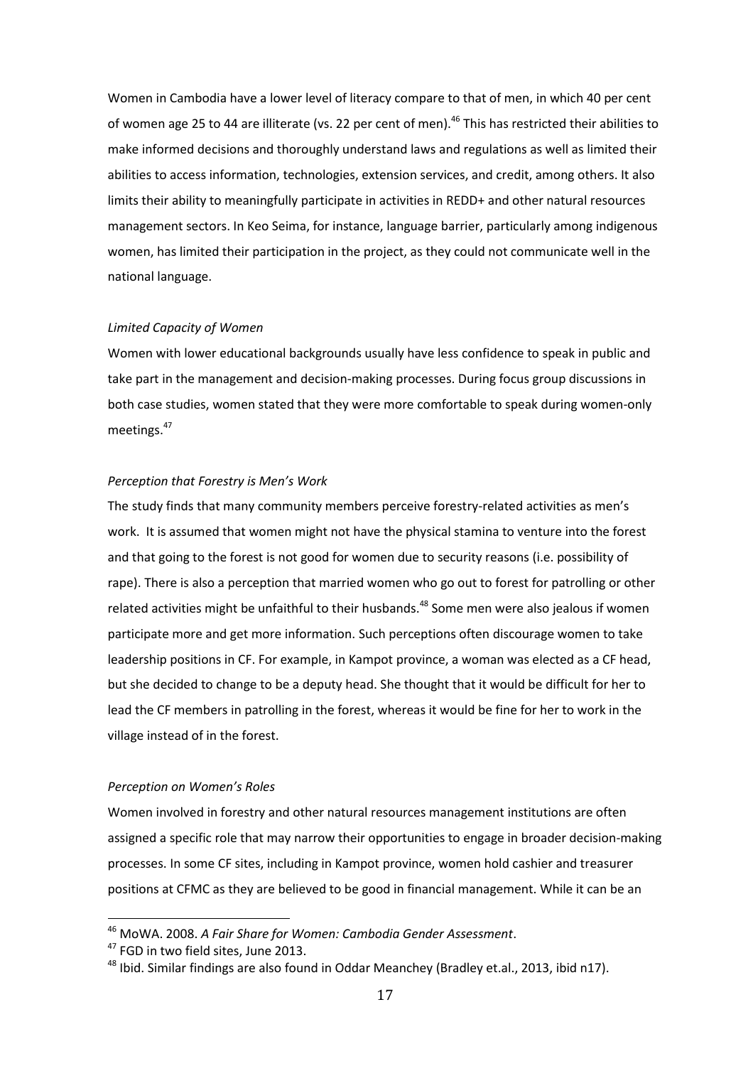Women in Cambodia have a lower level of literacy compare to that of men, in which 40 per cent of women age 25 to 44 are illiterate (vs. 22 per cent of men).[46] This has restricted their abilities to make informed decisions and thoroughly understand laws and regulations as well as limited their abilities to access information, technologies, extension services, and credit, among others. It also limits their ability to meaningfully participate in activities in REDD+ and other natural resources management sectors. In Keo Seima, for instance, language barrier, particularly among indigenous women, has limited their participation in the project, as they could not communicate well in the national language.

*Limited Capacity of Women*

Women with lower educational backgrounds usually have less confidence to speak in public and take part in the management and decision-making processes. During focus group discussions in both case studies, women stated that they were more comfortable to speak during women-only meetings.[47]

*Perception that Forestry is Men's Work*

The study finds that many community members perceive forestry-related activities as men's work. It is assumed that women might not have the physical stamina to venture into the forest and that going to the forest is not good for women due to security reasons (i.e. possibility of rape). There is also a perception that married women who go out to forest for patrolling or other related activities might be unfaithful to their husbands.[48] Some men were also jealous if women participate more and get more information. Such perceptions often discourage women to take leadership positions in CF. For example, in Kampot province, a woman was elected as a CF head, but she decided to change to be a deputy head. She thought that it would be difficult for her to lead the CF members in patrolling in the forest, whereas it would be fine for her to work in the village instead of in the forest.

*Perception on Women's Roles*

Women involved in forestry and other natural resources management institutions are often assigned a specific role that may narrow their opportunities to engage in broader decision-making processes. In some CF sites, including in Kampot province, women hold cashier and treasurer positions at CFMC as they are believed to be good in financial management. While it can be an

---

[46] MoWA. 2008. *A Fair Share for Women: Cambodia Gender Assessment*.

[47] FGD in two field sites, June 2013.

[48] Ibid. Similar findings are also found in Oddar Meanchey (Bradley et.al., 2013, ibid n17).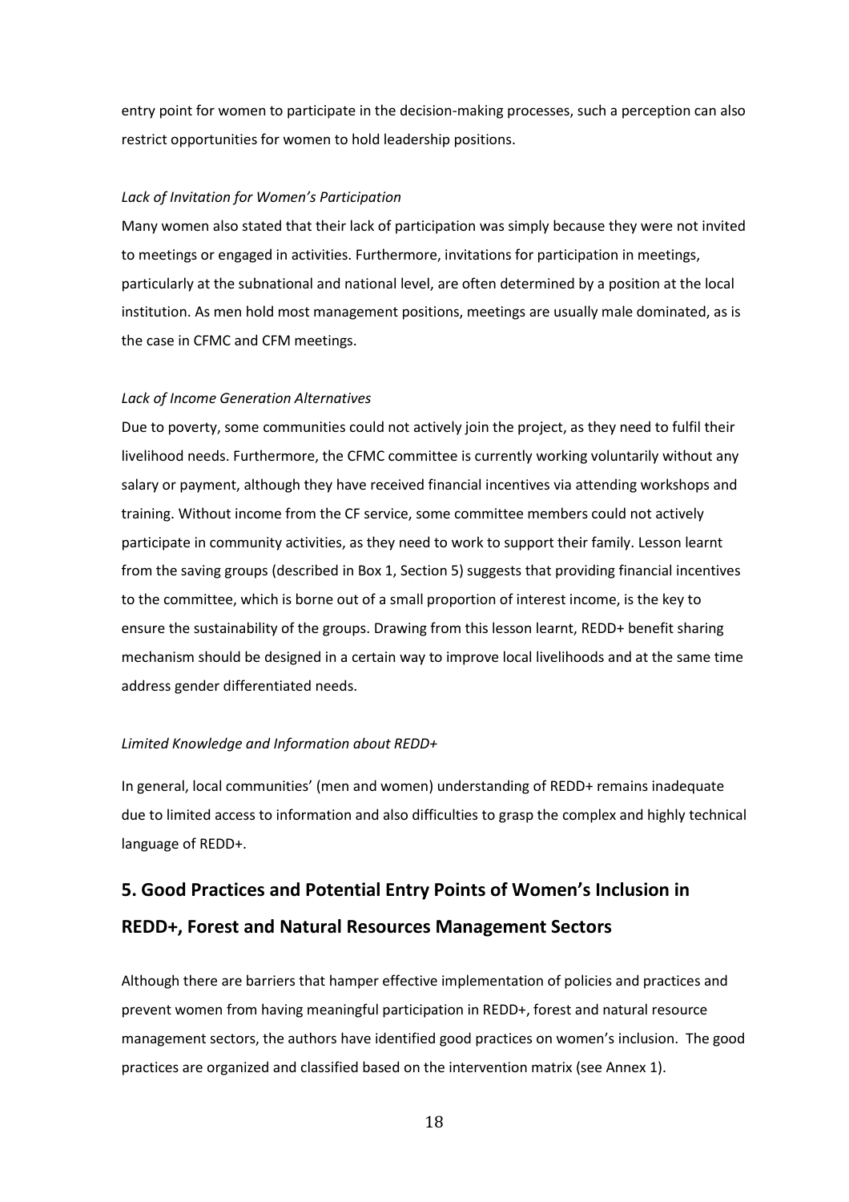entry point for women to participate in the decision-making processes, such a perception can also restrict opportunities for women to hold leadership positions.

*Lack of Invitation for Women's Participation*

Many women also stated that their lack of participation was simply because they were not invited to meetings or engaged in activities. Furthermore, invitations for participation in meetings, particularly at the subnational and national level, are often determined by a position at the local institution. As men hold most management positions, meetings are usually male dominated, as is the case in CFMC and CFM meetings.

*Lack of Income Generation Alternatives*

Due to poverty, some communities could not actively join the project, as they need to fulfil their livelihood needs. Furthermore, the CFMC committee is currently working voluntarily without any salary or payment, although they have received financial incentives via attending workshops and training. Without income from the CF service, some committee members could not actively participate in community activities, as they need to work to support their family. Lesson learnt from the saving groups (described in Box 1, Section 5) suggests that providing financial incentives to the committee, which is borne out of a small proportion of interest income, is the key to ensure the sustainability of the groups. Drawing from this lesson learnt, REDD+ benefit sharing mechanism should be designed in a certain way to improve local livelihoods and at the same time address gender differentiated needs.

*Limited Knowledge and Information about REDD+*

In general, local communities' (men and women) understanding of REDD+ remains inadequate due to limited access to information and also difficulties to grasp the complex and highly technical language of REDD+.

## 5. Good Practices and Potential Entry Points of Women's Inclusion in REDD+, Forest and Natural Resources Management Sectors

Although there are barriers that hamper effective implementation of policies and practices and prevent women from having meaningful participation in REDD+, forest and natural resource management sectors, the authors have identified good practices on women's inclusion. The good practices are organized and classified based on the intervention matrix (see Annex 1).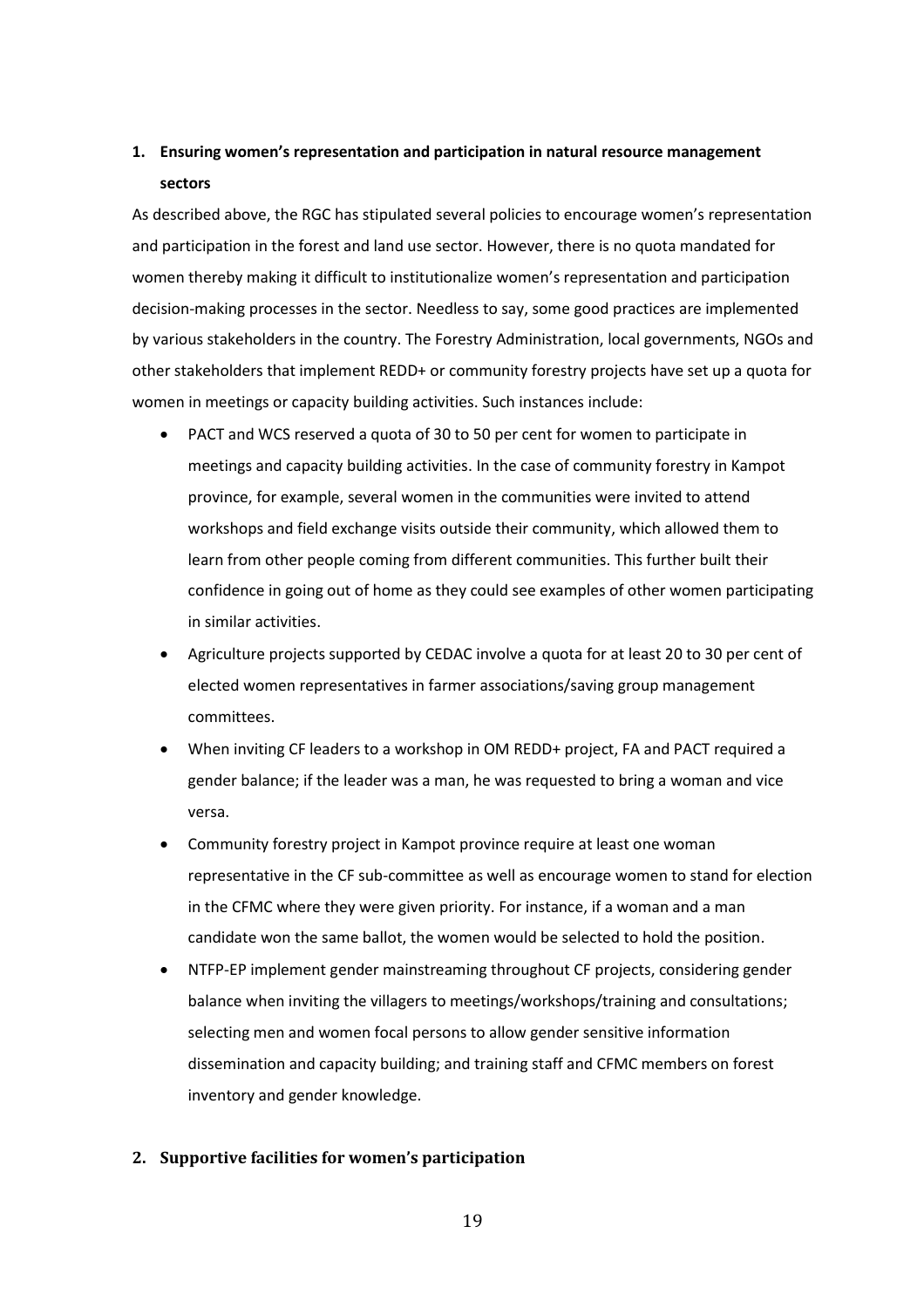## 1. Ensuring women's representation and participation in natural resource management sectors

As described above, the RGC has stipulated several policies to encourage women's representation and participation in the forest and land use sector. However, there is no quota mandated for women thereby making it difficult to institutionalize women's representation and participation decision-making processes in the sector. Needless to say, some good practices are implemented by various stakeholders in the country. The Forestry Administration, local governments, NGOs and other stakeholders that implement REDD+ or community forestry projects have set up a quota for women in meetings or capacity building activities. Such instances include:

- PACT and WCS reserved a quota of 30 to 50 per cent for women to participate in meetings and capacity building activities. In the case of community forestry in Kampot province, for example, several women in the communities were invited to attend workshops and field exchange visits outside their community, which allowed them to learn from other people coming from different communities. This further built their confidence in going out of home as they could see examples of other women participating in similar activities.
- Agriculture projects supported by CEDAC involve a quota for at least 20 to 30 per cent of elected women representatives in farmer associations/saving group management committees.
- When inviting CF leaders to a workshop in OM REDD+ project, FA and PACT required a gender balance; if the leader was a man, he was requested to bring a woman and vice versa.
- Community forestry project in Kampot province require at least one woman representative in the CF sub-committee as well as encourage women to stand for election in the CFMC where they were given priority. For instance, if a woman and a man candidate won the same ballot, the women would be selected to hold the position.
- NTFP-EP implement gender mainstreaming throughout CF projects, considering gender balance when inviting the villagers to meetings/workshops/training and consultations; selecting men and women focal persons to allow gender sensitive information dissemination and capacity building; and training staff and CFMC members on forest inventory and gender knowledge.

## 2. Supportive facilities for women's participation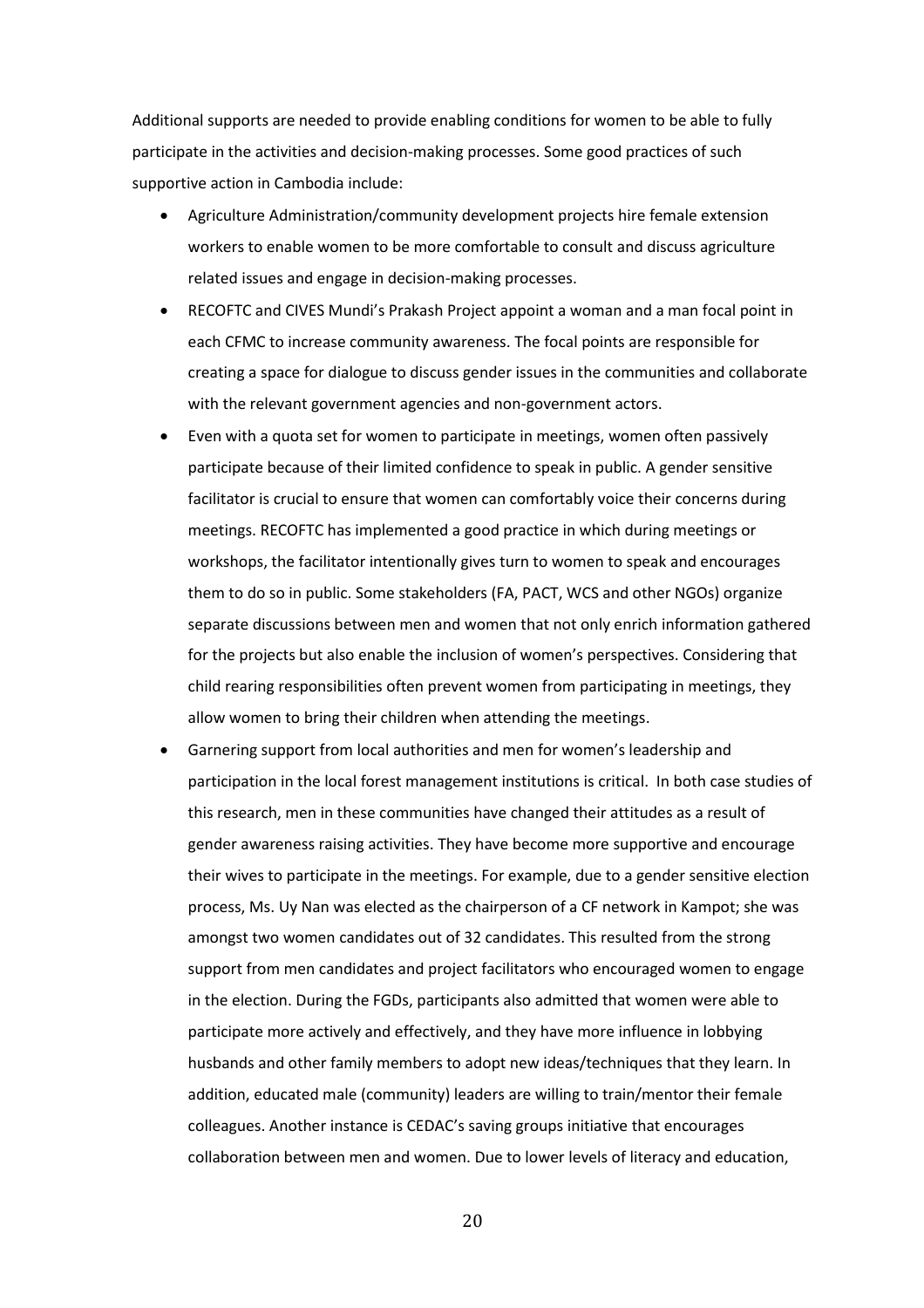Additional supports are needed to provide enabling conditions for women to be able to fully participate in the activities and decision-making processes. Some good practices of such supportive action in Cambodia include:

- Agriculture Administration/community development projects hire female extension workers to enable women to be more comfortable to consult and discuss agriculture related issues and engage in decision-making processes.
- RECOFTC and CIVES Mundi's Prakash Project appoint a woman and a man focal point in each CFMC to increase community awareness. The focal points are responsible for creating a space for dialogue to discuss gender issues in the communities and collaborate with the relevant government agencies and non-government actors.
- Even with a quota set for women to participate in meetings, women often passively participate because of their limited confidence to speak in public. A gender sensitive facilitator is crucial to ensure that women can comfortably voice their concerns during meetings. RECOFTC has implemented a good practice in which during meetings or workshops, the facilitator intentionally gives turn to women to speak and encourages them to do so in public. Some stakeholders (FA, PACT, WCS and other NGOs) organize separate discussions between men and women that not only enrich information gathered for the projects but also enable the inclusion of women's perspectives. Considering that child rearing responsibilities often prevent women from participating in meetings, they allow women to bring their children when attending the meetings.
- Garnering support from local authorities and men for women's leadership and participation in the local forest management institutions is critical. In both case studies of this research, men in these communities have changed their attitudes as a result of gender awareness raising activities. They have become more supportive and encourage their wives to participate in the meetings. For example, due to a gender sensitive election process, Ms. Uy Nan was elected as the chairperson of a CF network in Kampot; she was amongst two women candidates out of 32 candidates. This resulted from the strong support from men candidates and project facilitators who encouraged women to engage in the election. During the FGDs, participants also admitted that women were able to participate more actively and effectively, and they have more influence in lobbying husbands and other family members to adopt new ideas/techniques that they learn. In addition, educated male (community) leaders are willing to train/mentor their female colleagues. Another instance is CEDAC's saving groups initiative that encourages collaboration between men and women. Due to lower levels of literacy and education,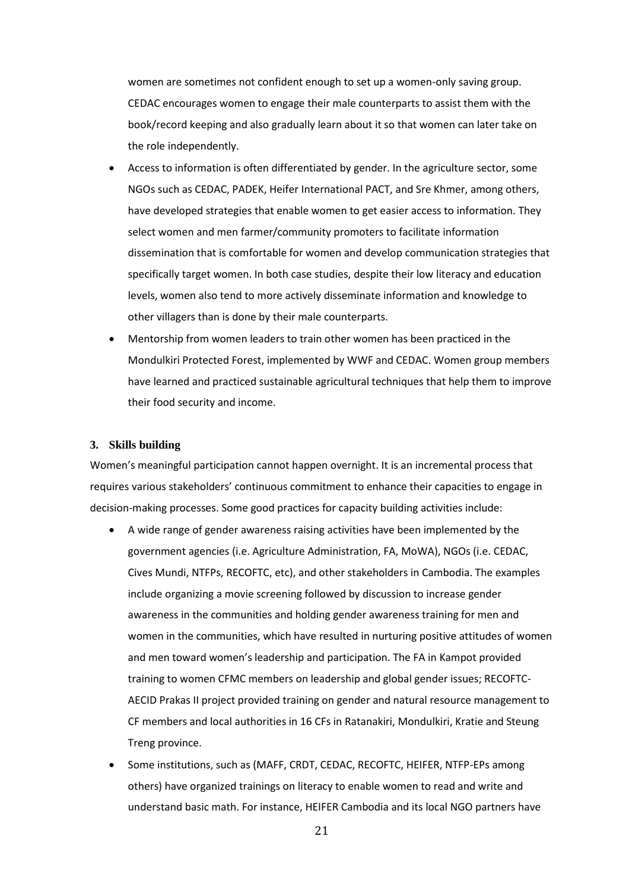women are sometimes not confident enough to set up a women-only saving group. CEDAC encourages women to engage their male counterparts to assist them with the book/record keeping and also gradually learn about it so that women can later take on the role independently.

- Access to information is often differentiated by gender. In the agriculture sector, some NGOs such as CEDAC, PADEK, Heifer International PACT, and Sre Khmer, among others, have developed strategies that enable women to get easier access to information. They select women and men farmer/community promoters to facilitate information dissemination that is comfortable for women and develop communication strategies that specifically target women. In both case studies, despite their low literacy and education levels, women also tend to more actively disseminate information and knowledge to other villagers than is done by their male counterparts.
- Mentorship from women leaders to train other women has been practiced in the Mondulkiri Protected Forest, implemented by WWF and CEDAC. Women group members have learned and practiced sustainable agricultural techniques that help them to improve their food security and income.

### 3. Skills building

Women's meaningful participation cannot happen overnight. It is an incremental process that requires various stakeholders' continuous commitment to enhance their capacities to engage in decision-making processes. Some good practices for capacity building activities include:

- A wide range of gender awareness raising activities have been implemented by the government agencies (i.e. Agriculture Administration, FA, MoWA), NGOs (i.e. CEDAC, Cives Mundi, NTFPs, RECOFTC, etc), and other stakeholders in Cambodia. The examples include organizing a movie screening followed by discussion to increase gender awareness in the communities and holding gender awareness training for men and women in the communities, which have resulted in nurturing positive attitudes of women and men toward women's leadership and participation. The FA in Kampot provided training to women CFMC members on leadership and global gender issues; RECOFTC-AECID Prakas II project provided training on gender and natural resource management to CF members and local authorities in 16 CFs in Ratanakiri, Mondulkiri, Kratie and Steung Treng province.
- Some institutions, such as (MAFF, CRDT, CEDAC, RECOFTC, HEIFER, NTFP-EPs among others) have organized trainings on literacy to enable women to read and write and understand basic math. For instance, HEIFER Cambodia and its local NGO partners have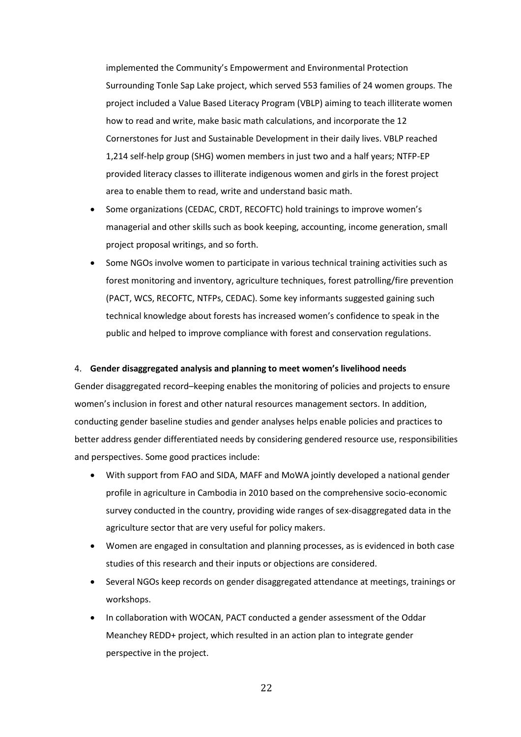implemented the Community's Empowerment and Environmental Protection Surrounding Tonle Sap Lake project, which served 553 families of 24 women groups. The project included a Value Based Literacy Program (VBLP) aiming to teach illiterate women how to read and write, make basic math calculations, and incorporate the 12 Cornerstones for Just and Sustainable Development in their daily lives. VBLP reached 1,214 self-help group (SHG) women members in just two and a half years; NTFP-EP provided literacy classes to illiterate indigenous women and girls in the forest project area to enable them to read, write and understand basic math.

- Some organizations (CEDAC, CRDT, RECOFTC) hold trainings to improve women's managerial and other skills such as book keeping, accounting, income generation, small project proposal writings, and so forth.
- Some NGOs involve women to participate in various technical training activities such as forest monitoring and inventory, agriculture techniques, forest patrolling/fire prevention (PACT, WCS, RECOFTC, NTFPs, CEDAC). Some key informants suggested gaining such technical knowledge about forests has increased women's confidence to speak in the public and helped to improve compliance with forest and conservation regulations.

4. **Gender disaggregated analysis and planning to meet women's livelihood needs**

Gender disaggregated record–keeping enables the monitoring of policies and projects to ensure women's inclusion in forest and other natural resources management sectors. In addition, conducting gender baseline studies and gender analyses helps enable policies and practices to better address gender differentiated needs by considering gendered resource use, responsibilities and perspectives. Some good practices include:

- With support from FAO and SIDA, MAFF and MoWA jointly developed a national gender profile in agriculture in Cambodia in 2010 based on the comprehensive socio-economic survey conducted in the country, providing wide ranges of sex-disaggregated data in the agriculture sector that are very useful for policy makers.
- Women are engaged in consultation and planning processes, as is evidenced in both case studies of this research and their inputs or objections are considered.
- Several NGOs keep records on gender disaggregated attendance at meetings, trainings or workshops.
- In collaboration with WOCAN, PACT conducted a gender assessment of the Oddar Meanchey REDD+ project, which resulted in an action plan to integrate gender perspective in the project.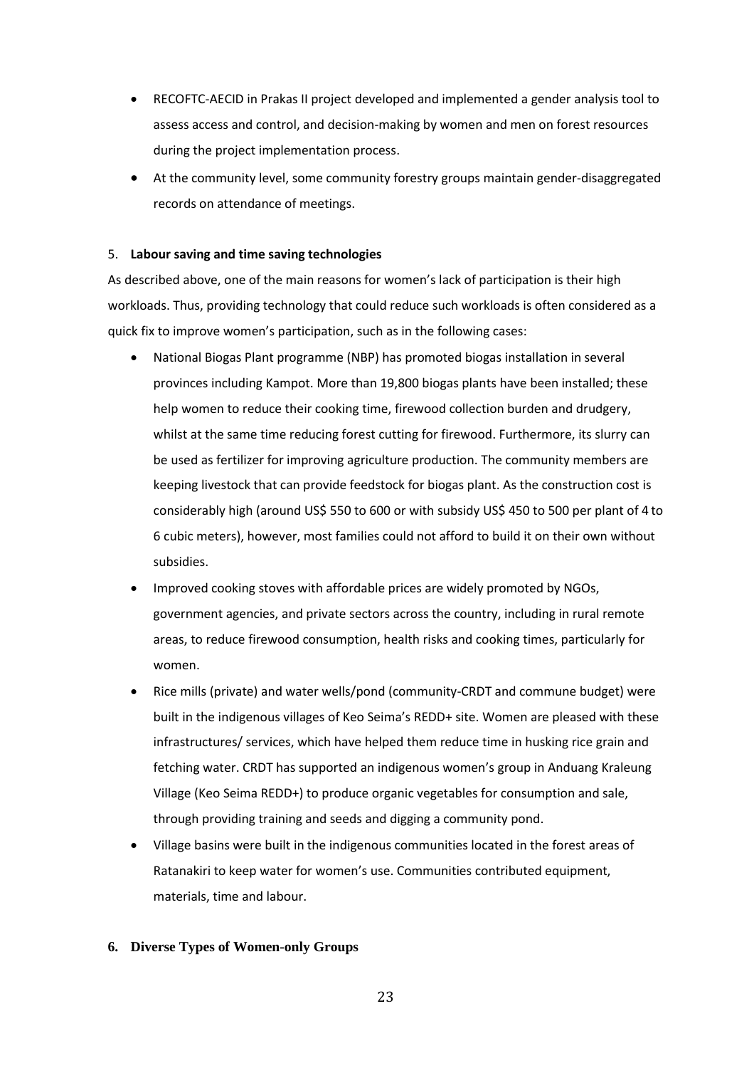- RECOFTC-AECID in Prakas II project developed and implemented a gender analysis tool to assess access and control, and decision-making by women and men on forest resources during the project implementation process.
- At the community level, some community forestry groups maintain gender-disaggregated records on attendance of meetings.

5. **Labour saving and time saving technologies**

As described above, one of the main reasons for women's lack of participation is their high workloads. Thus, providing technology that could reduce such workloads is often considered as a quick fix to improve women's participation, such as in the following cases:

- National Biogas Plant programme (NBP) has promoted biogas installation in several provinces including Kampot. More than 19,800 biogas plants have been installed; these help women to reduce their cooking time, firewood collection burden and drudgery, whilst at the same time reducing forest cutting for firewood. Furthermore, its slurry can be used as fertilizer for improving agriculture production. The community members are keeping livestock that can provide feedstock for biogas plant. As the construction cost is considerably high (around US$ 550 to 600 or with subsidy US$ 450 to 500 per plant of 4 to 6 cubic meters), however, most families could not afford to build it on their own without subsidies.
- Improved cooking stoves with affordable prices are widely promoted by NGOs, government agencies, and private sectors across the country, including in rural remote areas, to reduce firewood consumption, health risks and cooking times, particularly for women.
- Rice mills (private) and water wells/pond (community-CRDT and commune budget) were built in the indigenous villages of Keo Seima's REDD+ site. Women are pleased with these infrastructures/ services, which have helped them reduce time in husking rice grain and fetching water. CRDT has supported an indigenous women's group in Anduang Kraleung Village (Keo Seima REDD+) to produce organic vegetables for consumption and sale, through providing training and seeds and digging a community pond.
- Village basins were built in the indigenous communities located in the forest areas of Ratanakiri to keep water for women's use. Communities contributed equipment, materials, time and labour.

**6. Diverse Types of Women-only Groups**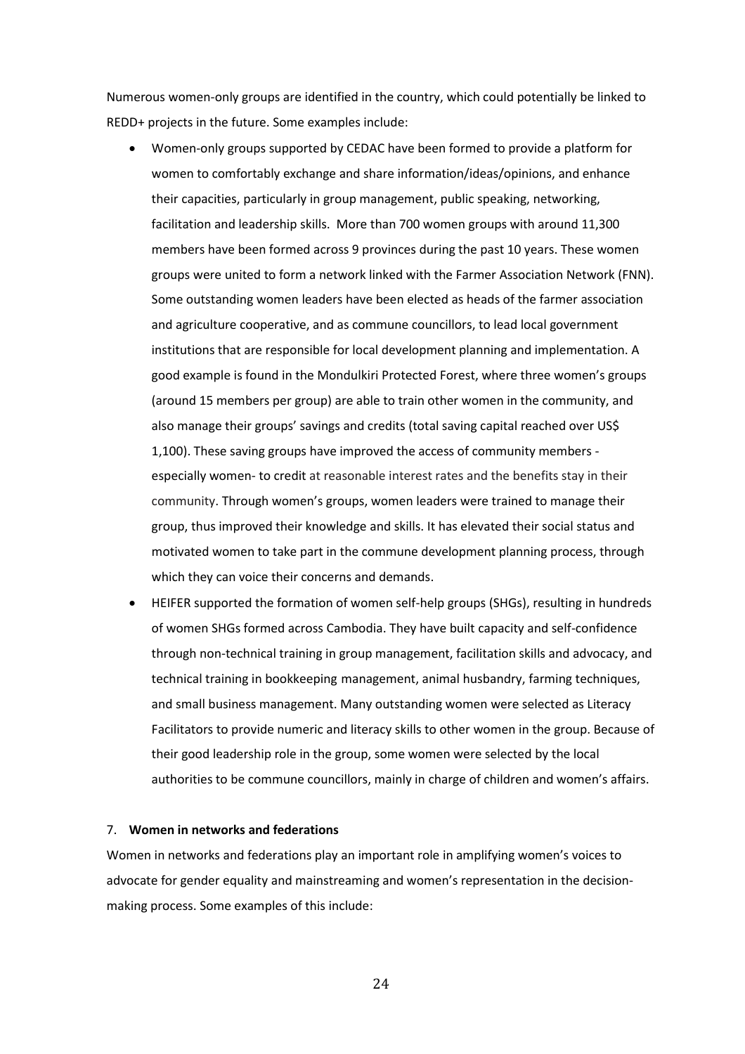Numerous women-only groups are identified in the country, which could potentially be linked to REDD+ projects in the future. Some examples include:

- Women-only groups supported by CEDAC have been formed to provide a platform for women to comfortably exchange and share information/ideas/opinions, and enhance their capacities, particularly in group management, public speaking, networking, facilitation and leadership skills. More than 700 women groups with around 11,300 members have been formed across 9 provinces during the past 10 years. These women groups were united to form a network linked with the Farmer Association Network (FNN). Some outstanding women leaders have been elected as heads of the farmer association and agriculture cooperative, and as commune councillors, to lead local government institutions that are responsible for local development planning and implementation. A good example is found in the Mondulkiri Protected Forest, where three women's groups (around 15 members per group) are able to train other women in the community, and also manage their groups' savings and credits (total saving capital reached over US$ 1,100). These saving groups have improved the access of community members - especially women- to credit at reasonable interest rates and the benefits stay in their community. Through women's groups, women leaders were trained to manage their group, thus improved their knowledge and skills. It has elevated their social status and motivated women to take part in the commune development planning process, through which they can voice their concerns and demands.
- HEIFER supported the formation of women self-help groups (SHGs), resulting in hundreds of women SHGs formed across Cambodia. They have built capacity and self-confidence through non-technical training in group management, facilitation skills and advocacy, and technical training in bookkeeping management, animal husbandry, farming techniques, and small business management. Many outstanding women were selected as Literacy Facilitators to provide numeric and literacy skills to other women in the group. Because of their good leadership role in the group, some women were selected by the local authorities to be commune councillors, mainly in charge of children and women's affairs.

7. **Women in networks and federations**

Women in networks and federations play an important role in amplifying women's voices to advocate for gender equality and mainstreaming and women's representation in the decision-making process. Some examples of this include: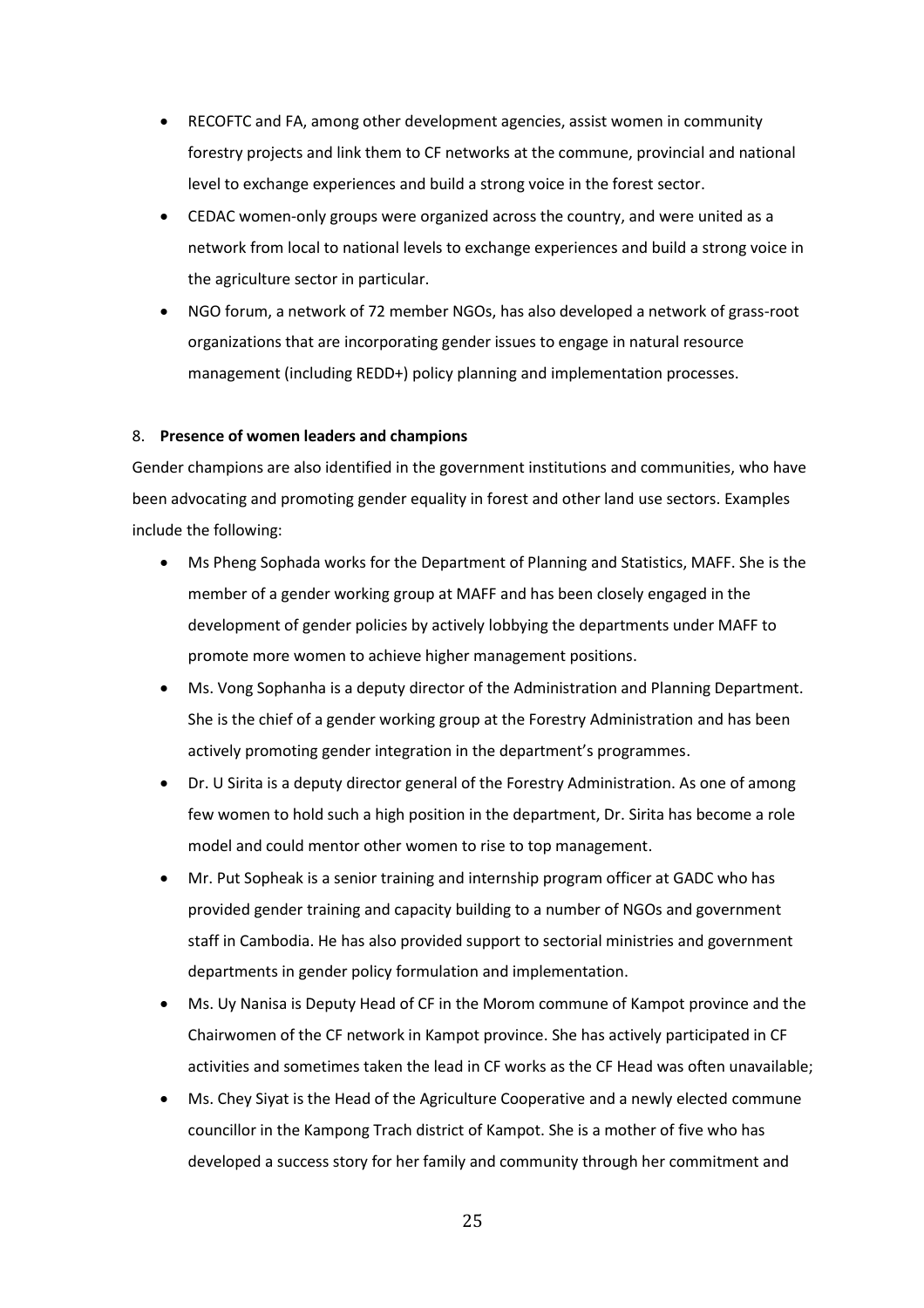- RECOFTC and FA, among other development agencies, assist women in community forestry projects and link them to CF networks at the commune, provincial and national level to exchange experiences and build a strong voice in the forest sector.
- CEDAC women-only groups were organized across the country, and were united as a network from local to national levels to exchange experiences and build a strong voice in the agriculture sector in particular.
- NGO forum, a network of 72 member NGOs, has also developed a network of grass-root organizations that are incorporating gender issues to engage in natural resource management (including REDD+) policy planning and implementation processes.

8. **Presence of women leaders and champions**

Gender champions are also identified in the government institutions and communities, who have been advocating and promoting gender equality in forest and other land use sectors. Examples include the following:

- Ms Pheng Sophada works for the Department of Planning and Statistics, MAFF. She is the member of a gender working group at MAFF and has been closely engaged in the development of gender policies by actively lobbying the departments under MAFF to promote more women to achieve higher management positions.
- Ms. Vong Sophanha is a deputy director of the Administration and Planning Department. She is the chief of a gender working group at the Forestry Administration and has been actively promoting gender integration in the department's programmes.
- Dr. U Sirita is a deputy director general of the Forestry Administration. As one of among few women to hold such a high position in the department, Dr. Sirita has become a role model and could mentor other women to rise to top management.
- Mr. Put Sopheak is a senior training and internship program officer at GADC who has provided gender training and capacity building to a number of NGOs and government staff in Cambodia. He has also provided support to sectorial ministries and government departments in gender policy formulation and implementation.
- Ms. Uy Nanisa is Deputy Head of CF in the Morom commune of Kampot province and the Chairwomen of the CF network in Kampot province. She has actively participated in CF activities and sometimes taken the lead in CF works as the CF Head was often unavailable;
- Ms. Chey Siyat is the Head of the Agriculture Cooperative and a newly elected commune councillor in the Kampong Trach district of Kampot. She is a mother of five who has developed a success story for her family and community through her commitment and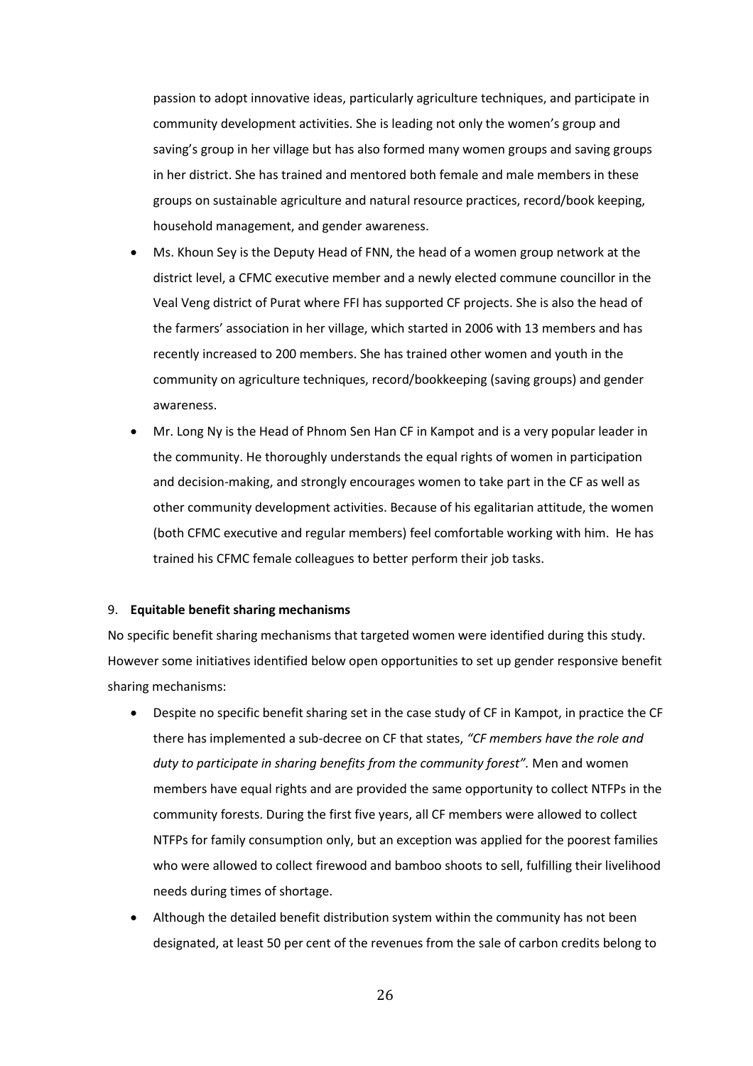passion to adopt innovative ideas, particularly agriculture techniques, and participate in community development activities. She is leading not only the women's group and saving's group in her village but has also formed many women groups and saving groups in her district. She has trained and mentored both female and male members in these groups on sustainable agriculture and natural resource practices, record/book keeping, household management, and gender awareness.

- Ms. Khoun Sey is the Deputy Head of FNN, the head of a women group network at the district level, a CFMC executive member and a newly elected commune councillor in the Veal Veng district of Purat where FFI has supported CF projects. She is also the head of the farmers' association in her village, which started in 2006 with 13 members and has recently increased to 200 members. She has trained other women and youth in the community on agriculture techniques, record/bookkeeping (saving groups) and gender awareness.
- Mr. Long Ny is the Head of Phnom Sen Han CF in Kampot and is a very popular leader in the community. He thoroughly understands the equal rights of women in participation and decision-making, and strongly encourages women to take part in the CF as well as other community development activities. Because of his egalitarian attitude, the women (both CFMC executive and regular members) feel comfortable working with him. He has trained his CFMC female colleagues to better perform their job tasks.

9. **Equitable benefit sharing mechanisms**

No specific benefit sharing mechanisms that targeted women were identified during this study. However some initiatives identified below open opportunities to set up gender responsive benefit sharing mechanisms:

- Despite no specific benefit sharing set in the case study of CF in Kampot, in practice the CF there has implemented a sub-decree on CF that states, *"CF members have the role and duty to participate in sharing benefits from the community forest".* Men and women members have equal rights and are provided the same opportunity to collect NTFPs in the community forests. During the first five years, all CF members were allowed to collect NTFPs for family consumption only, but an exception was applied for the poorest families who were allowed to collect firewood and bamboo shoots to sell, fulfilling their livelihood needs during times of shortage.
- Although the detailed benefit distribution system within the community has not been designated, at least 50 per cent of the revenues from the sale of carbon credits belong to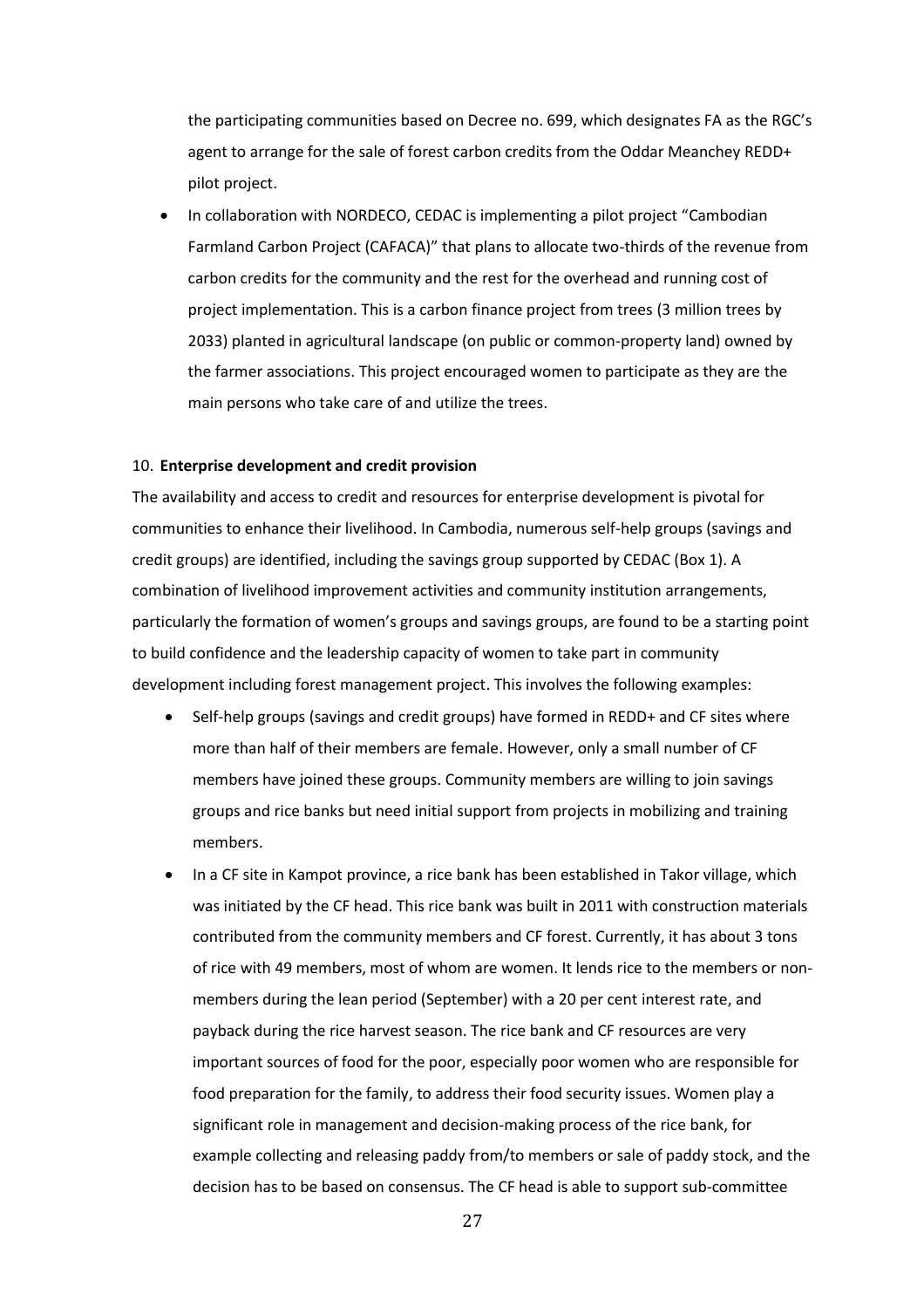the participating communities based on Decree no. 699, which designates FA as the RGC's agent to arrange for the sale of forest carbon credits from the Oddar Meanchey REDD+ pilot project.

- In collaboration with NORDECO, CEDAC is implementing a pilot project "Cambodian Farmland Carbon Project (CAFACA)" that plans to allocate two-thirds of the revenue from carbon credits for the community and the rest for the overhead and running cost of project implementation. This is a carbon finance project from trees (3 million trees by 2033) planted in agricultural landscape (on public or common-property land) owned by the farmer associations. This project encouraged women to participate as they are the main persons who take care of and utilize the trees.

10. **Enterprise development and credit provision**

The availability and access to credit and resources for enterprise development is pivotal for communities to enhance their livelihood. In Cambodia, numerous self-help groups (savings and credit groups) are identified, including the savings group supported by CEDAC (Box 1). A combination of livelihood improvement activities and community institution arrangements, particularly the formation of women's groups and savings groups, are found to be a starting point to build confidence and the leadership capacity of women to take part in community development including forest management project. This involves the following examples:

- Self-help groups (savings and credit groups) have formed in REDD+ and CF sites where more than half of their members are female. However, only a small number of CF members have joined these groups. Community members are willing to join savings groups and rice banks but need initial support from projects in mobilizing and training members.
- In a CF site in Kampot province, a rice bank has been established in Takor village, which was initiated by the CF head. This rice bank was built in 2011 with construction materials contributed from the community members and CF forest. Currently, it has about 3 tons of rice with 49 members, most of whom are women. It lends rice to the members or non-members during the lean period (September) with a 20 per cent interest rate, and payback during the rice harvest season. The rice bank and CF resources are very important sources of food for the poor, especially poor women who are responsible for food preparation for the family, to address their food security issues. Women play a significant role in management and decision-making process of the rice bank, for example collecting and releasing paddy from/to members or sale of paddy stock, and the decision has to be based on consensus. The CF head is able to support sub-committee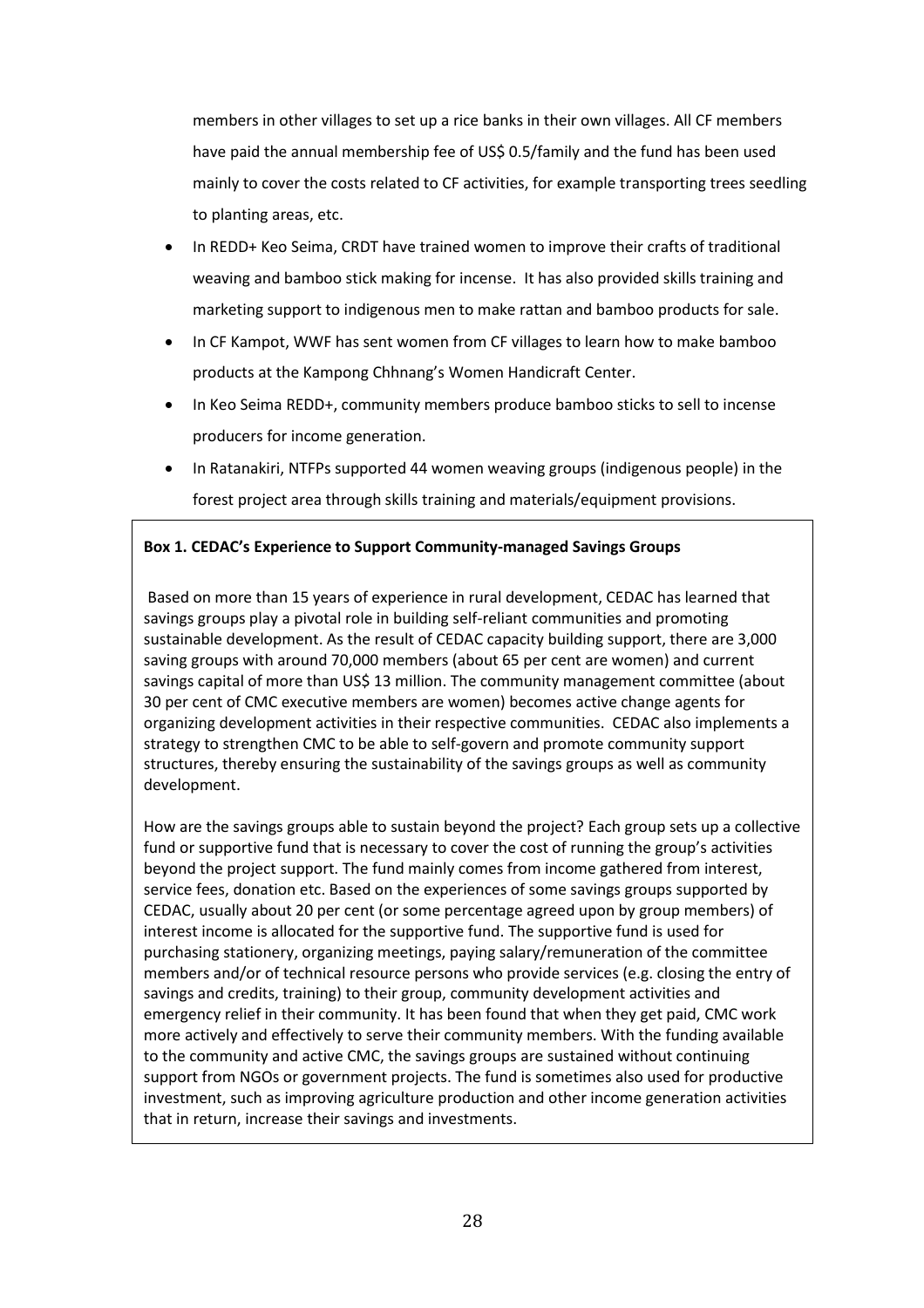members in other villages to set up a rice banks in their own villages. All CF members have paid the annual membership fee of US$ 0.5/family and the fund has been used mainly to cover the costs related to CF activities, for example transporting trees seedling to planting areas, etc.

- In REDD+ Keo Seima, CRDT have trained women to improve their crafts of traditional weaving and bamboo stick making for incense. It has also provided skills training and marketing support to indigenous men to make rattan and bamboo products for sale.
- In CF Kampot, WWF has sent women from CF villages to learn how to make bamboo products at the Kampong Chhnang's Women Handicraft Center.
- In Keo Seima REDD+, community members produce bamboo sticks to sell to incense producers for income generation.
- In Ratanakiri, NTFPs supported 44 women weaving groups (indigenous people) in the forest project area through skills training and materials/equipment provisions.

**Box 1. CEDAC's Experience to Support Community-managed Savings Groups**

Based on more than 15 years of experience in rural development, CEDAC has learned that savings groups play a pivotal role in building self-reliant communities and promoting sustainable development. As the result of CEDAC capacity building support, there are 3,000 saving groups with around 70,000 members (about 65 per cent are women) and current savings capital of more than US$ 13 million. The community management committee (about 30 per cent of CMC executive members are women) becomes active change agents for organizing development activities in their respective communities. CEDAC also implements a strategy to strengthen CMC to be able to self-govern and promote community support structures, thereby ensuring the sustainability of the savings groups as well as community development.

How are the savings groups able to sustain beyond the project? Each group sets up a collective fund or supportive fund that is necessary to cover the cost of running the group's activities beyond the project support. The fund mainly comes from income gathered from interest, service fees, donation etc. Based on the experiences of some savings groups supported by CEDAC, usually about 20 per cent (or some percentage agreed upon by group members) of interest income is allocated for the supportive fund. The supportive fund is used for purchasing stationery, organizing meetings, paying salary/remuneration of the committee members and/or of technical resource persons who provide services (e.g. closing the entry of savings and credits, training) to their group, community development activities and emergency relief in their community. It has been found that when they get paid, CMC work more actively and effectively to serve their community members. With the funding available to the community and active CMC, the savings groups are sustained without continuing support from NGOs or government projects. The fund is sometimes also used for productive investment, such as improving agriculture production and other income generation activities that in return, increase their savings and investments.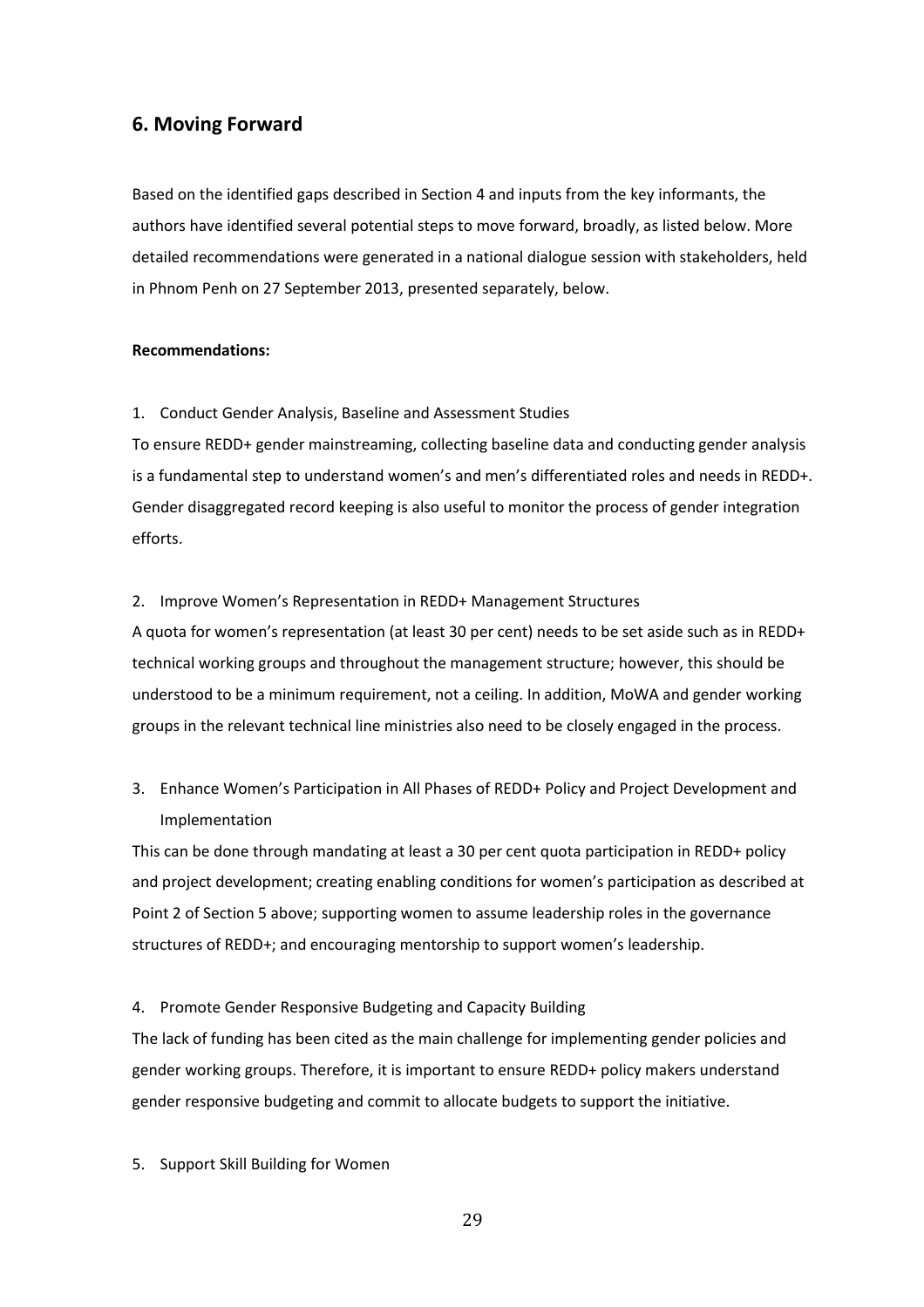## 6. Moving Forward

Based on the identified gaps described in Section 4 and inputs from the key informants, the authors have identified several potential steps to move forward, broadly, as listed below. More detailed recommendations were generated in a national dialogue session with stakeholders, held in Phnom Penh on 27 September 2013, presented separately, below.

**Recommendations:**

1. Conduct Gender Analysis, Baseline and Assessment Studies

To ensure REDD+ gender mainstreaming, collecting baseline data and conducting gender analysis is a fundamental step to understand women's and men's differentiated roles and needs in REDD+. Gender disaggregated record keeping is also useful to monitor the process of gender integration efforts.

2. Improve Women's Representation in REDD+ Management Structures

A quota for women's representation (at least 30 per cent) needs to be set aside such as in REDD+ technical working groups and throughout the management structure; however, this should be understood to be a minimum requirement, not a ceiling. In addition, MoWA and gender working groups in the relevant technical line ministries also need to be closely engaged in the process.

3. Enhance Women's Participation in All Phases of REDD+ Policy and Project Development and Implementation

This can be done through mandating at least a 30 per cent quota participation in REDD+ policy and project development; creating enabling conditions for women's participation as described at Point 2 of Section 5 above; supporting women to assume leadership roles in the governance structures of REDD+; and encouraging mentorship to support women's leadership.

4. Promote Gender Responsive Budgeting and Capacity Building

The lack of funding has been cited as the main challenge for implementing gender policies and gender working groups. Therefore, it is important to ensure REDD+ policy makers understand gender responsive budgeting and commit to allocate budgets to support the initiative.

5. Support Skill Building for Women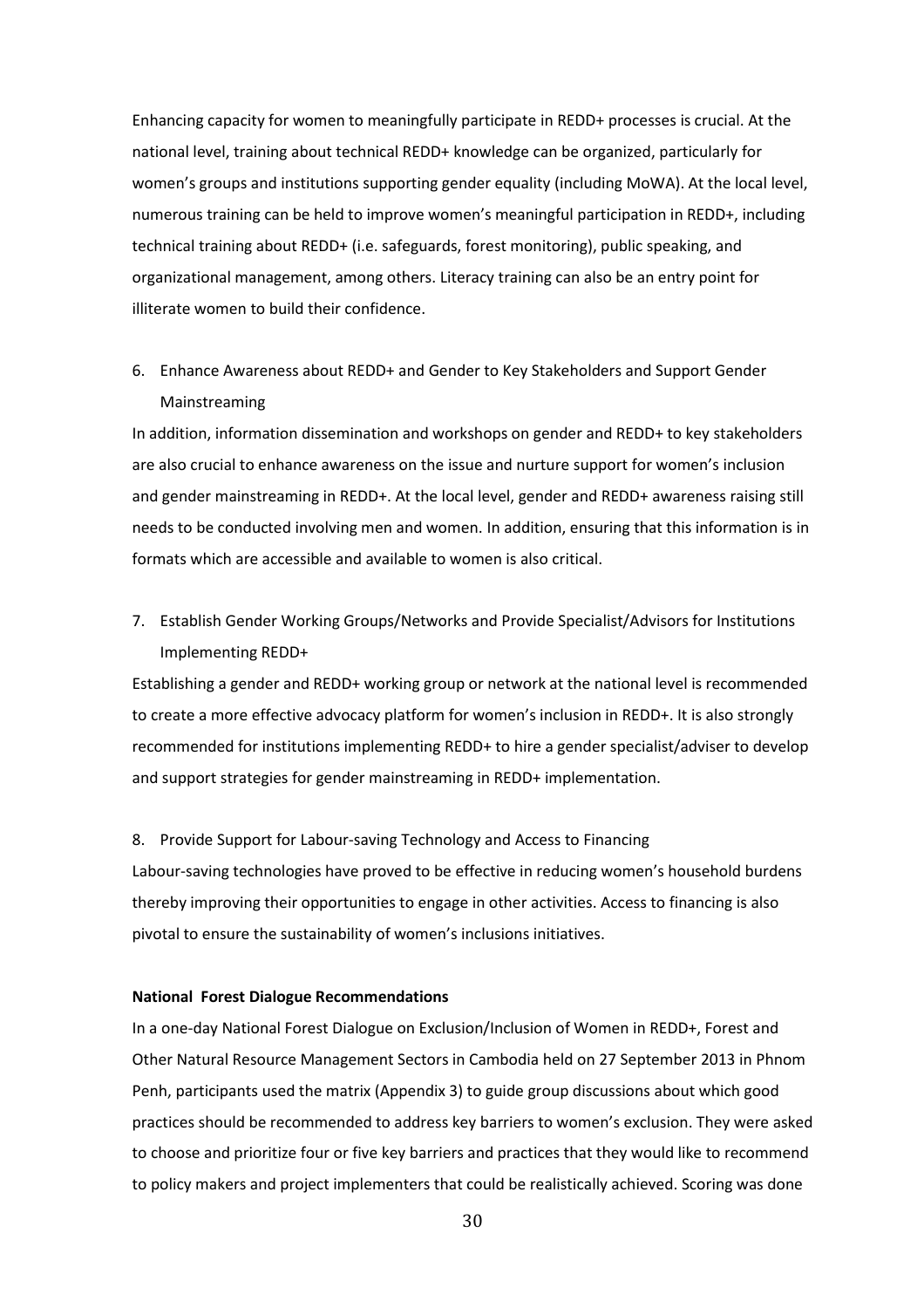Enhancing capacity for women to meaningfully participate in REDD+ processes is crucial. At the national level, training about technical REDD+ knowledge can be organized, particularly for women's groups and institutions supporting gender equality (including MoWA). At the local level, numerous training can be held to improve women's meaningful participation in REDD+, including technical training about REDD+ (i.e. safeguards, forest monitoring), public speaking, and organizational management, among others. Literacy training can also be an entry point for illiterate women to build their confidence.

6. Enhance Awareness about REDD+ and Gender to Key Stakeholders and Support Gender Mainstreaming

In addition, information dissemination and workshops on gender and REDD+ to key stakeholders are also crucial to enhance awareness on the issue and nurture support for women's inclusion and gender mainstreaming in REDD+. At the local level, gender and REDD+ awareness raising still needs to be conducted involving men and women. In addition, ensuring that this information is in formats which are accessible and available to women is also critical.

7. Establish Gender Working Groups/Networks and Provide Specialist/Advisors for Institutions Implementing REDD+

Establishing a gender and REDD+ working group or network at the national level is recommended to create a more effective advocacy platform for women's inclusion in REDD+. It is also strongly recommended for institutions implementing REDD+ to hire a gender specialist/adviser to develop and support strategies for gender mainstreaming in REDD+ implementation.

8. Provide Support for Labour-saving Technology and Access to Financing

Labour-saving technologies have proved to be effective in reducing women's household burdens thereby improving their opportunities to engage in other activities. Access to financing is also pivotal to ensure the sustainability of women's inclusions initiatives.

**National Forest Dialogue Recommendations**

In a one-day National Forest Dialogue on Exclusion/Inclusion of Women in REDD+, Forest and Other Natural Resource Management Sectors in Cambodia held on 27 September 2013 in Phnom Penh, participants used the matrix (Appendix 3) to guide group discussions about which good practices should be recommended to address key barriers to women's exclusion. They were asked to choose and prioritize four or five key barriers and practices that they would like to recommend to policy makers and project implementers that could be realistically achieved. Scoring was done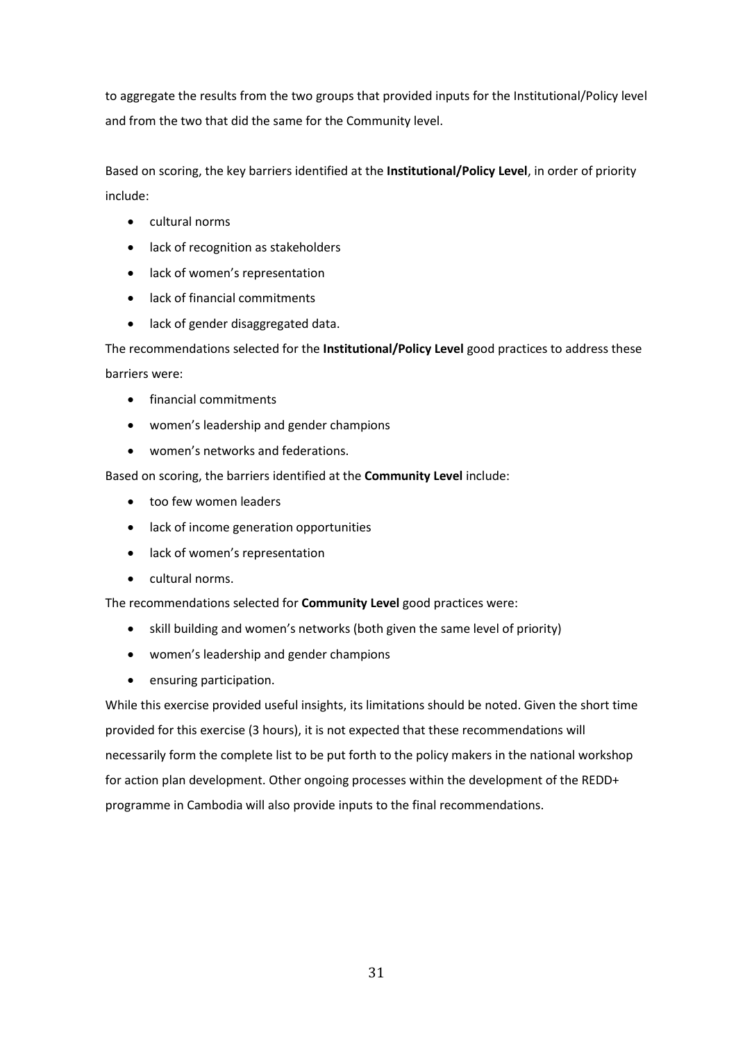to aggregate the results from the two groups that provided inputs for the Institutional/Policy level and from the two that did the same for the Community level.

Based on scoring, the key barriers identified at the **Institutional/Policy Level**, in order of priority include:

- cultural norms
- lack of recognition as stakeholders
- lack of women's representation
- lack of financial commitments
- lack of gender disaggregated data.

The recommendations selected for the **Institutional/Policy Level** good practices to address these barriers were:

- financial commitments
- women's leadership and gender champions
- women's networks and federations.

Based on scoring, the barriers identified at the **Community Level** include:

- too few women leaders
- lack of income generation opportunities
- lack of women's representation
- cultural norms.

The recommendations selected for **Community Level** good practices were:

- skill building and women's networks (both given the same level of priority)
- women's leadership and gender champions
- ensuring participation.

While this exercise provided useful insights, its limitations should be noted. Given the short time provided for this exercise (3 hours), it is not expected that these recommendations will necessarily form the complete list to be put forth to the policy makers in the national workshop for action plan development. Other ongoing processes within the development of the REDD+ programme in Cambodia will also provide inputs to the final recommendations.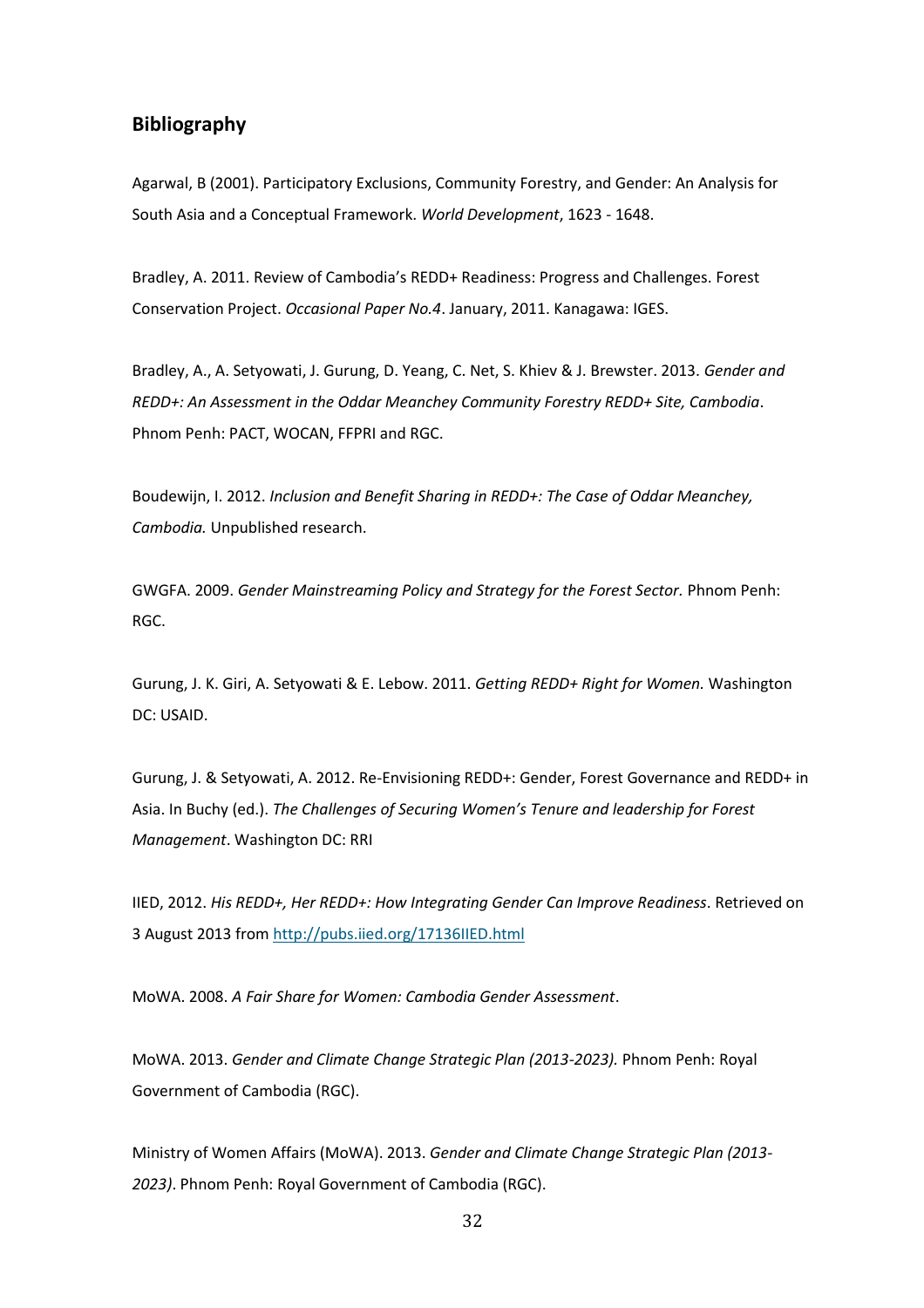## Bibliography

Agarwal, B (2001). Participatory Exclusions, Community Forestry, and Gender: An Analysis for South Asia and a Conceptual Framework. *World Development*, 1623 - 1648.

Bradley, A. 2011. Review of Cambodia's REDD+ Readiness: Progress and Challenges. Forest Conservation Project. *Occasional Paper No.4*. January, 2011. Kanagawa: IGES.

Bradley, A., A. Setyowati, J. Gurung, D. Yeang, C. Net, S. Khiev & J. Brewster. 2013. *Gender and REDD+: An Assessment in the Oddar Meanchey Community Forestry REDD+ Site, Cambodia*. Phnom Penh: PACT, WOCAN, FFPRI and RGC.

Boudewijn, I. 2012. *Inclusion and Benefit Sharing in REDD+: The Case of Oddar Meanchey, Cambodia.* Unpublished research.

GWGFA. 2009. *Gender Mainstreaming Policy and Strategy for the Forest Sector.* Phnom Penh: RGC.

Gurung, J. K. Giri, A. Setyowati & E. Lebow. 2011. *Getting REDD+ Right for Women.* Washington DC: USAID.

Gurung, J. & Setyowati, A. 2012. Re-Envisioning REDD+: Gender, Forest Governance and REDD+ in Asia. In Buchy (ed.). *The Challenges of Securing Women's Tenure and leadership for Forest Management*. Washington DC: RRI

IIED, 2012. *His REDD+, Her REDD+: How Integrating Gender Can Improve Readiness*. Retrieved on 3 August 2013 from http://pubs.iied.org/17136IIED.html

MoWA. 2008. *A Fair Share for Women: Cambodia Gender Assessment*.

MoWA. 2013. *Gender and Climate Change Strategic Plan (2013-2023).* Phnom Penh: Royal Government of Cambodia (RGC).

Ministry of Women Affairs (MoWA). 2013. *Gender and Climate Change Strategic Plan (2013-2023)*. Phnom Penh: Royal Government of Cambodia (RGC).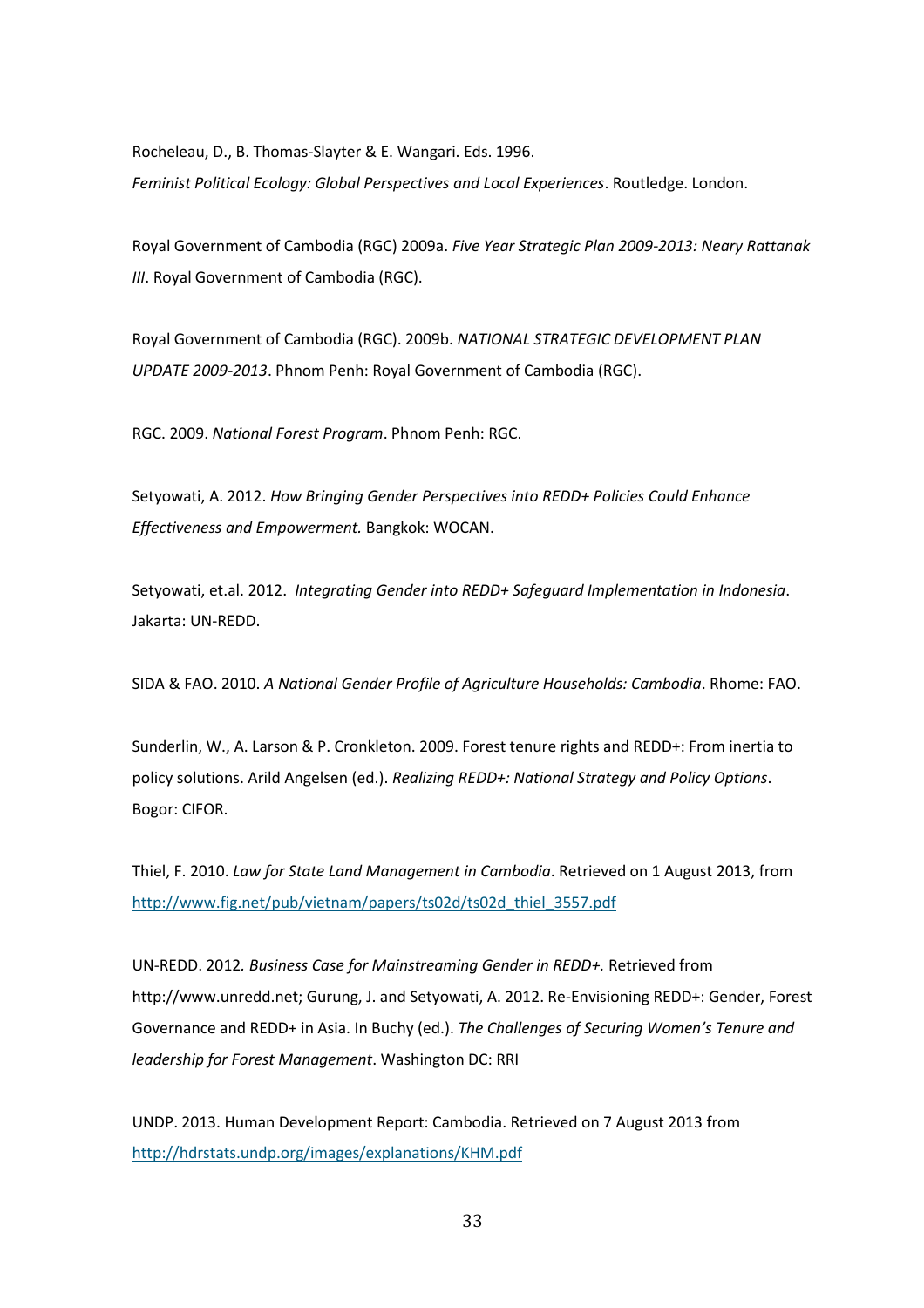Rocheleau, D., B. Thomas-Slayter & E. Wangari. Eds. 1996. *Feminist Political Ecology: Global Perspectives and Local Experiences*. Routledge. London.

Royal Government of Cambodia (RGC) 2009a. *Five Year Strategic Plan 2009-2013: Neary Rattanak III*. Royal Government of Cambodia (RGC).

Royal Government of Cambodia (RGC). 2009b. *NATIONAL STRATEGIC DEVELOPMENT PLAN UPDATE 2009-2013*. Phnom Penh: Royal Government of Cambodia (RGC).

RGC. 2009. *National Forest Program*. Phnom Penh: RGC.

Setyowati, A. 2012. *How Bringing Gender Perspectives into REDD+ Policies Could Enhance Effectiveness and Empowerment.* Bangkok: WOCAN.

Setyowati, et.al. 2012. *Integrating Gender into REDD+ Safeguard Implementation in Indonesia*. Jakarta: UN-REDD.

SIDA & FAO. 2010. *A National Gender Profile of Agriculture Households: Cambodia*. Rhome: FAO.

Sunderlin, W., A. Larson & P. Cronkleton. 2009. Forest tenure rights and REDD+: From inertia to policy solutions. Arild Angelsen (ed.). *Realizing REDD+: National Strategy and Policy Options*. Bogor: CIFOR.

Thiel, F. 2010. *Law for State Land Management in Cambodia*. Retrieved on 1 August 2013, from http://www.fig.net/pub/vietnam/papers/ts02d/ts02d_thiel_3557.pdf

UN-REDD. 2012. *Business Case for Mainstreaming Gender in REDD+.* Retrieved from http://www.unredd.net; Gurung, J. and Setyowati, A. 2012. Re-Envisioning REDD+: Gender, Forest Governance and REDD+ in Asia. In Buchy (ed.). *The Challenges of Securing Women's Tenure and leadership for Forest Management*. Washington DC: RRI

UNDP. 2013. Human Development Report: Cambodia. Retrieved on 7 August 2013 from http://hdrstats.undp.org/images/explanations/KHM.pdf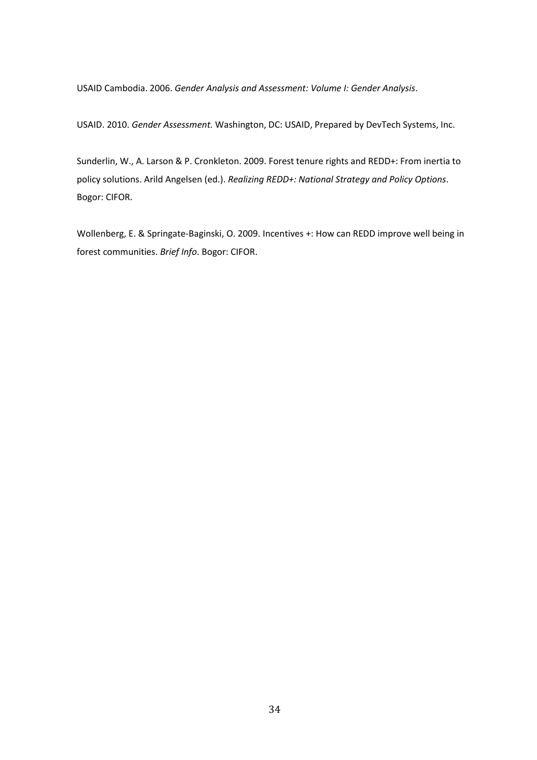USAID Cambodia. 2006. *Gender Analysis and Assessment: Volume I: Gender Analysis*.

USAID. 2010. *Gender Assessment.* Washington, DC: USAID, Prepared by DevTech Systems, Inc.

Sunderlin, W., A. Larson & P. Cronkleton. 2009. Forest tenure rights and REDD+: From inertia to policy solutions. Arild Angelsen (ed.). *Realizing REDD+: National Strategy and Policy Options*. Bogor: CIFOR.

Wollenberg, E. & Springate-Baginski, O. 2009. Incentives +: How can REDD improve well being in forest communities. *Brief Info*. Bogor: CIFOR.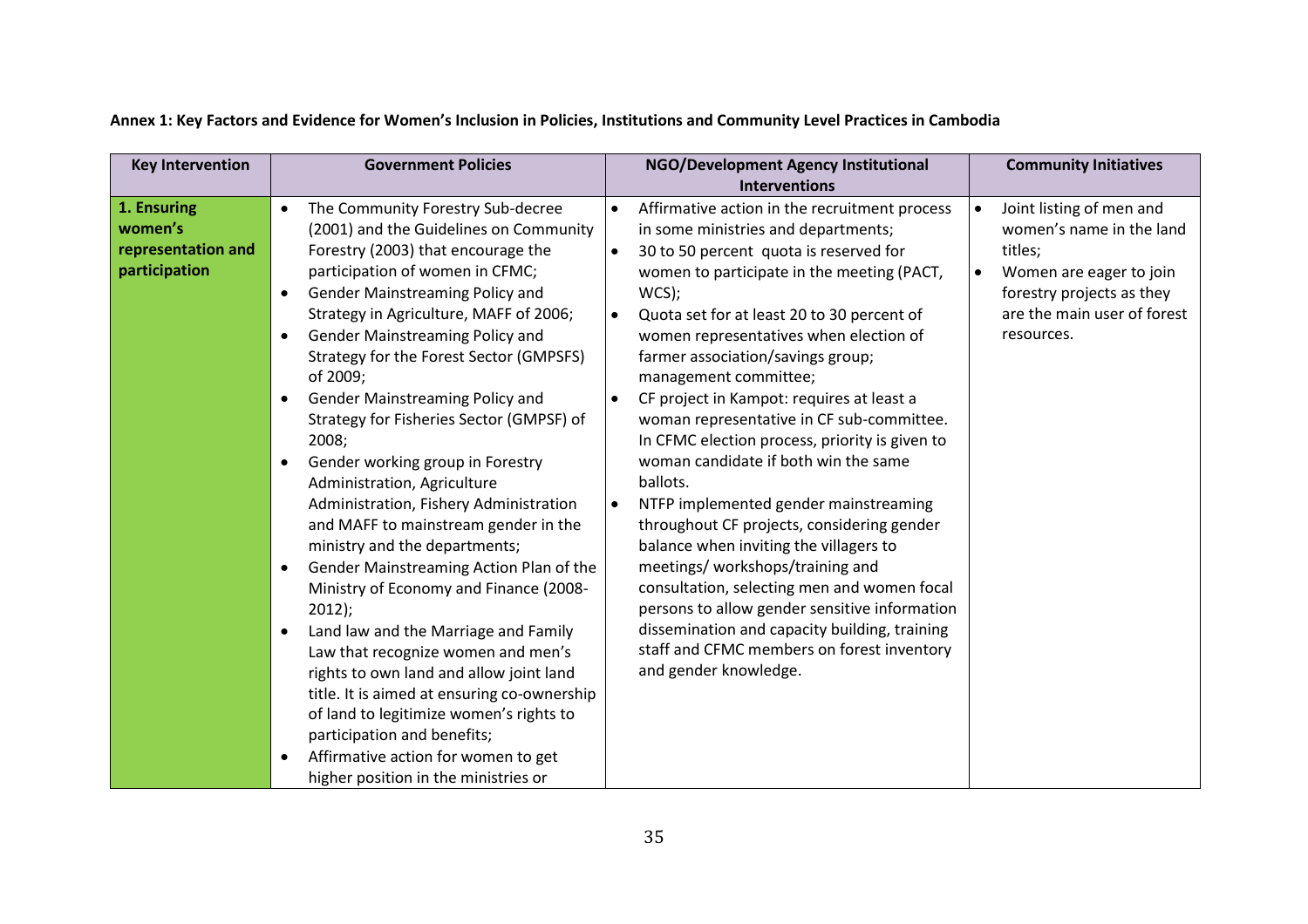**Annex 1: Key Factors and Evidence for Women's Inclusion in Policies, Institutions and Community Level Practices in Cambodia**

| Key Intervention | Government Policies | NGO/Development Agency Institutional Interventions | Community Initiatives |
|---|---|---|---|
| **1. Ensuring women's representation and participation** | • The Community Forestry Sub-decree (2001) and the Guidelines on Community Forestry (2003) that encourage the participation of women in CFMC;<br>• Gender Mainstreaming Policy and Strategy in Agriculture, MAFF of 2006;<br>• Gender Mainstreaming Policy and Strategy for the Forest Sector (GMPSFS) of 2009;<br>• Gender Mainstreaming Policy and Strategy for Fisheries Sector (GMPSF) of 2008;<br>• Gender working group in Forestry Administration, Agriculture Administration, Fishery Administration and MAFF to mainstream gender in the ministry and the departments;<br>• Gender Mainstreaming Action Plan of the Ministry of Economy and Finance (2008-2012);<br>• Land law and the Marriage and Family Law that recognize women and men's rights to own land and allow joint land title. It is aimed at ensuring co-ownership of land to legitimize women's rights to participation and benefits;<br>• Affirmative action for women to get higher position in the ministries or | • Affirmative action in the recruitment process in some ministries and departments;<br>• 30 to 50 percent quota is reserved for women to participate in the meeting (PACT, WCS);<br>• Quota set for at least 20 to 30 percent of women representatives when election of farmer association/savings group; management committee;<br>• CF project in Kampot: requires at least a woman representative in CF sub-committee. In CFMC election process, priority is given to woman candidate if both win the same ballots.<br>• NTFP implemented gender mainstreaming throughout CF projects, considering gender balance when inviting the villagers to meetings/ workshops/training and consultation, selecting men and women focal persons to allow gender sensitive information dissemination and capacity building, training staff and CFMC members on forest inventory and gender knowledge. | • Joint listing of men and women's name in the land titles;<br>• Women are eager to join forestry projects as they are the main user of forest resources. |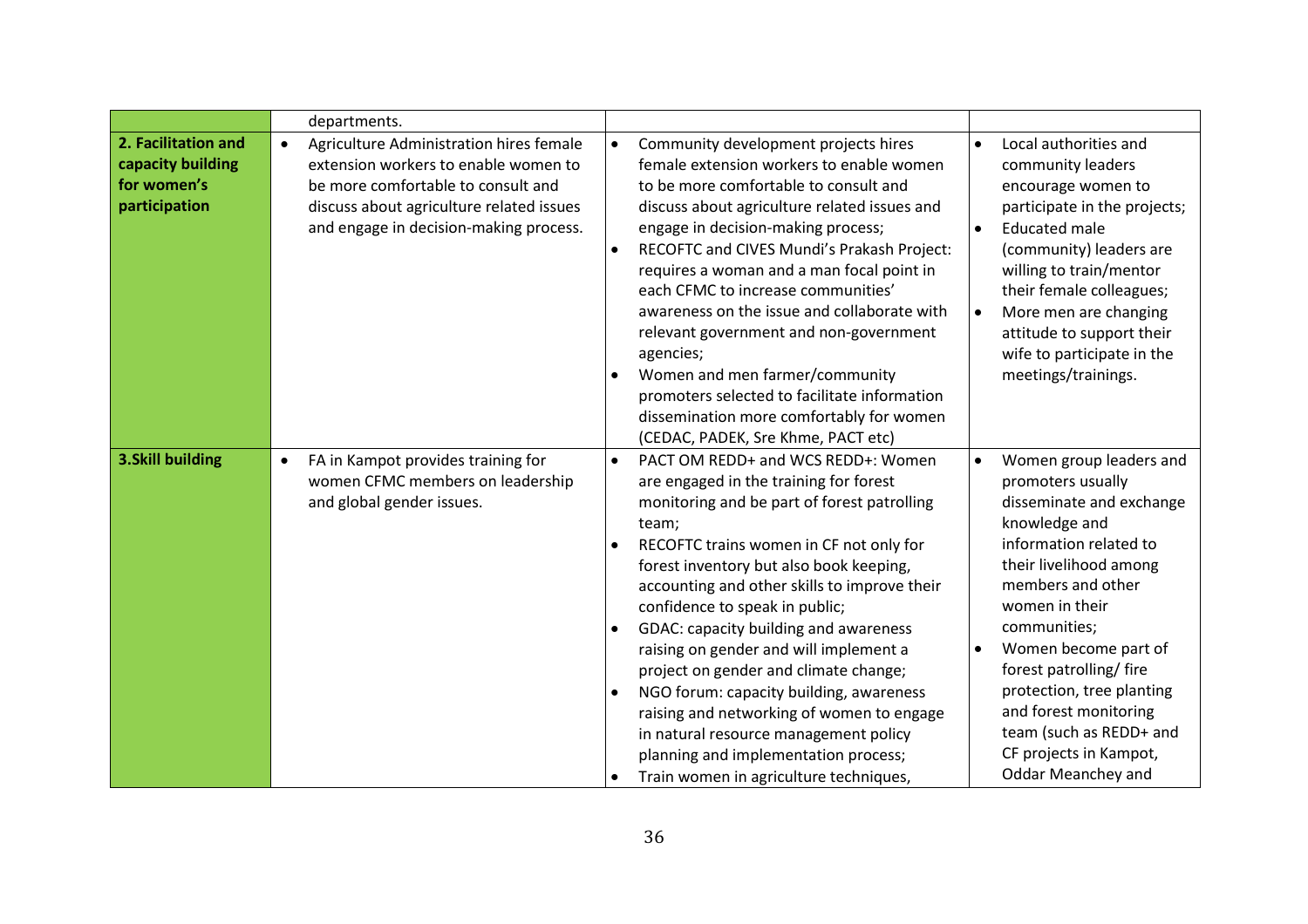|  |  |  |  |
|---|---|---|---|
|  | departments. |  |  |
| **2. Facilitation and capacity building for women's participation** | • Agriculture Administration hires female extension workers to enable women to be more comfortable to consult and discuss about agriculture related issues and engage in decision-making process. | • Community development projects hires female extension workers to enable women to be more comfortable to consult and discuss about agriculture related issues and engage in decision-making process;<br>• RECOFTC and CIVES Mundi's Prakash Project: requires a woman and a man focal point in each CFMC to increase communities' awareness on the issue and collaborate with relevant government and non-government agencies;<br>• Women and men farmer/community promoters selected to facilitate information dissemination more comfortably for women (CEDAC, PADEK, Sre Khme, PACT etc) | • Local authorities and community leaders encourage women to participate in the projects;<br>• Educated male (community) leaders are willing to train/mentor their female colleagues;<br>• More men are changing attitude to support their wife to participate in the meetings/trainings. |
| **3.Skill building** | • FA in Kampot provides training for women CFMC members on leadership and global gender issues. | • PACT OM REDD+ and WCS REDD+: Women are engaged in the training for forest monitoring and be part of forest patrolling team;<br>• RECOFTC trains women in CF not only for forest inventory but also book keeping, accounting and other skills to improve their confidence to speak in public;<br>• GDAC: capacity building and awareness raising on gender and will implement a project on gender and climate change;<br>• NGO forum: capacity building, awareness raising and networking of women to engage in natural resource management policy planning and implementation process;<br>• Train women in agriculture techniques, | • Women group leaders and promoters usually disseminate and exchange knowledge and information related to their livelihood among members and other women in their communities;<br>• Women become part of forest patrolling/ fire protection, tree planting and forest monitoring team (such as REDD+ and CF projects in Kampot, Oddar Meanchey and |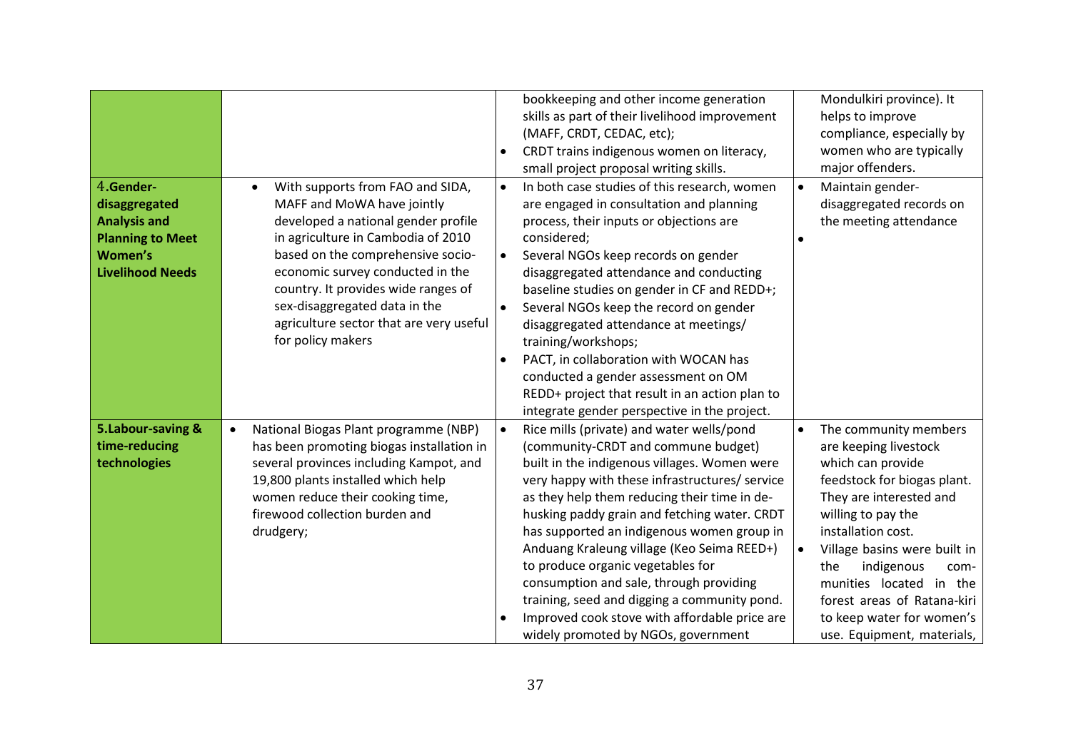| | | | |
|---|---|---|---|
| | | bookkeeping and other income generation skills as part of their livelihood improvement (MAFF, CRDT, CEDAC, etc);<br>• CRDT trains indigenous women on literacy, small project proposal writing skills. | Mondulkiri province). It helps to improve compliance, especially by women who are typically major offenders. |
| **4.Gender-disaggregated Analysis and Planning to Meet Women's Livelihood Needs** | • With supports from FAO and SIDA, MAFF and MoWA have jointly developed a national gender profile in agriculture in Cambodia of 2010 based on the comprehensive socio-economic survey conducted in the country. It provides wide ranges of sex-disaggregated data in the agriculture sector that are very useful for policy makers | • In both case studies of this research, women are engaged in consultation and planning process, their inputs or objections are considered;<br>• Several NGOs keep records on gender disaggregated attendance and conducting baseline studies on gender in CF and REDD+;<br>• Several NGOs keep the record on gender disaggregated attendance at meetings/ training/workshops;<br>• PACT, in collaboration with WOCAN has conducted a gender assessment on OM REDD+ project that result in an action plan to integrate gender perspective in the project. | • Maintain gender-disaggregated records on the meeting attendance<br>• |
| **5.Labour-saving & time-reducing technologies** | • National Biogas Plant programme (NBP) has been promoting biogas installation in several provinces including Kampot, and 19,800 plants installed which help women reduce their cooking time, firewood collection burden and drudgery; | • Rice mills (private) and water wells/pond (community-CRDT and commune budget) built in the indigenous villages. Women were very happy with these infrastructures/ service as they help them reducing their time in de-husking paddy grain and fetching water. CRDT has supported an indigenous women group in Anduang Kraleung village (Keo Seima REED+) to produce organic vegetables for consumption and sale, through providing training, seed and digging a community pond.<br>• Improved cook stove with affordable price are widely promoted by NGOs, government | • The community members are keeping livestock which can provide feedstock for biogas plant. They are interested and willing to pay the installation cost.<br>• Village basins were built in the indigenous com-munities located in the forest areas of Ratana-kiri to keep water for women's use. Equipment, materials, |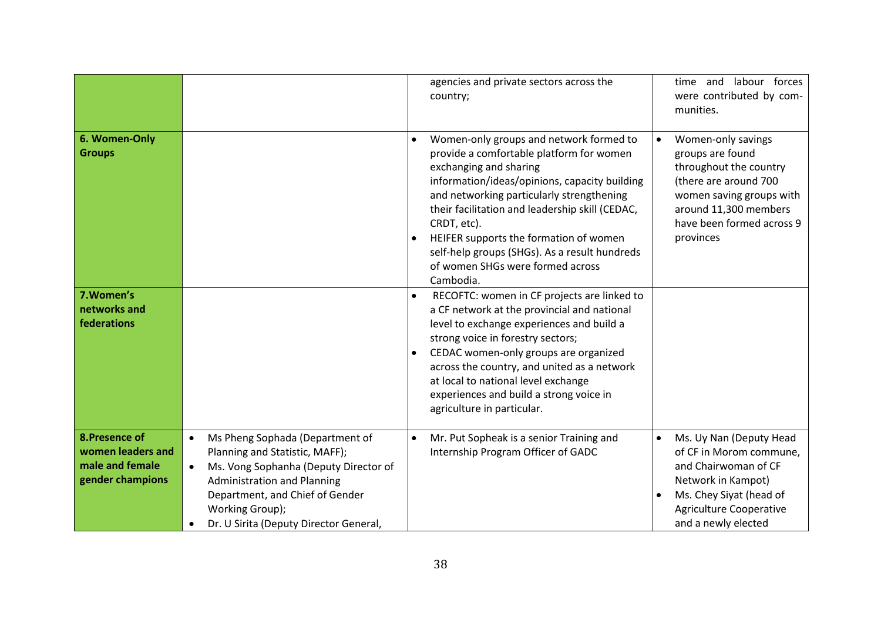| | | | |
|---|---|---|---|
| | | agencies and private sectors across the country; | time and labour forces were contributed by communities. |
| **6. Women-Only Groups** | | • Women-only groups and network formed to provide a comfortable platform for women exchanging and sharing information/ideas/opinions, capacity building and networking particularly strengthening their facilitation and leadership skill (CEDAC, CRDT, etc).<br>• HEIFER supports the formation of women self-help groups (SHGs). As a result hundreds of women SHGs were formed across Cambodia. | • Women-only savings groups are found throughout the country (there are around 700 women saving groups with around 11,300 members have been formed across 9 provinces |
| **7.Women's networks and federations** | | • RECOFTC: women in CF projects are linked to a CF network at the provincial and national level to exchange experiences and build a strong voice in forestry sectors;<br>• CEDAC women-only groups are organized across the country, and united as a network at local to national level exchange experiences and build a strong voice in agriculture in particular. | |
| **8.Presence of women leaders and male and female gender champions** | • Ms Pheng Sophada (Department of Planning and Statistic, MAFF);<br>• Ms. Vong Sophanha (Deputy Director of Administration and Planning Department, and Chief of Gender Working Group);<br>• Dr. U Sirita (Deputy Director General, | • Mr. Put Sopheak is a senior Training and Internship Program Officer of GADC | • Ms. Uy Nan (Deputy Head of CF in Morom commune, and Chairwoman of CF Network in Kampot)<br>• Ms. Chey Siyat (head of Agriculture Cooperative and a newly elected |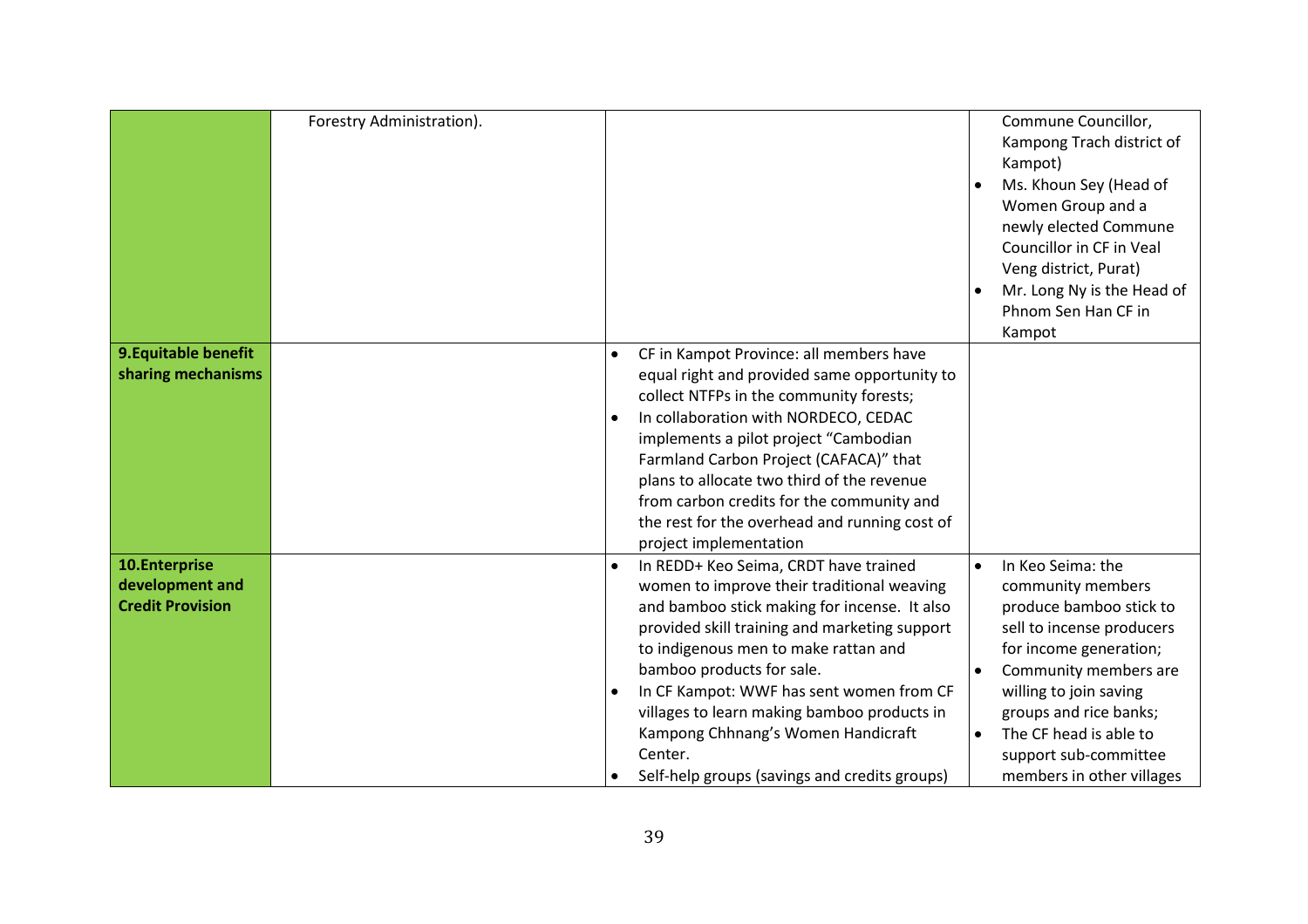| | | | |
|---|---|---|---|
| | Forestry Administration). | | Commune Councillor, Kampong Trach district of Kampot)<br>• Ms. Khoun Sey (Head of Women Group and a newly elected Commune Councillor in CF in Veal Veng district, Purat)<br>• Mr. Long Ny is the Head of Phnom Sen Han CF in Kampot |
| **9.Equitable benefit sharing mechanisms** | | • CF in Kampot Province: all members have equal right and provided same opportunity to collect NTFPs in the community forests;<br>• In collaboration with NORDECO, CEDAC implements a pilot project "Cambodian Farmland Carbon Project (CAFACA)" that plans to allocate two third of the revenue from carbon credits for the community and the rest for the overhead and running cost of project implementation | |
| **10.Enterprise development and Credit Provision** | | • In REDD+ Keo Seima, CRDT have trained women to improve their traditional weaving and bamboo stick making for incense. It also provided skill training and marketing support to indigenous men to make rattan and bamboo products for sale.<br>• In CF Kampot: WWF has sent women from CF villages to learn making bamboo products in Kampong Chhnang's Women Handicraft Center.<br>• Self-help groups (savings and credits groups) | • In Keo Seima: the community members produce bamboo stick to sell to incense producers for income generation;<br>• Community members are willing to join saving groups and rice banks;<br>• The CF head is able to support sub-committee members in other villages |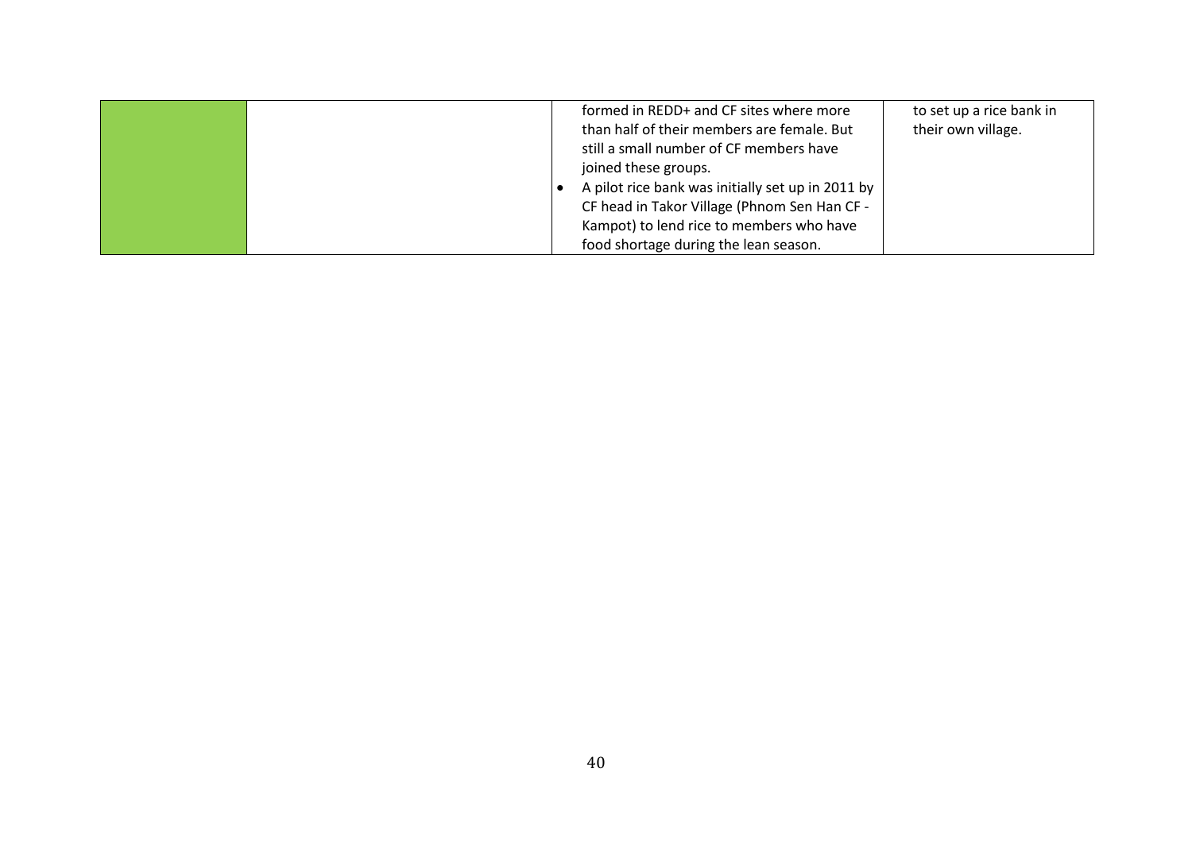| | | | |
|---|---|---|---|
| | | formed in REDD+ and CF sites where more than half of their members are female. But still a small number of CF members have joined these groups.<br>• A pilot rice bank was initially set up in 2011 by CF head in Takor Village (Phnom Sen Han CF - Kampot) to lend rice to members who have food shortage during the lean season. | to set up a rice bank in their own village. |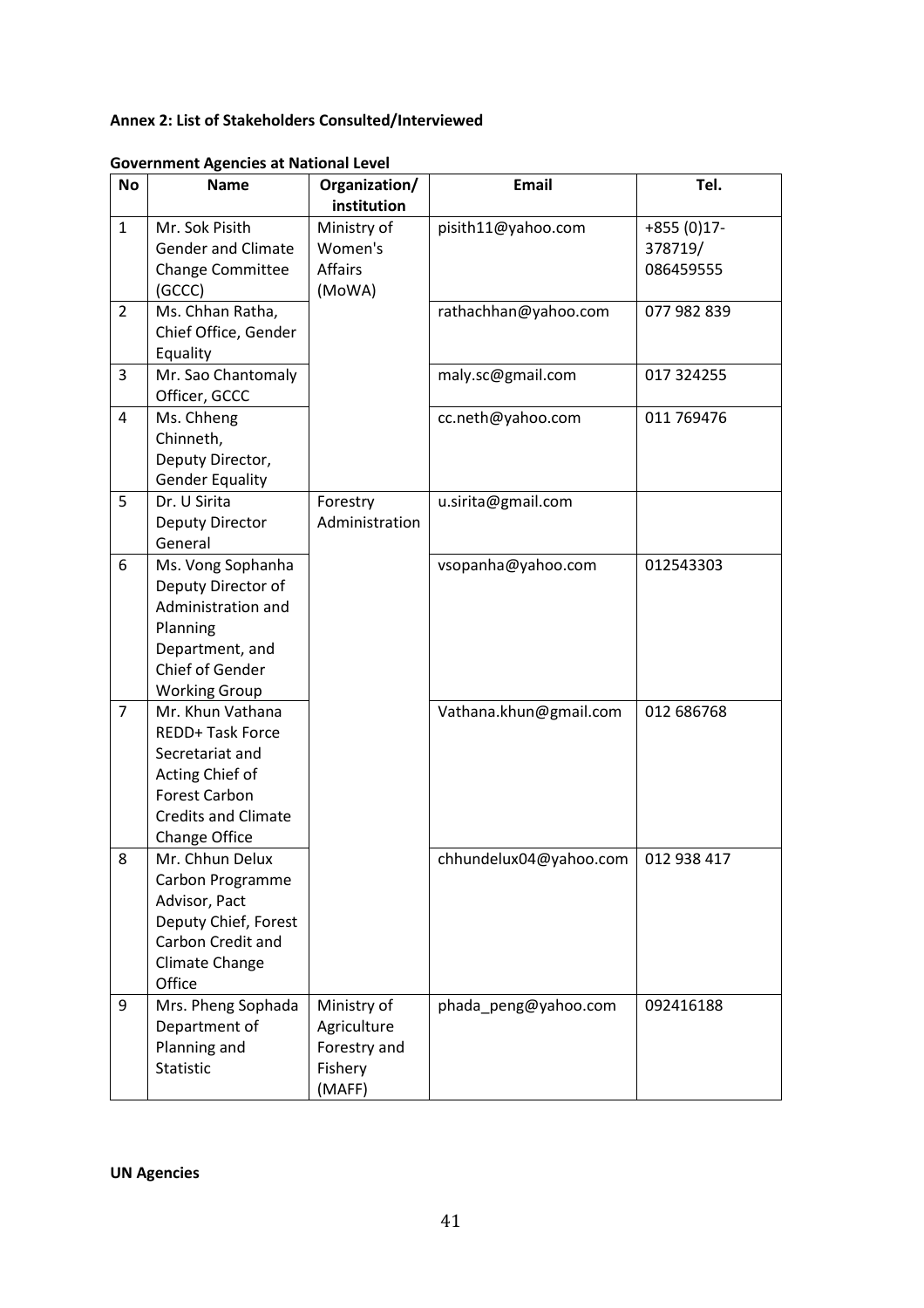**Annex 2: List of Stakeholders Consulted/Interviewed**

**Government Agencies at National Level**

| No | Name | Organization/ institution | Email | Tel. |
|---|---|---|---|---|
| 1 | Mr. Sok Pisith Gender and Climate Change Committee (GCCC) | Ministry of Women's Affairs (MoWA) | pisith11@yahoo.com | +855 (0)17-378719/ 086459555 |
| 2 | Ms. Chhan Ratha, Chief Office, Gender Equality | | rathachhan@yahoo.com | 077 982 839 |
| 3 | Mr. Sao Chantomaly Officer, GCCC | | maly.sc@gmail.com | 017 324255 |
| 4 | Ms. Chheng Chinneth, Deputy Director, Gender Equality | | cc.neth@yahoo.com | 011 769476 |
| 5 | Dr. U Sirita Deputy Director General | Forestry Administration | u.sirita@gmail.com | |
| 6 | Ms. Vong Sophanha Deputy Director of Administration and Planning Department, and Chief of Gender Working Group | | vsopanha@yahoo.com | 012543303 |
| 7 | Mr. Khun Vathana REDD+ Task Force Secretariat and Acting Chief of Forest Carbon Credits and Climate Change Office | | Vathana.khun@gmail.com | 012 686768 |
| 8 | Mr. Chhun Delux Carbon Programme Advisor, Pact Deputy Chief, Forest Carbon Credit and Climate Change Office | | chhundelux04@yahoo.com | 012 938 417 |
| 9 | Mrs. Pheng Sophada Department of Planning and Statistic | Ministry of Agriculture Forestry and Fishery (MAFF) | phada_peng@yahoo.com | 092416188 |

**UN Agencies**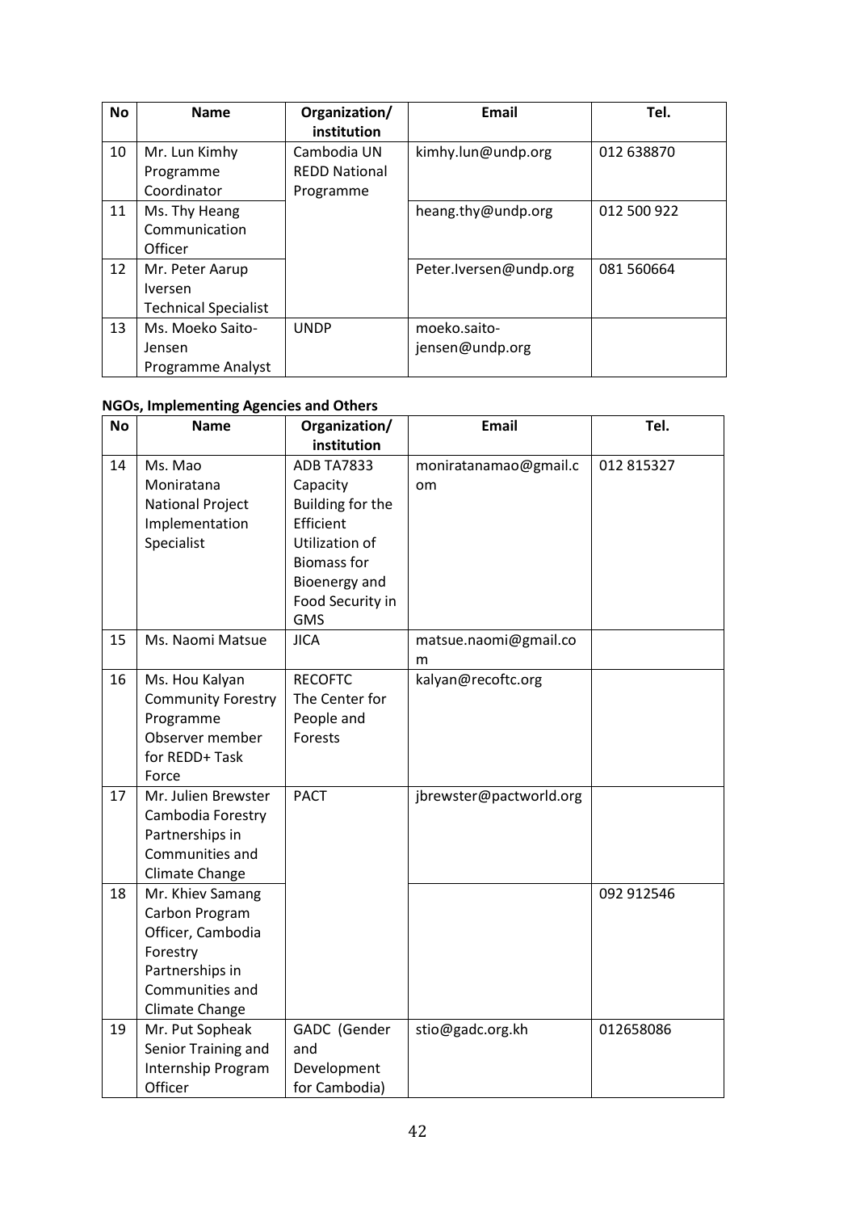| No | Name | Organization/ institution | Email | Tel. |
|---|---|---|---|---|
| 10 | Mr. Lun Kimhy Programme Coordinator | Cambodia UN REDD National Programme | kimhy.lun@undp.org | 012 638870 |
| 11 | Ms. Thy Heang Communication Officer | | heang.thy@undp.org | 012 500 922 |
| 12 | Mr. Peter Aarup Iversen Technical Specialist | | Peter.Iversen@undp.org | 081 560664 |
| 13 | Ms. Moeko Saito-Jensen Programme Analyst | UNDP | moeko.saito-jensen@undp.org | |

**NGOs, Implementing Agencies and Others**

| No | Name | Organization/ institution | Email | Tel. |
|---|---|---|---|---|
| 14 | Ms. Mao Moniratana National Project Implementation Specialist | ADB TA7833 Capacity Building for the Efficient Utilization of Biomass for Bioenergy and Food Security in GMS | moniratanamao@gmail.com | 012 815327 |
| 15 | Ms. Naomi Matsue | JICA | matsue.naomi@gmail.com | |
| 16 | Ms. Hou Kalyan Community Forestry Programme Observer member for REDD+ Task Force | RECOFTC The Center for People and Forests | kalyan@recoftc.org | |
| 17 | Mr. Julien Brewster Cambodia Forestry Partnerships in Communities and Climate Change | PACT | jbrewster@pactworld.org | |
| 18 | Mr. Khiev Samang Carbon Program Officer, Cambodia Forestry Partnerships in Communities and Climate Change | | | 092 912546 |
| 19 | Mr. Put Sopheak Senior Training and Internship Program Officer | GADC (Gender and Development for Cambodia) | stio@gadc.org.kh | 012658086 |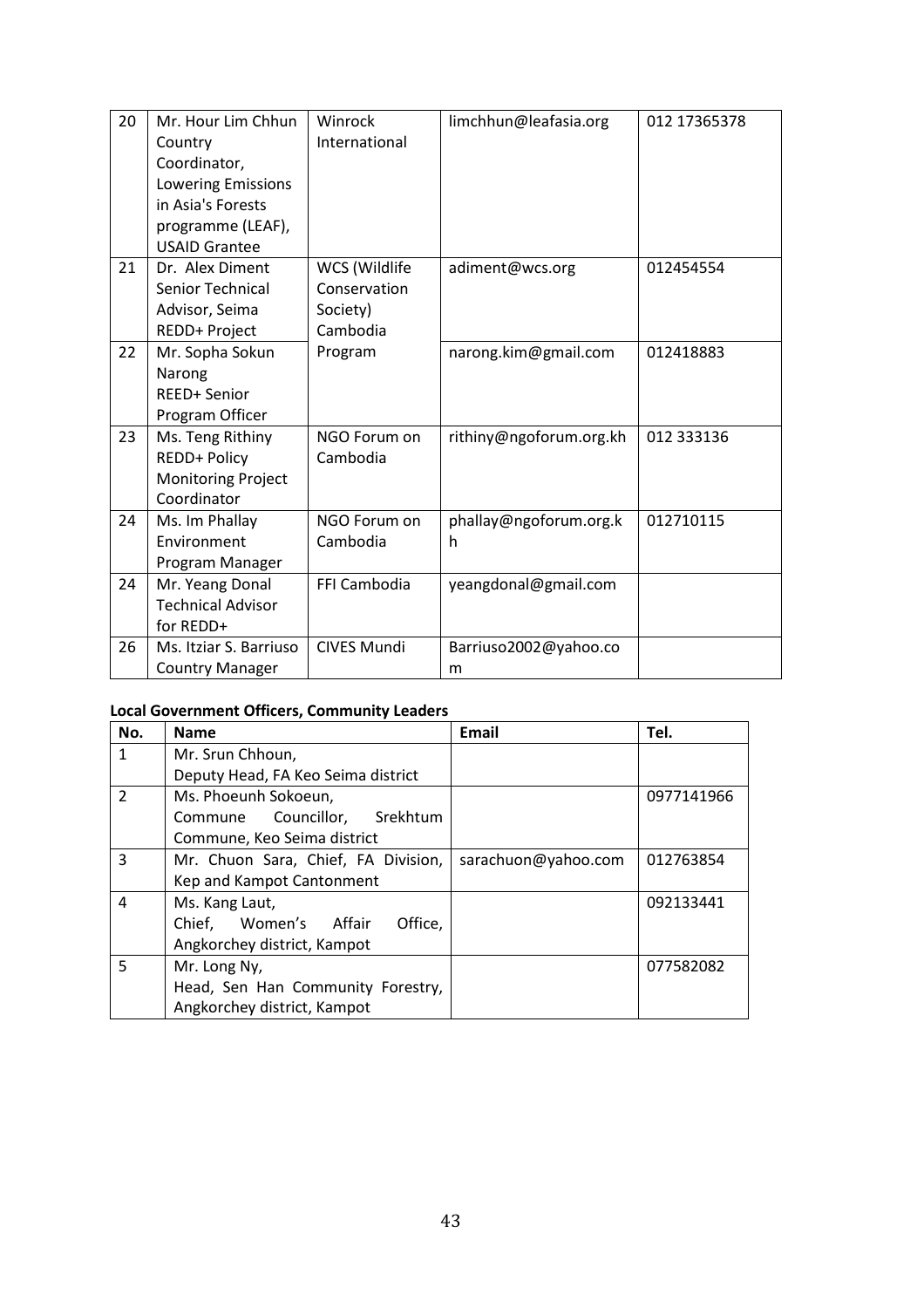| | | | | |
|---|---|---|---|---|
| 20 | Mr. Hour Lim Chhun Country Coordinator, Lowering Emissions in Asia's Forests programme (LEAF), USAID Grantee | Winrock International | limchhun@leafasia.org | 012 17365378 |
| 21 | Dr. Alex Diment Senior Technical Advisor, Seima REDD+ Project | WCS (Wildlife Conservation Society) Cambodia Program | adiment@wcs.org | 012454554 |
| 22 | Mr. Sophа Sokun Narong REED+ Senior Program Officer | | narong.kim@gmail.com | 012418883 |
| 23 | Ms. Teng Rithiny REDD+ Policy Monitoring Project Coordinator | NGO Forum on Cambodia | rithiny@ngoforum.org.kh | 012 333136 |
| 24 | Ms. Im Phallay Environment Program Manager | NGO Forum on Cambodia | phallay@ngoforum.org.kh | 012710115 |
| 24 | Mr. Yeang Donal Technical Advisor for REDD+ | FFI Cambodia | yeangdonal@gmail.com | |
| 26 | Ms. Itziar S. Barriuso Country Manager | CIVES Mundi | Barriuso2002@yahoo.com | |

**Local Government Officers, Community Leaders**

| No. | Name | Email | Tel. |
|---|---|---|---|
| 1 | Mr. Srun Chhoun, Deputy Head, FA Keo Seima district | | |
| 2 | Ms. Phoeunh Sokoeun, Commune Councillor, Srekhtum Commune, Keo Seima district | | 0977141966 |
| 3 | Mr. Chuon Sara, Chief, FA Division, Kep and Kampot Cantonment | sarachuon@yahoo.com | 012763854 |
| 4 | Ms. Kang Laut, Chief, Women's Affair Office, Angkorchey district, Kampot | | 092133441 |
| 5 | Mr. Long Ny, Head, Sen Han Community Forestry, Angkorchey district, Kampot | | 077582082 |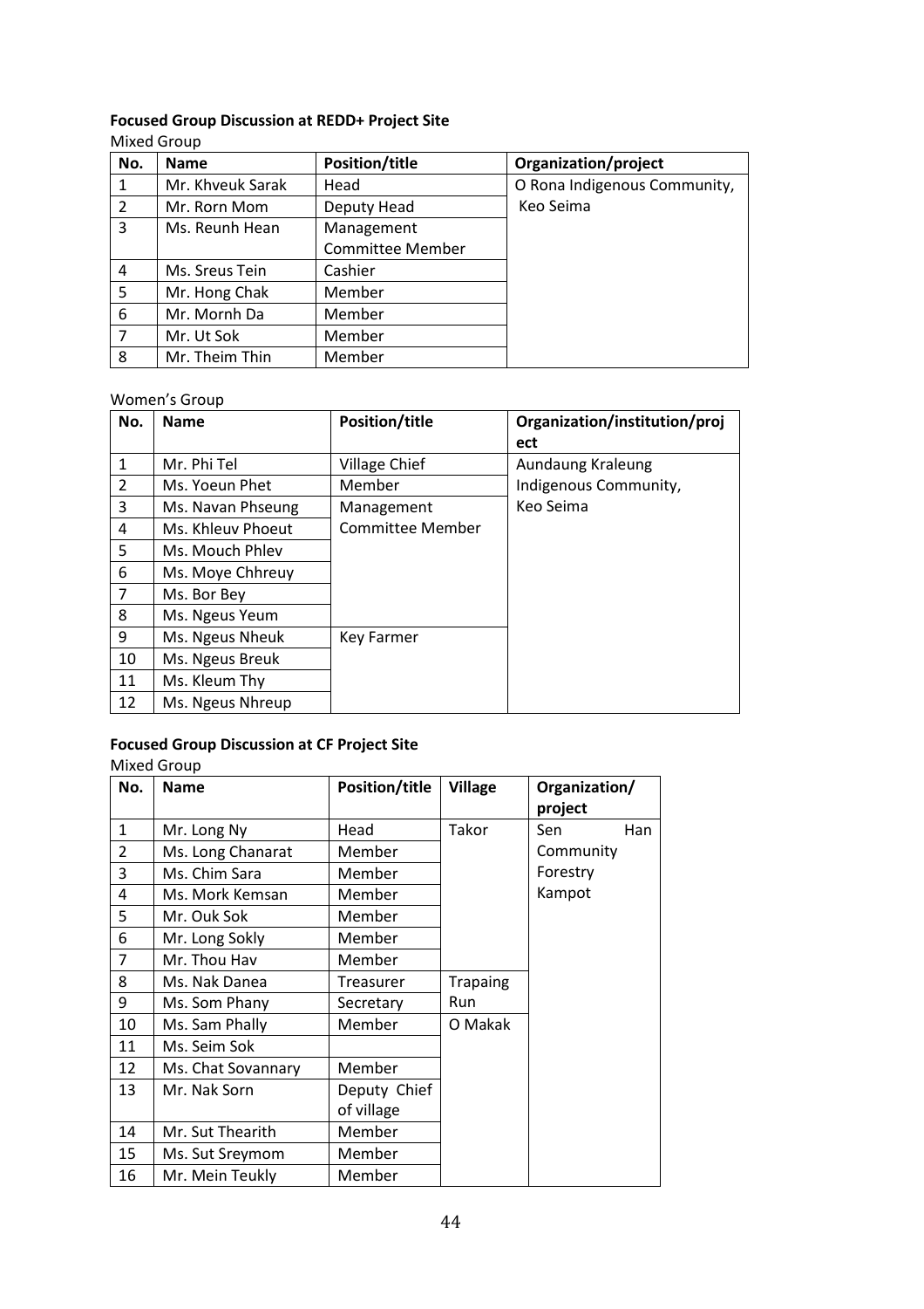**Focused Group Discussion at REDD+ Project Site**

Mixed Group

| No. | Name | Position/title | Organization/project |
|---|---|---|---|
| 1 | Mr. Khveuk Sarak | Head | O Rona Indigenous Community, Keo Seima |
| 2 | Mr. Rorn Mom | Deputy Head | |
| 3 | Ms. Reunh Hean | Management Committee Member | |
| 4 | Ms. Sreus Tein | Cashier | |
| 5 | Mr. Hong Chak | Member | |
| 6 | Mr. Mornh Da | Member | |
| 7 | Mr. Ut Sok | Member | |
| 8 | Mr. Theim Thin | Member | |

Women's Group

| No. | Name | Position/title | Organization/institution/project |
|---|---|---|---|
| 1 | Mr. Phi Tel | Village Chief | Aundaung Kraleung Indigenous Community, Keo Seima |
| 2 | Ms. Yoeun Phet | Member | |
| 3 | Ms. Navan Phseung | Management Committee Member | |
| 4 | Ms. Khleuv Phoeut | | |
| 5 | Ms. Mouch Phlev | | |
| 6 | Ms. Moye Chhreuy | | |
| 7 | Ms. Bor Bey | | |
| 8 | Ms. Ngeus Yeum | | |
| 9 | Ms. Ngeus Nheuk | Key Farmer | |
| 10 | Ms. Ngeus Breuk | | |
| 11 | Ms. Kleum Thy | | |
| 12 | Ms. Ngeus Nhreup | | |

**Focused Group Discussion at CF Project Site**

Mixed Group

| No. | Name | Position/title | Village | Organization/project |
|---|---|---|---|---|
| 1 | Mr. Long Ny | Head | Takor | Sen Han Community Forestry Kampot |
| 2 | Ms. Long Chanarat | Member | | |
| 3 | Ms. Chim Sara | Member | | |
| 4 | Ms. Mork Kemsan | Member | | |
| 5 | Mr. Ouk Sok | Member | | |
| 6 | Mr. Long Sokly | Member | | |
| 7 | Mr. Thou Hav | Member | | |
| 8 | Ms. Nak Danea | Treasurer | Trapaing Run | |
| 9 | Ms. Som Phany | Secretary | | |
| 10 | Ms. Sam Phally | Member | O Makak | |
| 11 | Ms. Seim Sok | | | |
| 12 | Ms. Chat Sovannary | Member | | |
| 13 | Mr. Nak Sorn | Deputy Chief of village | | |
| 14 | Mr. Sut Thearith | Member | | |
| 15 | Ms. Sut Sreymom | Member | | |
| 16 | Mr. Mein Teukly | Member | | |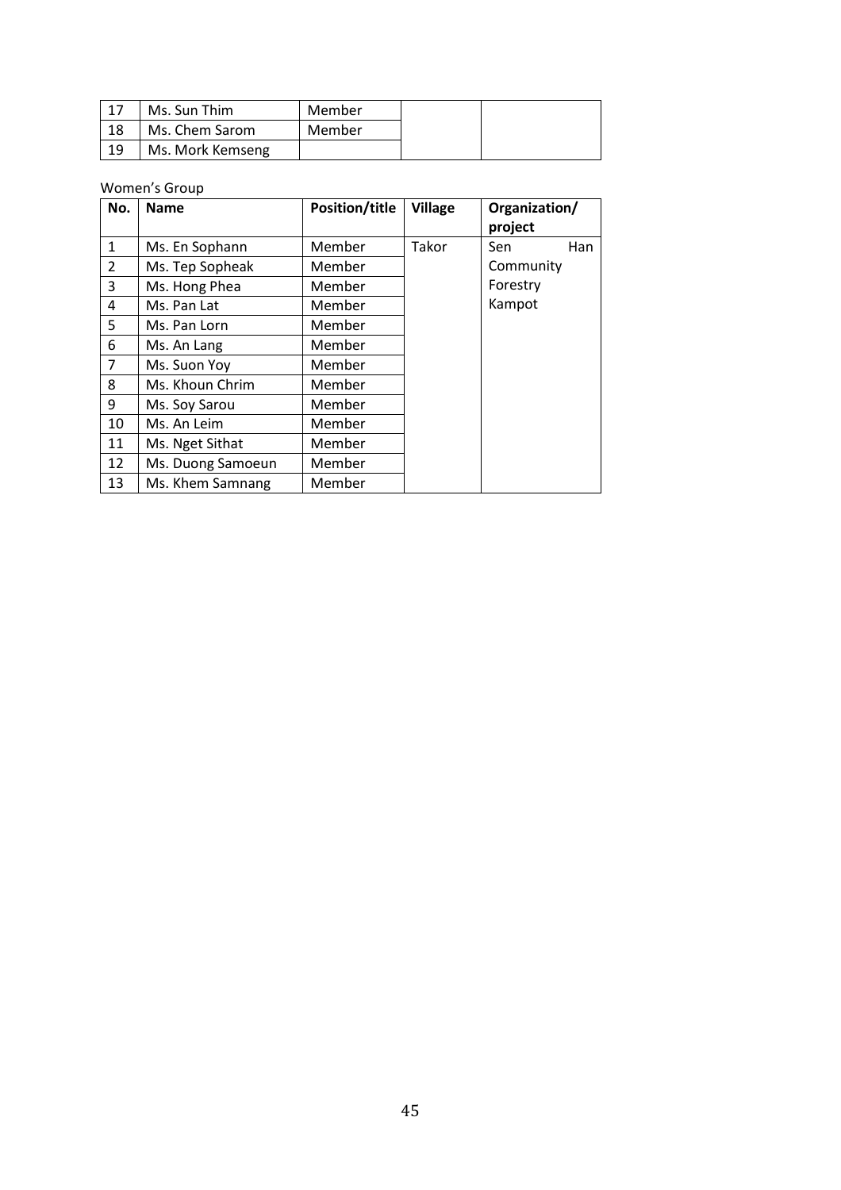| 17 | Ms. Sun Thim | Member | | |
|---|---|---|---|---|
| 18 | Ms. Chem Sarom | Member | | |
| 19 | Ms. Mork Kemseng | | | |

Women's Group

| No. | Name | Position/title | Village | Organization/ project |
|---|---|---|---|---|
| 1 | Ms. En Sophann | Member | Takor | Sen Han Community Forestry Kampot |
| 2 | Ms. Tep Sopheak | Member | | |
| 3 | Ms. Hong Phea | Member | | |
| 4 | Ms. Pan Lat | Member | | |
| 5 | Ms. Pan Lorn | Member | | |
| 6 | Ms. An Lang | Member | | |
| 7 | Ms. Suon Yoy | Member | | |
| 8 | Ms. Khoun Chrim | Member | | |
| 9 | Ms. Soy Sarou | Member | | |
| 10 | Ms. An Leim | Member | | |
| 11 | Ms. Nget Sithat | Member | | |
| 12 | Ms. Duong Samoeun | Member | | |
| 13 | Ms. Khem Samnang | Member | | |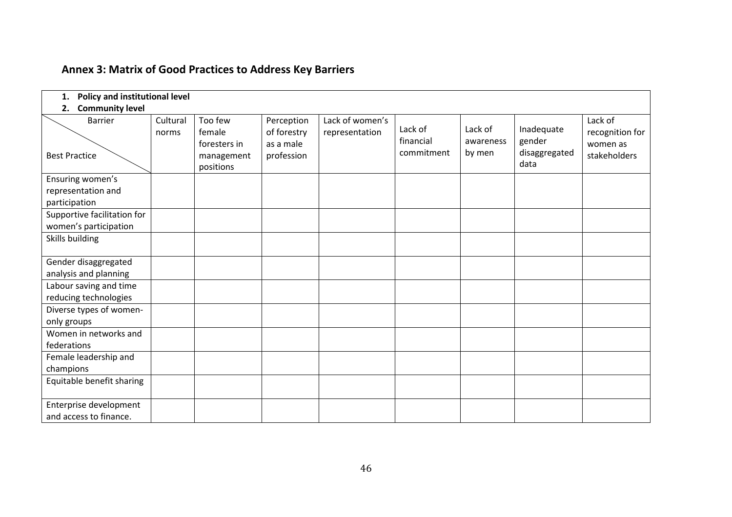## Annex 3: Matrix of Good Practices to Address Key Barriers

1. **Policy and institutional level**
2. **Community level**

| Barrier / Best Practice | Cultural norms | Too few female foresters in management positions | Perception of forestry as a male profession | Lack of women's representation | Lack of financial commitment | Lack of awareness by men | Inadequate gender disaggregated data | Lack of recognition for women as stakeholders |
|---|---|---|---|---|---|---|---|---|
| Ensuring women's representation and participation | | | | | | | | |
| Supportive facilitation for women's participation | | | | | | | | |
| Skills building | | | | | | | | |
| Gender disaggregated analysis and planning | | | | | | | | |
| Labour saving and time reducing technologies | | | | | | | | |
| Diverse types of women-only groups | | | | | | | | |
| Women in networks and federations | | | | | | | | |
| Female leadership and champions | | | | | | | | |
| Equitable benefit sharing | | | | | | | | |
| Enterprise development and access to finance. | | | | | | | | |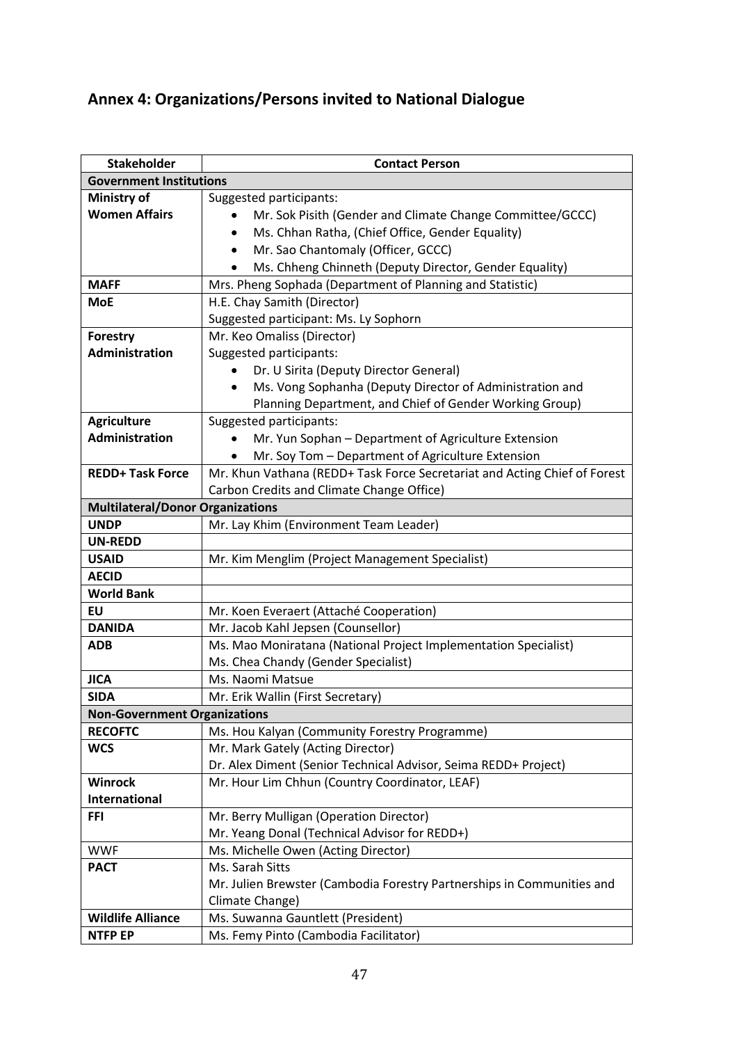## Annex 4: Organizations/Persons invited to National Dialogue

| Stakeholder | Contact Person |
|---|---|
| **Government Institutions** | |
| **Ministry of Women Affairs** | Suggested participants:<br>• Mr. Sok Pisith (Gender and Climate Change Committee/GCCC)<br>• Ms. Chhan Ratha, (Chief Office, Gender Equality)<br>• Mr. Sao Chantomaly (Officer, GCCC)<br>• Ms. Chheng Chinneth (Deputy Director, Gender Equality) |
| **MAFF** | Mrs. Pheng Sophada (Department of Planning and Statistic) |
| **MoE** | H.E. Chay Samith (Director)<br>Suggested participant: Ms. Ly Sophorn |
| **Forestry Administration** | Mr. Keo Omaliss (Director)<br>Suggested participants:<br>• Dr. U Sirita (Deputy Director General)<br>• Ms. Vong Sophanha (Deputy Director of Administration and Planning Department, and Chief of Gender Working Group) |
| **Agriculture Administration** | Suggested participants:<br>• Mr. Yun Sophan – Department of Agriculture Extension<br>• Mr. Soy Tom – Department of Agriculture Extension |
| **REDD+ Task Force** | Mr. Khun Vathana (REDD+ Task Force Secretariat and Acting Chief of Forest Carbon Credits and Climate Change Office) |
| **Multilateral/Donor Organizations** | |
| **UNDP** | Mr. Lay Khim (Environment Team Leader) |
| **UN-REDD** | |
| **USAID** | Mr. Kim Menglim (Project Management Specialist) |
| **AECID** | |
| **World Bank** | |
| **EU** | Mr. Koen Everaert (Attaché Cooperation) |
| **DANIDA** | Mr. Jacob Kahl Jepsen (Counsellor) |
| **ADB** | Ms. Mao Moniratana (National Project Implementation Specialist)<br>Ms. Chea Chandy (Gender Specialist) |
| **JICA** | Ms. Naomi Matsue |
| **SIDA** | Mr. Erik Wallin (First Secretary) |
| **Non-Government Organizations** | |
| **RECOFTC** | Ms. Hou Kalyan (Community Forestry Programme) |
| **WCS** | Mr. Mark Gately (Acting Director)<br>Dr. Alex Diment (Senior Technical Advisor, Seima REDD+ Project) |
| **Winrock International** | Mr. Hour Lim Chhun (Country Coordinator, LEAF) |
| **FFI** | Mr. Berry Mulligan (Operation Director)<br>Mr. Yeang Donal (Technical Advisor for REDD+) |
| WWF | Ms. Michelle Owen (Acting Director) |
| **PACT** | Ms. Sarah Sitts<br>Mr. Julien Brewster (Cambodia Forestry Partnerships in Communities and Climate Change) |
| **Wildlife Alliance** | Ms. Suwanna Gauntlett (President) |
| **NTFP EP** | Ms. Femy Pinto (Cambodia Facilitator) |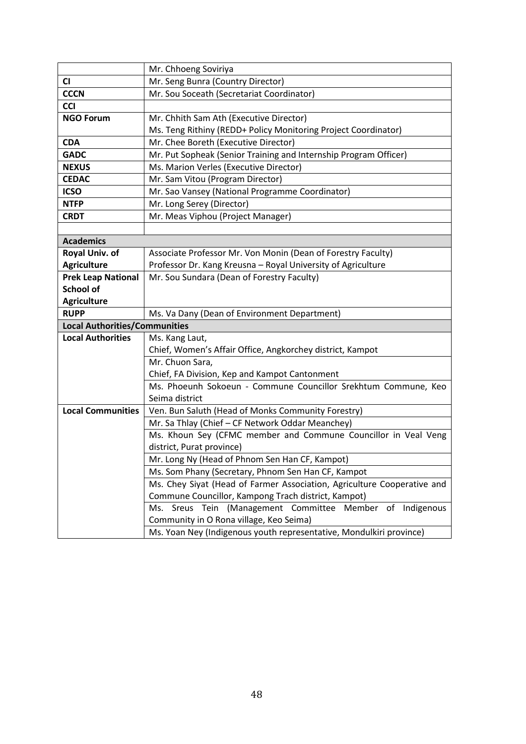| | |
|---|---|
| | Mr. Chhoeng Soviriya |
| **CI** | Mr. Seng Bunra (Country Director) |
| **CCCN** | Mr. Sou Soceath (Secretariat Coordinator) |
| **CCI** | |
| **NGO Forum** | Mr. Chhith Sam Ath (Executive Director)<br>Ms. Teng Rithiny (REDD+ Policy Monitoring Project Coordinator) |
| **CDA** | Mr. Chee Boreth (Executive Director) |
| **GADC** | Mr. Put Sopheak (Senior Training and Internship Program Officer) |
| **NEXUS** | Ms. Marion Verles (Executive Director) |
| **CEDAC** | Mr. Sam Vitou (Program Director) |
| **ICSO** | Mr. Sao Vansey (National Programme Coordinator) |
| **NTFP** | Mr. Long Serey (Director) |
| **CRDT** | Mr. Meas Viphou (Project Manager) |
| | |
| **Academics** | |
| **Royal Univ. of Agriculture** | Associate Professor Mr. Von Monin (Dean of Forestry Faculty)<br>Professor Dr. Kang Kreusna – Royal University of Agriculture |
| **Prek Leap National School of Agriculture** | Mr. Sou Sundara (Dean of Forestry Faculty) |
| **RUPP** | Ms. Va Dany (Dean of Environment Department) |
| **Local Authorities/Communities** | |
| **Local Authorities** | Ms. Kang Laut,<br>Chief, Women's Affair Office, Angkorchey district, Kampot |
| | Mr. Chuon Sara,<br>Chief, FA Division, Kep and Kampot Cantonment |
| | Ms. Phoeunh Sokoeun - Commune Councillor Srekhtum Commune, Keo Seima district |
| **Local Communities** | Ven. Bun Saluth (Head of Monks Community Forestry) |
| | Mr. Sa Thlay (Chief – CF Network Oddar Meanchey) |
| | Ms. Khoun Sey (CFMC member and Commune Councillor in Veal Veng district, Purat province) |
| | Mr. Long Ny (Head of Phnom Sen Han CF, Kampot) |
| | Ms. Som Phany (Secretary, Phnom Sen Han CF, Kampot |
| | Ms. Chey Siyat (Head of Farmer Association, Agriculture Cooperative and Commune Councillor, Kampong Trach district, Kampot) |
| | Ms. Sreus Tein (Management Committee Member of Indigenous Community in O Rona village, Keo Seima) |
| | Ms. Yoan Ney (Indigenous youth representative, Mondulkiri province) |